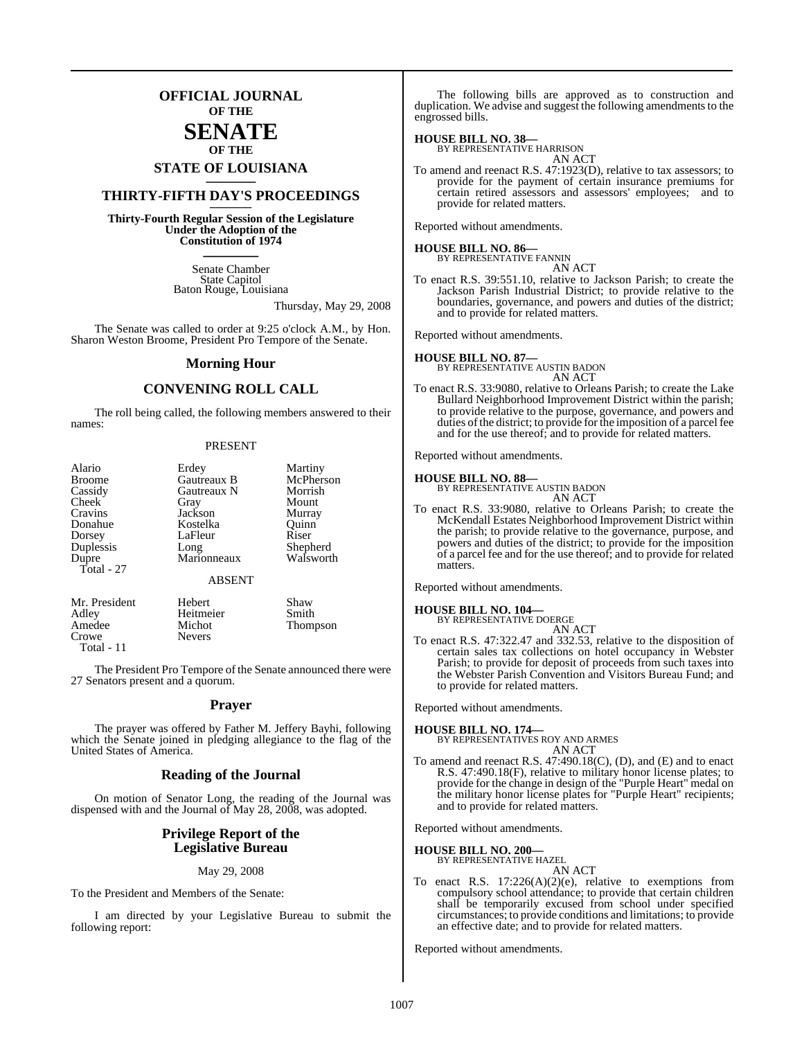# OFFICIAL JOURNAL OF THE SENATE OF THE STATE OF LOUISIANA

## THIRTY-FIFTH DAY'S PROCEEDINGS

**Thirty-Fourth Regular Session of the Legislature Under the Adoption of the Constitution of 1974**

Senate Chamber
State Capitol
Baton Rouge, Louisiana

Thursday, May 29, 2008

The Senate was called to order at 9:25 o'clock A.M., by Hon. Sharon Weston Broome, President Pro Tempore of the Senate.

## Morning Hour

## CONVENING ROLL CALL

The roll being called, the following members answered to their names:

PRESENT

| | | |
|---|---|---|
| Alario | Erdey | Martiny |
| Broome | Gautreaux B | McPherson |
| Cassidy | Gautreaux N | Morrish |
| Cheek | Gray | Mount |
| Cravins | Jackson | Murray |
| Donahue | Kostelka | Quinn |
| Dorsey | LaFleur | Riser |
| Duplessis | Long | Shepherd |
| Dupre | Marionneaux | Walsworth |
| Total - 27 | | |

ABSENT

| | | |
|---|---|---|
| Mr. President | Hebert | Shaw |
| Adley | Heitmeier | Smith |
| Amedee | Michot | Thompson |
| Crowe | Nevers | |
| Total - 11 | | |

The President Pro Tempore of the Senate announced there were 27 Senators present and a quorum.

## Prayer

The prayer was offered by Father M. Jeffery Bayhi, following which the Senate joined in pledging allegiance to the flag of the United States of America.

## Reading of the Journal

On motion of Senator Long, the reading of the Journal was dispensed with and the Journal of May 28, 2008, was adopted.

## Privilege Report of the Legislative Bureau

May 29, 2008

To the President and Members of the Senate:

I am directed by your Legislative Bureau to submit the following report:

The following bills are approved as to construction and duplication. We advise and suggest the following amendments to the engrossed bills.

**HOUSE BILL NO. 38—**
BY REPRESENTATIVE HARRISON
AN ACT
To amend and reenact R.S. 47:1923(D), relative to tax assessors; to provide for the payment of certain insurance premiums for certain retired assessors and assessors' employees; and to provide for related matters.

Reported without amendments.

**HOUSE BILL NO. 86—**
BY REPRESENTATIVE FANNIN
AN ACT
To enact R.S. 39:551.10, relative to Jackson Parish; to create the Jackson Parish Industrial District; to provide relative to the boundaries, governance, and powers and duties of the district; and to provide for related matters.

Reported without amendments.

**HOUSE BILL NO. 87—**
BY REPRESENTATIVE AUSTIN BADON
AN ACT
To enact R.S. 33:9080, relative to Orleans Parish; to create the Lake Bullard Neighborhood Improvement District within the parish; to provide relative to the purpose, governance, and powers and duties of the district; to provide for the imposition of a parcel fee and for the use thereof; and to provide for related matters.

Reported without amendments.

**HOUSE BILL NO. 88—**
BY REPRESENTATIVE AUSTIN BADON
AN ACT
To enact R.S. 33:9080, relative to Orleans Parish; to create the McKendall Estates Neighborhood Improvement District within the parish; to provide relative to the governance, purpose, and powers and duties of the district; to provide for the imposition of a parcel fee and for the use thereof; and to provide for related matters.

Reported without amendments.

**HOUSE BILL NO. 104—**
BY REPRESENTATIVE DOERGE
AN ACT
To enact R.S. 47:322.47 and 332.53, relative to the disposition of certain sales tax collections on hotel occupancy in Webster Parish; to provide for deposit of proceeds from such taxes into the Webster Parish Convention and Visitors Bureau Fund; and to provide for related matters.

Reported without amendments.

**HOUSE BILL NO. 174—**
BY REPRESENTATIVES ROY AND ARMES
AN ACT
To amend and reenact R.S. 47:490.18(C), (D), and (E) and to enact R.S. 47:490.18(F), relative to military honor license plates; to provide for the change in design of the "Purple Heart" medal on the military honor license plates for "Purple Heart" recipients; and to provide for related matters.

Reported without amendments.

**HOUSE BILL NO. 200—**
BY REPRESENTATIVE HAZEL
AN ACT
To enact R.S. 17:226(A)(2)(e), relative to exemptions from compulsory school attendance; to provide that certain children shall be temporarily excused from school under specified circumstances; to provide conditions and limitations; to provide an effective date; and to provide for related matters.

Reported without amendments.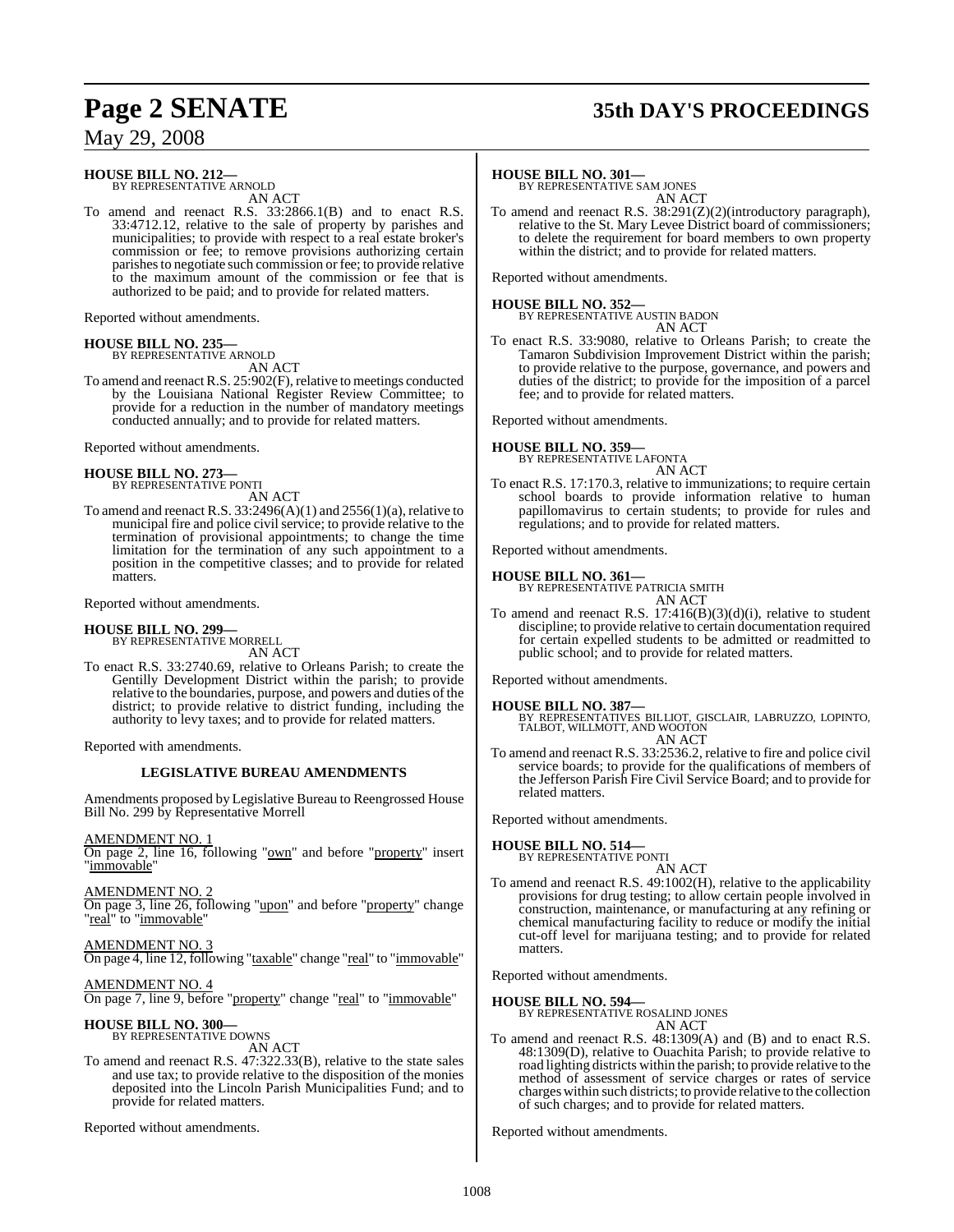**HOUSE BILL NO. 212—**
BY REPRESENTATIVE ARNOLD

AN ACT

To amend and reenact R.S. 33:2866.1(B) and to enact R.S. 33:4712.12, relative to the sale of property by parishes and municipalities; to provide with respect to a real estate broker's commission or fee; to remove provisions authorizing certain parishes to negotiate such commission or fee; to provide relative to the maximum amount of the commission or fee that is authorized to be paid; and to provide for related matters.

Reported without amendments.

**HOUSE BILL NO. 235—**
BY REPRESENTATIVE ARNOLD

AN ACT

To amend and reenact R.S. 25:902(F), relative to meetings conducted by the Louisiana National Register Review Committee; to provide for a reduction in the number of mandatory meetings conducted annually; and to provide for related matters.

Reported without amendments.

**HOUSE BILL NO. 273—**
BY REPRESENTATIVE PONTI

AN ACT

To amend and reenact R.S. 33:2496(A)(1) and 2556(1)(a), relative to municipal fire and police civil service; to provide relative to the termination of provisional appointments; to change the time limitation for the termination of any such appointment to a position in the competitive classes; and to provide for related matters.

Reported without amendments.

**HOUSE BILL NO. 299—**
BY REPRESENTATIVE MORRELL

AN ACT

To enact R.S. 33:2740.69, relative to Orleans Parish; to create the Gentilly Development District within the parish; to provide relative to the boundaries, purpose, and powers and duties of the district; to provide relative to district funding, including the authority to levy taxes; and to provide for related matters.

Reported with amendments.

**LEGISLATIVE BUREAU AMENDMENTS**

Amendments proposed by Legislative Bureau to Reengrossed House Bill No. 299 by Representative Morrell

AMENDMENT NO. 1
On page 2, line 16, following "own" and before "property" insert "immovable"

AMENDMENT NO. 2
On page 3, line 26, following "upon" and before "property" change "real" to "immovable"

AMENDMENT NO. 3
On page 4, line 12, following "taxable" change "real" to "immovable"

AMENDMENT NO. 4
On page 7, line 9, before "property" change "real" to "immovable"

**HOUSE BILL NO. 300—**
BY REPRESENTATIVE DOWNS

AN ACT

To amend and reenact R.S. 47:322.33(B), relative to the state sales and use tax; to provide relative to the disposition of the monies deposited into the Lincoln Parish Municipalities Fund; and to provide for related matters.

Reported without amendments.

**HOUSE BILL NO. 301—**
BY REPRESENTATIVE SAM JONES

AN ACT

To amend and reenact R.S. 38:291(Z)(2)(introductory paragraph), relative to the St. Mary Levee District board of commissioners; to delete the requirement for board members to own property within the district; and to provide for related matters.

Reported without amendments.

**HOUSE BILL NO. 352—**
BY REPRESENTATIVE AUSTIN BADON

AN ACT

To enact R.S. 33:9080, relative to Orleans Parish; to create the Tamaron Subdivision Improvement District within the parish; to provide relative to the purpose, governance, and powers and duties of the district; to provide for the imposition of a parcel fee; and to provide for related matters.

Reported without amendments.

**HOUSE BILL NO. 359—**
BY REPRESENTATIVE LAFONTA

AN ACT

To enact R.S. 17:170.3, relative to immunizations; to require certain school boards to provide information relative to human papillomavirus to certain students; to provide for rules and regulations; and to provide for related matters.

Reported without amendments.

**HOUSE BILL NO. 361—**
BY REPRESENTATIVE PATRICIA SMITH

AN ACT

To amend and reenact R.S. 17:416(B)(3)(d)(i), relative to student discipline; to provide relative to certain documentation required for certain expelled students to be admitted or readmitted to public school; and to provide for related matters.

Reported without amendments.

**HOUSE BILL NO. 387—**
BY REPRESENTATIVES BILLIOT, GISCLAIR, LABRUZZO, LOPINTO, TALBOT, WILLMOTT, AND WOOTON

AN ACT

To amend and reenact R.S. 33:2536.2, relative to fire and police civil service boards; to provide for the qualifications of members of the Jefferson Parish Fire Civil Service Board; and to provide for related matters.

Reported without amendments.

**HOUSE BILL NO. 514—**
BY REPRESENTATIVE PONTI

AN ACT

To amend and reenact R.S. 49:1002(H), relative to the applicability provisions for drug testing; to allow certain people involved in construction, maintenance, or manufacturing at any refining or chemical manufacturing facility to reduce or modify the initial cut-off level for marijuana testing; and to provide for related matters.

Reported without amendments.

**HOUSE BILL NO. 594—**
BY REPRESENTATIVE ROSALIND JONES

AN ACT

To amend and reenact R.S. 48:1309(A) and (B) and to enact R.S. 48:1309(D), relative to Ouachita Parish; to provide relative to road lighting districts within the parish; to provide relative to the method of assessment of service charges or rates of service charges within such districts; to provide relative to the collection of such charges; and to provide for related matters.

Reported without amendments.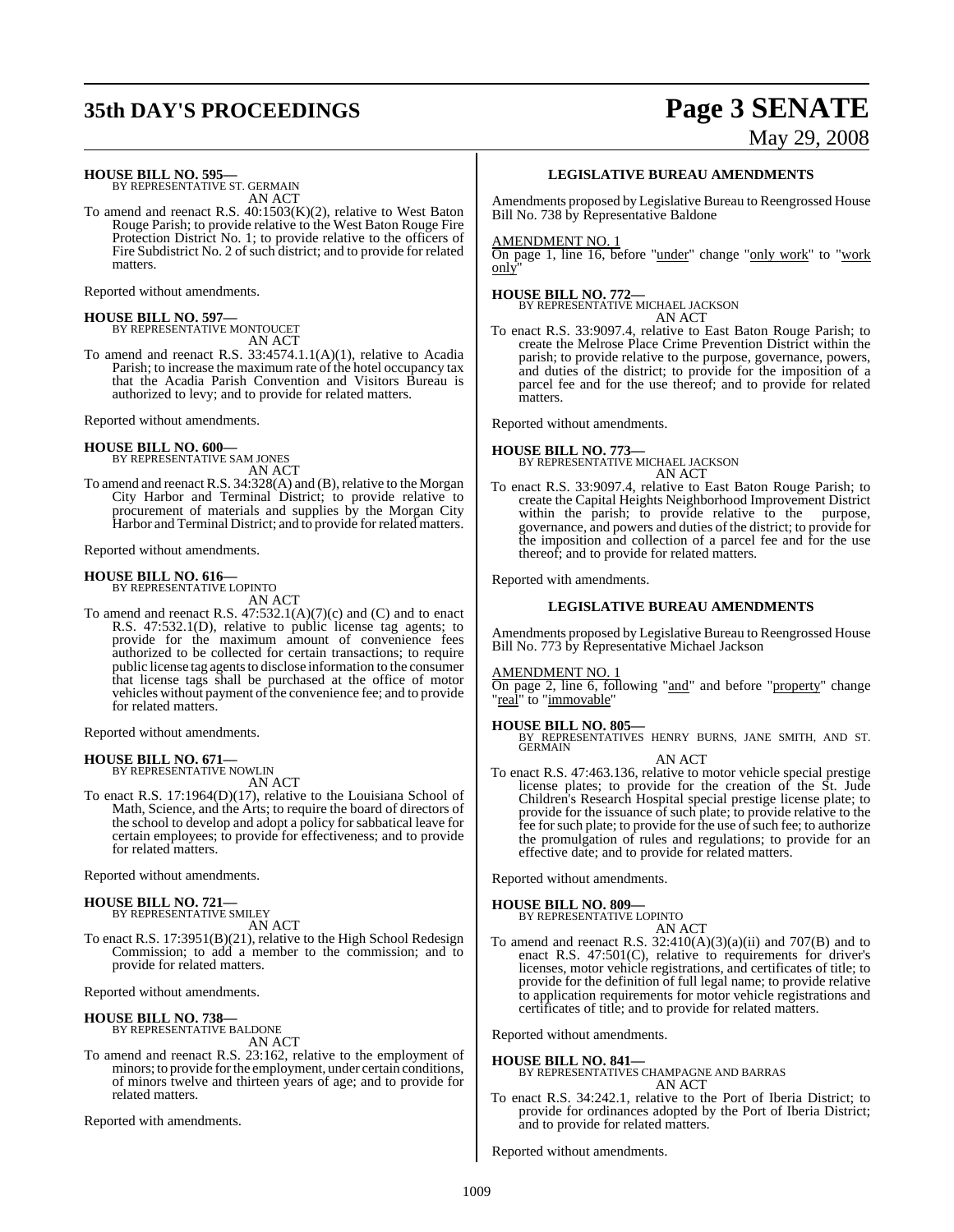**HOUSE BILL NO. 595—**
BY REPRESENTATIVE ST. GERMAIN
AN ACT

To amend and reenact R.S. 40:1503(K)(2), relative to West Baton Rouge Parish; to provide relative to the West Baton Rouge Fire Protection District No. 1; to provide relative to the officers of Fire Subdistrict No. 2 of such district; and to provide for related matters.

Reported without amendments.

**HOUSE BILL NO. 597—**
BY REPRESENTATIVE MONTOUCET
AN ACT

To amend and reenact R.S. 33:4574.1.1(A)(1), relative to Acadia Parish; to increase the maximum rate of the hotel occupancy tax that the Acadia Parish Convention and Visitors Bureau is authorized to levy; and to provide for related matters.

Reported without amendments.

**HOUSE BILL NO. 600—**
BY REPRESENTATIVE SAM JONES
AN ACT

To amend and reenact R.S. 34:328(A) and (B), relative to the Morgan City Harbor and Terminal District; to provide relative to procurement of materials and supplies by the Morgan City Harbor and Terminal District; and to provide for related matters.

Reported without amendments.

**HOUSE BILL NO. 616—**
BY REPRESENTATIVE LOPINTO
AN ACT

To amend and reenact R.S. 47:532.1(A)(7)(c) and (C) and to enact R.S. 47:532.1(D), relative to public license tag agents; to provide for the maximum amount of convenience fees authorized to be collected for certain transactions; to require public license tag agents to disclose information to the consumer that license tags shall be purchased at the office of motor vehicles without payment of the convenience fee; and to provide for related matters.

Reported without amendments.

**HOUSE BILL NO. 671—**
BY REPRESENTATIVE NOWLIN
AN ACT

To enact R.S. 17:1964(D)(17), relative to the Louisiana School of Math, Science, and the Arts; to require the board of directors of the school to develop and adopt a policy for sabbatical leave for certain employees; to provide for effectiveness; and to provide for related matters.

Reported without amendments.

**HOUSE BILL NO. 721—**
BY REPRESENTATIVE SMILEY
AN ACT

To enact R.S. 17:3951(B)(21), relative to the High School Redesign Commission; to add a member to the commission; and to provide for related matters.

Reported without amendments.

**HOUSE BILL NO. 738—**
BY REPRESENTATIVE BALDONE
AN ACT

To amend and reenact R.S. 23:162, relative to the employment of minors; to provide for the employment, under certain conditions, of minors twelve and thirteen years of age; and to provide for related matters.

Reported with amendments.

**LEGISLATIVE BUREAU AMENDMENTS**

Amendments proposed by Legislative Bureau to Reengrossed House Bill No. 738 by Representative Baldone

AMENDMENT NO. 1
On page 1, line 16, before "under" change "only work" to "work only"

**HOUSE BILL NO. 772—**
BY REPRESENTATIVE MICHAEL JACKSON
AN ACT

To enact R.S. 33:9097.4, relative to East Baton Rouge Parish; to create the Melrose Place Crime Prevention District within the parish; to provide relative to the purpose, governance, powers, and duties of the district; to provide for the imposition of a parcel fee and for the use thereof; and to provide for related matters.

Reported without amendments.

**HOUSE BILL NO. 773—**
BY REPRESENTATIVE MICHAEL JACKSON
AN ACT

To enact R.S. 33:9097.4, relative to East Baton Rouge Parish; to create the Capital Heights Neighborhood Improvement District within the parish; to provide relative to the purpose, governance, and powers and duties of the district; to provide for the imposition and collection of a parcel fee and for the use thereof; and to provide for related matters.

Reported with amendments.

**LEGISLATIVE BUREAU AMENDMENTS**

Amendments proposed by Legislative Bureau to Reengrossed House Bill No. 773 by Representative Michael Jackson

AMENDMENT NO. 1
On page 2, line 6, following "and" and before "property" change "real" to "immovable"

**HOUSE BILL NO. 805—**
BY REPRESENTATIVES HENRY BURNS, JANE SMITH, AND ST. GERMAIN
AN ACT

To enact R.S. 47:463.136, relative to motor vehicle special prestige license plates; to provide for the creation of the St. Jude Children's Research Hospital special prestige license plate; to provide for the issuance of such plate; to provide relative to the fee for such plate; to provide for the use of such fee; to authorize the promulgation of rules and regulations; to provide for an effective date; and to provide for related matters.

Reported without amendments.

**HOUSE BILL NO. 809—**
BY REPRESENTATIVE LOPINTO
AN ACT

To amend and reenact R.S. 32:410(A)(3)(a)(ii) and 707(B) and to enact R.S. 47:501(C), relative to requirements for driver's licenses, motor vehicle registrations, and certificates of title; to provide for the definition of full legal name; to provide relative to application requirements for motor vehicle registrations and certificates of title; and to provide for related matters.

Reported without amendments.

**HOUSE BILL NO. 841—**
BY REPRESENTATIVES CHAMPAGNE AND BARRAS
AN ACT

To enact R.S. 34:242.1, relative to the Port of Iberia District; to provide for ordinances adopted by the Port of Iberia District; and to provide for related matters.

Reported without amendments.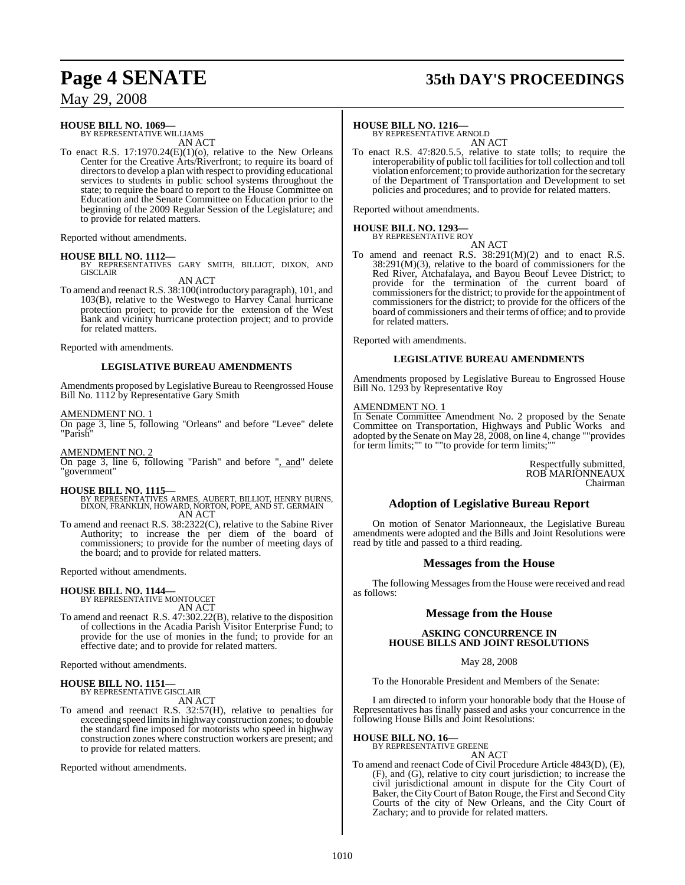**HOUSE BILL NO. 1069—**
BY REPRESENTATIVE WILLIAMS
AN ACT

To enact R.S. 17:1970.24(E)(1)(o), relative to the New Orleans Center for the Creative Arts/Riverfront; to require its board of directors to develop a plan with respect to providing educational services to students in public school systems throughout the state; to require the board to report to the House Committee on Education and the Senate Committee on Education prior to the beginning of the 2009 Regular Session of the Legislature; and to provide for related matters.

Reported without amendments.

**HOUSE BILL NO. 1112—**
BY REPRESENTATIVES GARY SMITH, BILLIOT, DIXON, AND GISCLAIR
AN ACT

To amend and reenact R.S. 38:100(introductory paragraph), 101, and 103(B), relative to the Westwego to Harvey Canal hurricane protection project; to provide for the extension of the West Bank and vicinity hurricane protection project; and to provide for related matters.

Reported with amendments.

### LEGISLATIVE BUREAU AMENDMENTS

Amendments proposed by Legislative Bureau to Reengrossed House Bill No. 1112 by Representative Gary Smith

AMENDMENT NO. 1
On page 3, line 5, following "Orleans" and before "Levee" delete "Parish"

AMENDMENT NO. 2
On page 3, line 6, following "Parish" and before ", and" delete "government"

**HOUSE BILL NO. 1115—**
BY REPRESENTATIVES ARMES, AUBERT, BILLIOT, HENRY BURNS, DIXON, FRANKLIN, HOWARD, NORTON, POPE, AND ST. GERMAIN
AN ACT

To amend and reenact R.S. 38:2322(C), relative to the Sabine River Authority; to increase the per diem of the board of commissioners; to provide for the number of meeting days of the board; and to provide for related matters.

Reported without amendments.

**HOUSE BILL NO. 1144—**
BY REPRESENTATIVE MONTOUCET
AN ACT

To amend and reenact R.S. 47:302.22(B), relative to the disposition of collections in the Acadia Parish Visitor Enterprise Fund; to provide for the use of monies in the fund; to provide for an effective date; and to provide for related matters.

Reported without amendments.

**HOUSE BILL NO. 1151—**
BY REPRESENTATIVE GISCLAIR
AN ACT

To amend and reenact R.S. 32:57(H), relative to penalties for exceeding speed limits in highway construction zones; to double the standard fine imposed for motorists who speed in highway construction zones where construction workers are present; and to provide for related matters.

Reported without amendments.

**HOUSE BILL NO. 1216—**
BY REPRESENTATIVE ARNOLD
AN ACT

To enact R.S. 47:820.5.5, relative to state tolls; to require the interoperability of public toll facilities for toll collection and toll violation enforcement; to provide authorization for the secretary of the Department of Transportation and Development to set policies and procedures; and to provide for related matters.

Reported without amendments.

**HOUSE BILL NO. 1293—**
BY REPRESENTATIVE ROY
AN ACT

To amend and reenact R.S. 38:291(M)(2) and to enact R.S. 38:291(M)(3), relative to the board of commissioners for the Red River, Atchafalaya, and Bayou Beouf Levee District; to provide for the termination of the current board of commissioners for the district; to provide for the appointment of commissioners for the district; to provide for the officers of the board of commissioners and their terms of office; and to provide for related matters.

Reported with amendments.

### LEGISLATIVE BUREAU AMENDMENTS

Amendments proposed by Legislative Bureau to Engrossed House Bill No. 1293 by Representative Roy

AMENDMENT NO. 1
In Senate Committee Amendment No. 2 proposed by the Senate Committee on Transportation, Highways and Public Works and adopted by the Senate on May 28, 2008, on line 4, change ""provides for term limits;"" to ""to provide for term limits;""

Respectfully submitted,
ROB MARIONNEAUX
Chairman

## Adoption of Legislative Bureau Report

On motion of Senator Marionneaux, the Legislative Bureau amendments were adopted and the Bills and Joint Resolutions were read by title and passed to a third reading.

## Messages from the House

The following Messages from the House were received and read as follows:

## Message from the House

### ASKING CONCURRENCE IN HOUSE BILLS AND JOINT RESOLUTIONS

May 28, 2008

To the Honorable President and Members of the Senate:

I am directed to inform your honorable body that the House of Representatives has finally passed and asks your concurrence in the following House Bills and Joint Resolutions:

**HOUSE BILL NO. 16—**
BY REPRESENTATIVE GREENE
AN ACT

To amend and reenact Code of Civil Procedure Article 4843(D), (E), (F), and (G), relative to city court jurisdiction; to increase the civil jurisdictional amount in dispute for the City Court of Baker, the City Court of Baton Rouge, the First and Second City Courts of the city of New Orleans, and the City Court of Zachary; and to provide for related matters.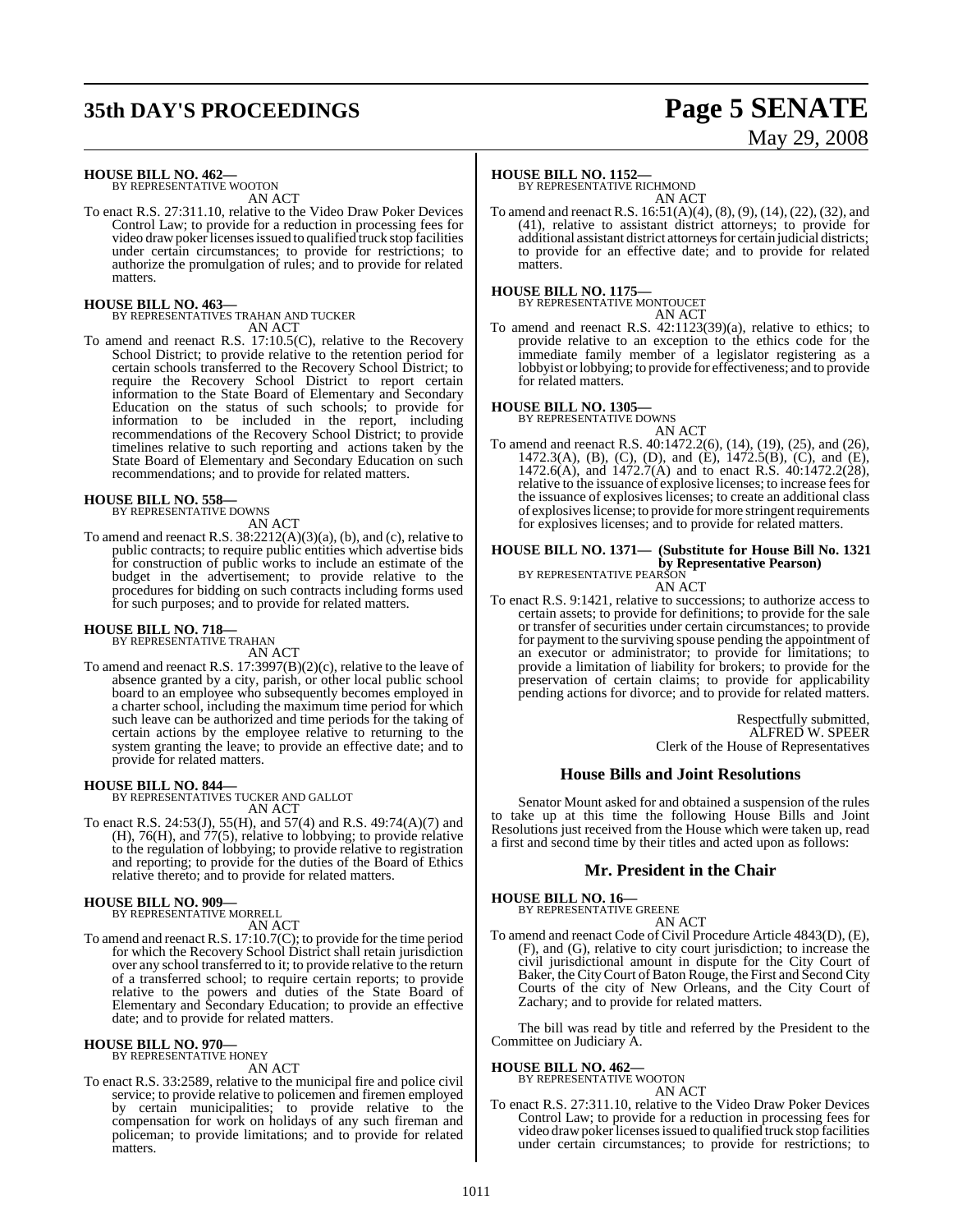**HOUSE BILL NO. 462—**
BY REPRESENTATIVE WOOTON

AN ACT

To enact R.S. 27:311.10, relative to the Video Draw Poker Devices Control Law; to provide for a reduction in processing fees for video draw poker licenses issued to qualified truck stop facilities under certain circumstances; to provide for restrictions; to authorize the promulgation of rules; and to provide for related matters.

**HOUSE BILL NO. 463—**
BY REPRESENTATIVES TRAHAN AND TUCKER

AN ACT

To amend and reenact R.S. 17:10.5(C), relative to the Recovery School District; to provide relative to the retention period for certain schools transferred to the Recovery School District; to require the Recovery School District to report certain information to the State Board of Elementary and Secondary Education on the status of such schools; to provide for information to be included in the report, including recommendations of the Recovery School District; to provide timelines relative to such reporting and actions taken by the State Board of Elementary and Secondary Education on such recommendations; and to provide for related matters.

**HOUSE BILL NO. 558—**
BY REPRESENTATIVE DOWNS

AN ACT

To amend and reenact R.S. 38:2212(A)(3)(a), (b), and (c), relative to public contracts; to require public entities which advertise bids for construction of public works to include an estimate of the budget in the advertisement; to provide relative to the procedures for bidding on such contracts including forms used for such purposes; and to provide for related matters.

**HOUSE BILL NO. 718—**
BY REPRESENTATIVE TRAHAN

AN ACT

To amend and reenact R.S. 17:3997(B)(2)(c), relative to the leave of absence granted by a city, parish, or other local public school board to an employee who subsequently becomes employed in a charter school, including the maximum time period for which such leave can be authorized and time periods for the taking of certain actions by the employee relative to returning to the system granting the leave; to provide an effective date; and to provide for related matters.

**HOUSE BILL NO. 844—**
BY REPRESENTATIVES TUCKER AND GALLOT

AN ACT

To enact R.S. 24:53(J), 55(H), and 57(4) and R.S. 49:74(A)(7) and (H), 76(H), and 77(5), relative to lobbying; to provide relative to the regulation of lobbying; to provide relative to registration and reporting; to provide for the duties of the Board of Ethics relative thereto; and to provide for related matters.

**HOUSE BILL NO. 909—**
BY REPRESENTATIVE MORRELL

AN ACT

To amend and reenact R.S. 17:10.7(C); to provide for the time period for which the Recovery School District shall retain jurisdiction over any school transferred to it; to provide relative to the return of a transferred school; to require certain reports; to provide relative to the powers and duties of the State Board of Elementary and Secondary Education; to provide an effective date; and to provide for related matters.

**HOUSE BILL NO. 970—**
BY REPRESENTATIVE HONEY

AN ACT

To enact R.S. 33:2589, relative to the municipal fire and police civil service; to provide relative to policemen and firemen employed by certain municipalities; to provide relative to the compensation for work on holidays of any such fireman and policeman; to provide limitations; and to provide for related matters.

**HOUSE BILL NO. 1152—**
BY REPRESENTATIVE RICHMOND

AN ACT

To amend and reenact R.S. 16:51(A)(4), (8), (9), (14), (22), (32), and (41), relative to assistant district attorneys; to provide for additional assistant district attorneys for certain judicial districts; to provide for an effective date; and to provide for related matters.

**HOUSE BILL NO. 1175—**
BY REPRESENTATIVE MONTOUCET

AN ACT

To amend and reenact R.S. 42:1123(39)(a), relative to ethics; to provide relative to an exception to the ethics code for the immediate family member of a legislator registering as a lobbyist or lobbying; to provide for effectiveness; and to provide for related matters.

**HOUSE BILL NO. 1305—**
BY REPRESENTATIVE DOWNS

AN ACT

To amend and reenact R.S. 40:1472.2(6), (14), (19), (25), and (26), 1472.3(A), (B), (C), (D), and (E), 1472.5(B), (C), and (E), 1472.6(A), and 1472.7(A) and to enact R.S. 40:1472.2(28), relative to the issuance of explosive licenses; to increase fees for the issuance of explosives licenses; to create an additional class of explosives license; to provide for more stringent requirements for explosives licenses; and to provide for related matters.

**HOUSE BILL NO. 1371— (Substitute for House Bill No. 1321 by Representative Pearson)**
BY REPRESENTATIVE PEARSON

AN ACT

To enact R.S. 9:1421, relative to successions; to authorize access to certain assets; to provide for definitions; to provide for the sale or transfer of securities under certain circumstances; to provide for payment to the surviving spouse pending the appointment of an executor or administrator; to provide for limitations; to provide a limitation of liability for brokers; to provide for the preservation of certain claims; to provide for applicability pending actions for divorce; and to provide for related matters.

Respectfully submitted,
ALFRED W. SPEER
Clerk of the House of Representatives

## House Bills and Joint Resolutions

Senator Mount asked for and obtained a suspension of the rules to take up at this time the following House Bills and Joint Resolutions just received from the House which were taken up, read a first and second time by their titles and acted upon as follows:

## Mr. President in the Chair

**HOUSE BILL NO. 16—**
BY REPRESENTATIVE GREENE

AN ACT

To amend and reenact Code of Civil Procedure Article 4843(D), (E), (F), and (G), relative to city court jurisdiction; to increase the civil jurisdictional amount in dispute for the City Court of Baker, the City Court of Baton Rouge, the First and Second City Courts of the city of New Orleans, and the City Court of Zachary; and to provide for related matters.

The bill was read by title and referred by the President to the Committee on Judiciary A.

**HOUSE BILL NO. 462—**
BY REPRESENTATIVE WOOTON

AN ACT

To enact R.S. 27:311.10, relative to the Video Draw Poker Devices Control Law; to provide for a reduction in processing fees for video draw poker licenses issued to qualified truck stop facilities under certain circumstances; to provide for restrictions; to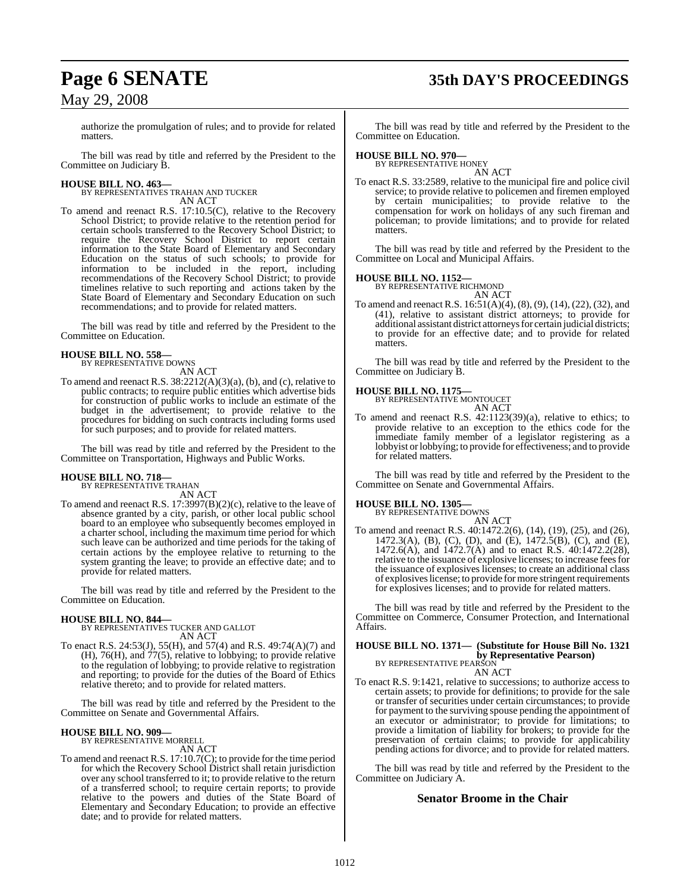authorize the promulgation of rules; and to provide for related matters.

The bill was read by title and referred by the President to the Committee on Judiciary B.

**HOUSE BILL NO. 463—**
BY REPRESENTATIVES TRAHAN AND TUCKER
AN ACT

To amend and reenact R.S. 17:10.5(C), relative to the Recovery School District; to provide relative to the retention period for certain schools transferred to the Recovery School District; to require the Recovery School District to report certain information to the State Board of Elementary and Secondary Education on the status of such schools; to provide for information to be included in the report, including recommendations of the Recovery School District; to provide timelines relative to such reporting and actions taken by the State Board of Elementary and Secondary Education on such recommendations; and to provide for related matters.

The bill was read by title and referred by the President to the Committee on Education.

**HOUSE BILL NO. 558—**
BY REPRESENTATIVE DOWNS
AN ACT

To amend and reenact R.S. 38:2212(A)(3)(a), (b), and (c), relative to public contracts; to require public entities which advertise bids for construction of public works to include an estimate of the budget in the advertisement; to provide relative to the procedures for bidding on such contracts including forms used for such purposes; and to provide for related matters.

The bill was read by title and referred by the President to the Committee on Transportation, Highways and Public Works.

**HOUSE BILL NO. 718—**
BY REPRESENTATIVE TRAHAN
AN ACT

To amend and reenact R.S. 17:3997(B)(2)(c), relative to the leave of absence granted by a city, parish, or other local public school board to an employee who subsequently becomes employed in a charter school, including the maximum time period for which such leave can be authorized and time periods for the taking of certain actions by the employee relative to returning to the system granting the leave; to provide an effective date; and to provide for related matters.

The bill was read by title and referred by the President to the Committee on Education.

**HOUSE BILL NO. 844—**
BY REPRESENTATIVES TUCKER AND GALLOT
AN ACT

To enact R.S. 24:53(J), 55(H), and 57(4) and R.S. 49:74(A)(7) and (H), 76(H), and 77(5), relative to lobbying; to provide relative to the regulation of lobbying; to provide relative to registration and reporting; to provide for the duties of the Board of Ethics relative thereto; and to provide for related matters.

The bill was read by title and referred by the President to the Committee on Senate and Governmental Affairs.

**HOUSE BILL NO. 909—**
BY REPRESENTATIVE MORRELL
AN ACT

To amend and reenact R.S. 17:10.7(C); to provide for the time period for which the Recovery School District shall retain jurisdiction over any school transferred to it; to provide relative to the return of a transferred school; to require certain reports; to provide relative to the powers and duties of the State Board of Elementary and Secondary Education; to provide an effective date; and to provide for related matters.

The bill was read by title and referred by the President to the Committee on Education.

**HOUSE BILL NO. 970—**
BY REPRESENTATIVE HONEY
AN ACT

To enact R.S. 33:2589, relative to the municipal fire and police civil service; to provide relative to policemen and firemen employed by certain municipalities; to provide relative to the compensation for work on holidays of any such fireman and policeman; to provide limitations; and to provide for related matters.

The bill was read by title and referred by the President to the Committee on Local and Municipal Affairs.

**HOUSE BILL NO. 1152—**
BY REPRESENTATIVE RICHMOND
AN ACT

To amend and reenact R.S. 16:51(A)(4), (8), (9), (14), (22), (32), and (41), relative to assistant district attorneys; to provide for additional assistant district attorneys for certain judicial districts; to provide for an effective date; and to provide for related matters.

The bill was read by title and referred by the President to the Committee on Judiciary B.

**HOUSE BILL NO. 1175—**
BY REPRESENTATIVE MONTOUCET
AN ACT

To amend and reenact R.S. 42:1123(39)(a), relative to ethics; to provide relative to an exception to the ethics code for the immediate family member of a legislator registering as a lobbyist or lobbying; to provide for effectiveness; and to provide for related matters.

The bill was read by title and referred by the President to the Committee on Senate and Governmental Affairs.

**HOUSE BILL NO. 1305—**
BY REPRESENTATIVE DOWNS
AN ACT

To amend and reenact R.S. 40:1472.2(6), (14), (19), (25), and (26), 1472.3(A), (B), (C), (D), and (E), 1472.5(B), (C), and (E), 1472.6(A), and 1472.7(A) and to enact R.S. 40:1472.2(28), relative to the issuance of explosive licenses; to increase fees for the issuance of explosives licenses; to create an additional class of explosives license; to provide for more stringent requirements for explosives licenses; and to provide for related matters.

The bill was read by title and referred by the President to the Committee on Commerce, Consumer Protection, and International Affairs.

**HOUSE BILL NO. 1371— (Substitute for House Bill No. 1321 by Representative Pearson)**
BY REPRESENTATIVE PEARSON
AN ACT

To enact R.S. 9:1421, relative to successions; to authorize access to certain assets; to provide for definitions; to provide for the sale or transfer of securities under certain circumstances; to provide for payment to the surviving spouse pending the appointment of an executor or administrator; to provide for limitations; to provide a limitation of liability for brokers; to provide for the preservation of certain claims; to provide for applicability pending actions for divorce; and to provide for related matters.

The bill was read by title and referred by the President to the Committee on Judiciary A.

## Senator Broome in the Chair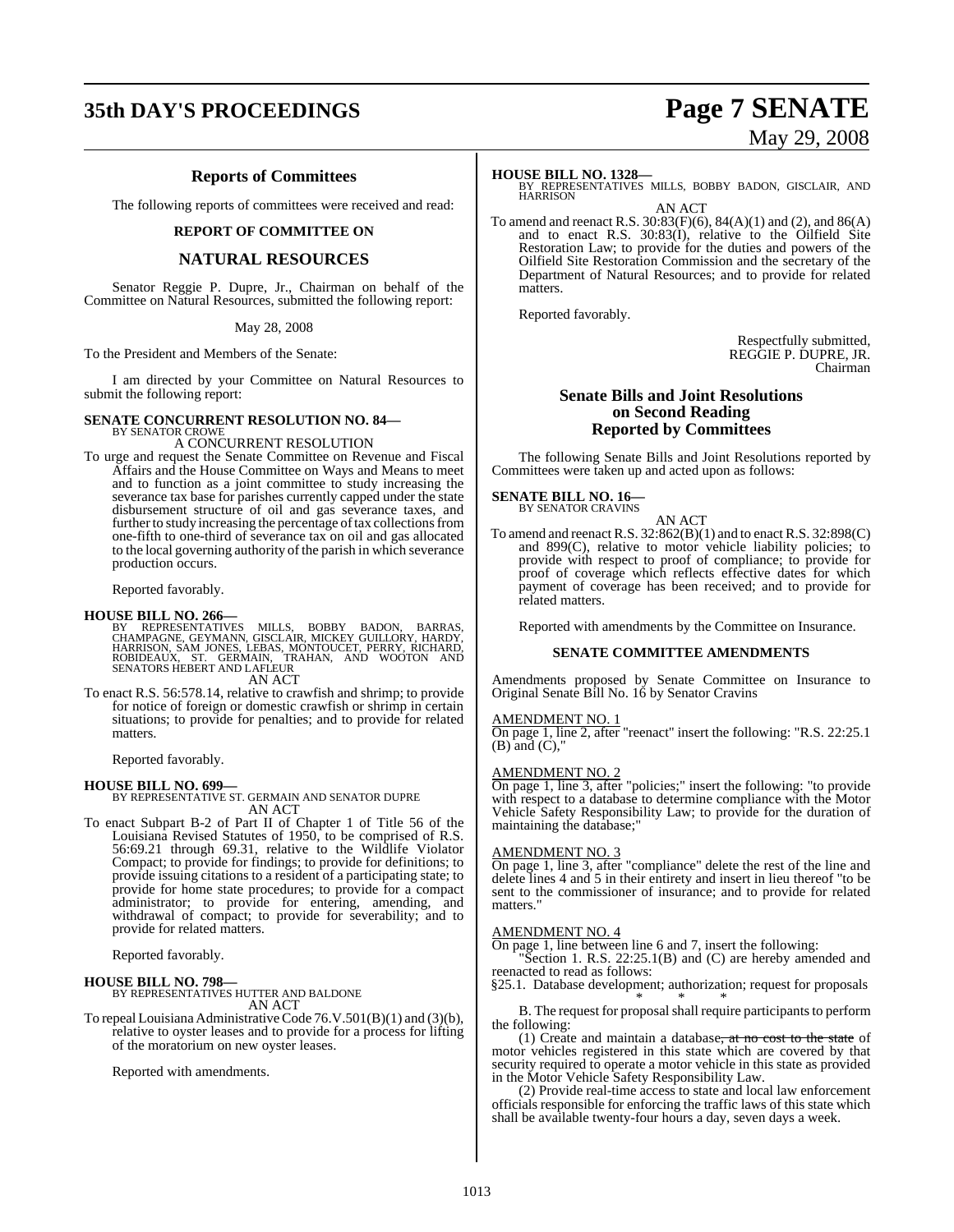## Reports of Committees

The following reports of committees were received and read:

### REPORT OF COMMITTEE ON

### NATURAL RESOURCES

Senator Reggie P. Dupre, Jr., Chairman on behalf of the Committee on Natural Resources, submitted the following report:

May 28, 2008

To the President and Members of the Senate:

I am directed by your Committee on Natural Resources to submit the following report:

**SENATE CONCURRENT RESOLUTION NO. 84—**
BY SENATOR CROWE

A CONCURRENT RESOLUTION

To urge and request the Senate Committee on Revenue and Fiscal Affairs and the House Committee on Ways and Means to meet and to function as a joint committee to study increasing the severance tax base for parishes currently capped under the state disbursement structure of oil and gas severance taxes, and further to study increasing the percentage of tax collections from one-fifth to one-third of severance tax on oil and gas allocated to the local governing authority of the parish in which severance production occurs.

Reported favorably.

**HOUSE BILL NO. 266—**
BY REPRESENTATIVES MILLS, BOBBY BADON, BARRAS, CHAMPAGNE, GEYMANN, GISCLAIR, MICKEY GUILLORY, HARDY, HARRISON, SAM JONES, LEBAS, MONTOUCET, PERRY, RICHARD, ROBIDEAUX, ST. GERMAIN, TRAHAN, AND WOOTON AND SENATORS HEBERT AND LAFLEUR

AN ACT

To enact R.S. 56:578.14, relative to crawfish and shrimp; to provide for notice of foreign or domestic crawfish or shrimp in certain situations; to provide for penalties; and to provide for related matters.

Reported favorably.

**HOUSE BILL NO. 699—**
BY REPRESENTATIVE ST. GERMAIN AND SENATOR DUPRE

AN ACT

To enact Subpart B-2 of Part II of Chapter 1 of Title 56 of the Louisiana Revised Statutes of 1950, to be comprised of R.S. 56:69.21 through 69.31, relative to the Wildlife Violator Compact; to provide for findings; to provide for definitions; to provide issuing citations to a resident of a participating state; to provide for home state procedures; to provide for a compact administrator; to provide for entering, amending, and withdrawal of compact; to provide for severability; and to provide for related matters.

Reported favorably.

**HOUSE BILL NO. 798—**
BY REPRESENTATIVES HUTTER AND BALDONE

AN ACT

To repeal Louisiana Administrative Code 76.V.501(B)(1) and (3)(b), relative to oyster leases and to provide for a process for lifting of the moratorium on new oyster leases.

Reported with amendments.

**HOUSE BILL NO. 1328—**
BY REPRESENTATIVES MILLS, BOBBY BADON, GISCLAIR, AND HARRISON

AN ACT

To amend and reenact R.S. 30:83(F)(6), 84(A)(1) and (2), and 86(A) and to enact R.S. 30:83(I), relative to the Oilfield Site Restoration Law; to provide for the duties and powers of the Oilfield Site Restoration Commission and the secretary of the Department of Natural Resources; and to provide for related matters.

Reported favorably.

Respectfully submitted,
REGGIE P. DUPRE, JR.
Chairman

## Senate Bills and Joint Resolutions on Second Reading Reported by Committees

The following Senate Bills and Joint Resolutions reported by Committees were taken up and acted upon as follows:

**SENATE BILL NO. 16—**
BY SENATOR CRAVINS

AN ACT

To amend and reenact R.S. 32:862(B)(1) and to enact R.S. 32:898(C) and 899(C), relative to motor vehicle liability policies; to provide with respect to proof of compliance; to provide for proof of coverage which reflects effective dates for which payment of coverage has been received; and to provide for related matters.

Reported with amendments by the Committee on Insurance.

### SENATE COMMITTEE AMENDMENTS

Amendments proposed by Senate Committee on Insurance to Original Senate Bill No. 16 by Senator Cravins

AMENDMENT NO. 1
On page 1, line 2, after "reenact" insert the following: "R.S. 22:25.1 (B) and (C),"

AMENDMENT NO. 2
On page 1, line 3, after "policies;" insert the following: "to provide with respect to a database to determine compliance with the Motor Vehicle Safety Responsibility Law; to provide for the duration of maintaining the database;"

AMENDMENT NO. 3
On page 1, line 3, after "compliance" delete the rest of the line and delete lines 4 and 5 in their entirety and insert in lieu thereof "to be sent to the commissioner of insurance; and to provide for related matters."

AMENDMENT NO. 4
On page 1, line between line 6 and 7, insert the following:

"Section 1. R.S. 22:25.1(B) and (C) are hereby amended and reenacted to read as follows:

§25.1. Database development; authorization; request for proposals

\* \* \*

B. The request for proposal shall require participants to perform the following:

(1) Create and maintain a database~~, at no cost to the state~~ of motor vehicles registered in this state which are covered by that security required to operate a motor vehicle in this state as provided in the Motor Vehicle Safety Responsibility Law.

(2) Provide real-time access to state and local law enforcement officials responsible for enforcing the traffic laws of this state which shall be available twenty-four hours a day, seven days a week.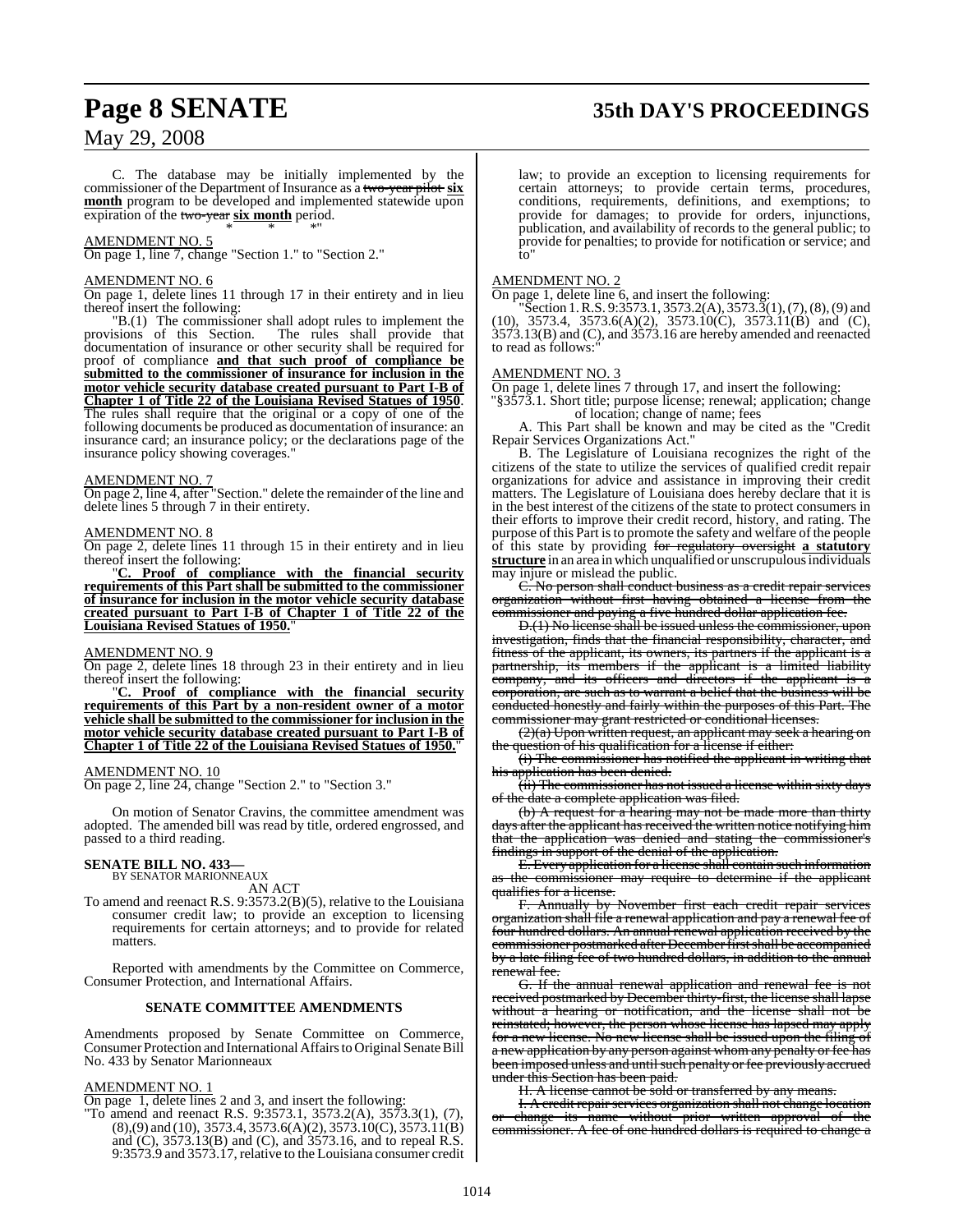C. The database may be initially implemented by the commissioner of the Department of Insurance as a ~~two-year pilot~~ **six month** program to be developed and implemented statewide upon expiration of the ~~two-year~~ **six month** period.

\* \* \*"

AMENDMENT NO. 5

On page 1, line 7, change "Section 1." to "Section 2."

AMENDMENT NO. 6

On page 1, delete lines 11 through 17 in their entirety and in lieu thereof insert the following:

"B.(1) The commissioner shall adopt rules to implement the provisions of this Section. The rules shall provide that documentation of insurance or other security shall be required for proof of compliance **and that such proof of compliance be submitted to the commissioner of insurance for inclusion in the motor vehicle security database created pursuant to Part I-B of Chapter 1 of Title 22 of the Louisiana Revised Statues of 1950**. The rules shall require that the original or a copy of one of the following documents be produced as documentation of insurance: an insurance card; an insurance policy; or the declarations page of the insurance policy showing coverages."

AMENDMENT NO. 7

On page 2, line 4, after "Section." delete the remainder of the line and delete lines 5 through 7 in their entirety.

AMENDMENT NO. 8

On page 2, delete lines 11 through 15 in their entirety and in lieu thereof insert the following:

"**C. Proof of compliance with the financial security requirements of this Part shall be submitted to the commissioner of insurance for inclusion in the motor vehicle security database created pursuant to Part I-B of Chapter 1 of Title 22 of the Louisiana Revised Statues of 1950.**"

AMENDMENT NO. 9

On page 2, delete lines 18 through 23 in their entirety and in lieu thereof insert the following:

"**C. Proof of compliance with the financial security requirements of this Part by a non-resident owner of a motor vehicle shall be submitted to the commissioner for inclusion in the motor vehicle security database created pursuant to Part I-B of Chapter 1 of Title 22 of the Louisiana Revised Statues of 1950.**"

AMENDMENT NO. 10

On page 2, line 24, change "Section 2." to "Section 3."

On motion of Senator Cravins, the committee amendment was adopted. The amended bill was read by title, ordered engrossed, and passed to a third reading.

**SENATE BILL NO. 433—**
BY SENATOR MARIONNEAUX

AN ACT

To amend and reenact R.S. 9:3573.2(B)(5), relative to the Louisiana consumer credit law; to provide an exception to licensing requirements for certain attorneys; and to provide for related matters.

Reported with amendments by the Committee on Commerce, Consumer Protection, and International Affairs.

**SENATE COMMITTEE AMENDMENTS**

Amendments proposed by Senate Committee on Commerce, Consumer Protection and International Affairs to Original Senate Bill No. 433 by Senator Marionneaux

AMENDMENT NO. 1

On page 1, delete lines 2 and 3, and insert the following:

"To amend and reenact R.S. 9:3573.1, 3573.2(A), 3573.3(1), (7), (8),(9) and (10), 3573.4, 3573.6(A)(2), 3573.10(C), 3573.11(B) and (C), 3573.13(B) and (C), and 3573.16, and to repeal R.S. 9:3573.9 and 3573.17, relative to the Louisiana consumer credit law; to provide an exception to licensing requirements for certain attorneys; to provide certain terms, procedures, conditions, requirements, definitions, and exemptions; to provide for damages; to provide for orders, injunctions, publication, and availability of records to the general public; to provide for penalties; to provide for notification or service; and to"

AMENDMENT NO. 2

On page 1, delete line 6, and insert the following:

"Section 1. R.S. 9:3573.1, 3573.2(A), 3573.3(1), (7), (8), (9) and (10), 3573.4, 3573.6(A)(2), 3573.10(C), 3573.11(B) and (C), 3573.13(B) and (C), and 3573.16 are hereby amended and reenacted to read as follows:"

AMENDMENT NO. 3

On page 1, delete lines 7 through 17, and insert the following:

"§3573.1. Short title; purpose license; renewal; application; change of location; change of name; fees

A. This Part shall be known and may be cited as the "Credit Repair Services Organizations Act."

B. The Legislature of Louisiana recognizes the right of the citizens of the state to utilize the services of qualified credit repair organizations for advice and assistance in improving their credit matters. The Legislature of Louisiana does hereby declare that it is in the best interest of the citizens of the state to protect consumers in their efforts to improve their credit record, history, and rating. The purpose of this Part is to promote the safety and welfare of the people of this state by providing ~~for regulatory oversight~~ **a statutory structure** in an area in which unqualified or unscrupulous individuals may injure or mislead the public.

~~C. No person shall conduct business as a credit repair services organization without first having obtained a license from the commissioner and paying a five hundred dollar application fee.~~

~~D.(1) No license shall be issued unless the commissioner, upon investigation, finds that the financial responsibility, character, and fitness of the applicant, its owners, its partners if the applicant is a partnership, its members if the applicant is a limited liability company, and its officers and directors if the applicant is a corporation, are such as to warrant a belief that the business will be conducted honestly and fairly within the purposes of this Part. The commissioner may grant restricted or conditional licenses.~~

~~(2)(a) Upon written request, an applicant may seek a hearing on the question of his qualification for a license if either:~~

~~(i) The commissioner has notified the applicant in writing that his application has been denied.~~

~~(ii) The commissioner has not issued a license within sixty days of the date a complete application was filed.~~

~~(b) A request for a hearing may not be made more than thirty days after the applicant has received the written notice notifying him that the application was denied and stating the commissioner's findings in support of the denial of the application.~~

~~E. Every application for a license shall contain such information as the commissioner may require to determine if the applicant qualifies for a license.~~

~~F. Annually by November first each credit repair services organization shall file a renewal application and pay a renewal fee of four hundred dollars. An annual renewal application received by the commissioner postmarked after December first shall be accompanied by a late filing fee of two hundred dollars, in addition to the annual renewal fee.~~

~~G. If the annual renewal application and renewal fee is not received postmarked by December thirty-first, the license shall lapse without a hearing or notification, and the license shall not be reinstated; however, the person whose license has lapsed may apply for a new license. No new license shall be issued upon the filing of a new application by any person against whom any penalty or fee has been imposed unless and until such penalty or fee previously accrued under this Section has been paid.~~

~~H. A license cannot be sold or transferred by any means.~~

~~I. A credit repair services organization shall not change location or change its name without prior written approval of the commissioner. A fee of one hundred dollars is required to change a~~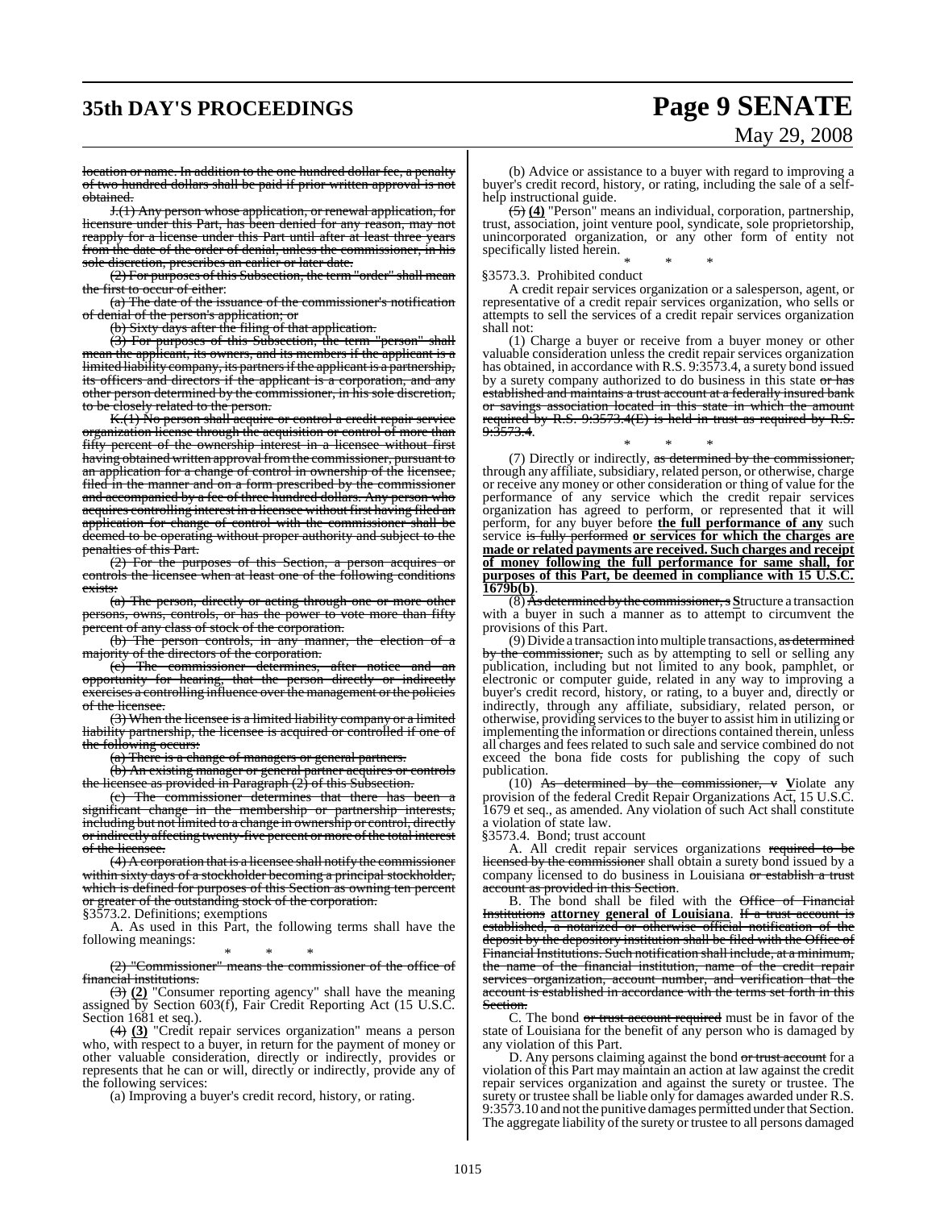location or name. In addition to the one hundred dollar fee, a penalty of two hundred dollars shall be paid if prior written approval is not obtained.

J.(1) Any person whose application, or renewal application, for licensure under this Part, has been denied for any reason, may not reapply for a license under this Part until after at least three years from the date of the order of denial, unless the commissioner, in his sole discretion, prescribes an earlier or later date.

(2) For purposes of this Subsection, the term "order" shall mean the first to occur of either:

(a) The date of the issuance of the commissioner's notification of denial of the person's application; or

(b) Sixty days after the filing of that application.

(3) For purposes of this Subsection, the term "person" shall mean the applicant, its owners, and its members if the applicant is a limited liability company, its partners if the applicant is a partnership, its officers and directors if the applicant is a corporation, and any other person determined by the commissioner, in his sole discretion, to be closely related to the person.

K.(1) No person shall acquire or control a credit repair service organization license through the acquisition or control of more than fifty percent of the ownership interest in a licensee without first having obtained written approval from the commissioner, pursuant to an application for a change of control in ownership of the licensee, filed in the manner and on a form prescribed by the commissioner and accompanied by a fee of three hundred dollars. Any person who acquires controlling interest in a licensee without first having filed an application for change of control with the commissioner shall be deemed to be operating without proper authority and subject to the penalties of this Part.

(2) For the purposes of this Section, a person acquires or controls the licensee when at least one of the following conditions exists:

(a) The person, directly or acting through one or more other persons, owns, controls, or has the power to vote more than fifty percent of any class of stock of the corporation.

(b) The person controls, in any manner, the election of a majority of the directors of the corporation.

(c) The commissioner determines, after notice and an opportunity for hearing, that the person directly or indirectly exercises a controlling influence over the management or the policies of the licensee.

(3) When the licensee is a limited liability company or a limited liability partnership, the licensee is acquired or controlled if one of the following occurs:

(a) There is a change of managers or general partners.

(b) An existing manager or general partner acquires or controls the licensee as provided in Paragraph (2) of this Subsection.

(c) The commissioner determines that there has been a significant change in the membership or partnership interests, including but not limited to a change in ownership or control, directly or indirectly affecting twenty-five percent or more of the total interest of the licensee.

(4) A corporation that is a licensee shall notify the commissioner within sixty days of a stockholder becoming a principal stockholder, which is defined for purposes of this Section as owning ten percent or greater of the outstanding stock of the corporation.

§3573.2. Definitions; exemptions

A. As used in this Part, the following terms shall have the following meanings:

\* \* \*

(2) "Commissioner" means the commissioner of the office of financial institutions.

(3) **(2)** "Consumer reporting agency" shall have the meaning assigned by Section 603(f), Fair Credit Reporting Act (15 U.S.C. Section 1681 et seq.).

(4) **(3)** "Credit repair services organization" means a person who, with respect to a buyer, in return for the payment of money or other valuable consideration, directly or indirectly, provides or represents that he can or will, directly or indirectly, provide any of the following services:

(a) Improving a buyer's credit record, history, or rating.

(b) Advice or assistance to a buyer with regard to improving a buyer's credit record, history, or rating, including the sale of a self-help instructional guide.

(5) **(4)** "Person" means an individual, corporation, partnership, trust, association, joint venture pool, syndicate, sole proprietorship, unincorporated organization, or any other form of entity not specifically listed herein.

\* \* \*

§3573.3. Prohibited conduct

A credit repair services organization or a salesperson, agent, or representative of a credit repair services organization, who sells or attempts to sell the services of a credit repair services organization shall not:

(1) Charge a buyer or receive from a buyer money or other valuable consideration unless the credit repair services organization has obtained, in accordance with R.S. 9:3573.4, a surety bond issued by a surety company authorized to do business in this state or has established and maintains a trust account at a federally insured bank or savings association located in this state in which the amount required by R.S. 9:3573.4(E) is held in trust as required by R.S. 9:3573.4.

\* \* \*

(7) Directly or indirectly, as determined by the commissioner, through any affiliate, subsidiary, related person, or otherwise, charge or receive any money or other consideration or thing of value for the performance of any service which the credit repair services organization has agreed to perform, or represented that it will perform, for any buyer before **the full performance of any** such service is fully performed **or services for which the charges are made or related payments are received. Such charges and receipt of money following the full performance for same shall, for purposes of this Part, be deemed in compliance with 15 U.S.C. 1679b(b)**.

(8) As determined by the commissioner, s **S**tructure a transaction with a buyer in such a manner as to attempt to circumvent the provisions of this Part.

(9) Divide a transaction into multiple transactions, as determined by the commissioner, such as by attempting to sell or selling any publication, including but not limited to any book, pamphlet, or electronic or computer guide, related in any way to improving a buyer's credit record, history, or rating, to a buyer and, directly or indirectly, through any affiliate, subsidiary, related person, or otherwise, providing services to the buyer to assist him in utilizing or implementing the information or directions contained therein, unless all charges and fees related to such sale and service combined do not exceed the bona fide costs for publishing the copy of such publication.

(10) As determined by the commissioner, v **V**iolate any provision of the federal Credit Repair Organizations Act, 15 U.S.C. 1679 et seq., as amended. Any violation of such Act shall constitute a violation of state law.

§3573.4. Bond; trust account

A. All credit repair services organizations required to be licensed by the commissioner shall obtain a surety bond issued by a company licensed to do business in Louisiana or establish a trust account as provided in this Section.

B. The bond shall be filed with the Office of Financial Institutions **attorney general of Louisiana**. If a trust account is established, a notarized or otherwise official notification of the deposit by the depository institution shall be filed with the Office of Financial Institutions. Such notification shall include, at a minimum, the name of the financial institution, name of the credit repair services organization, account number, and verification that the account is established in accordance with the terms set forth in this Section.

C. The bond or trust account required must be in favor of the state of Louisiana for the benefit of any person who is damaged by any violation of this Part.

D. Any persons claiming against the bond or trust account for a violation of this Part may maintain an action at law against the credit repair services organization and against the surety or trustee. The surety or trustee shall be liable only for damages awarded under R.S. 9:3573.10 and not the punitive damages permitted under that Section. The aggregate liability of the surety or trustee to all persons damaged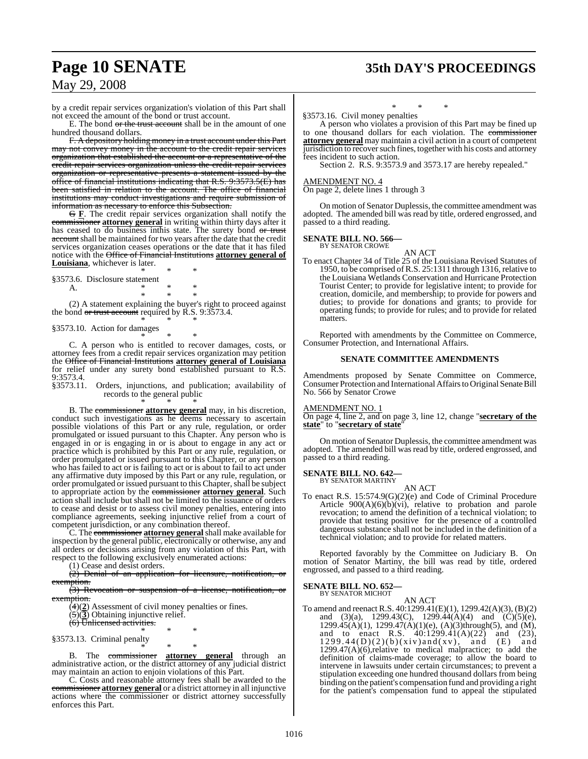by a credit repair services organization's violation of this Part shall not exceed the amount of the bond or trust account.

E. The bond ~~or the trust account~~ shall be in the amount of one hundred thousand dollars.

~~F. A depository holding money in a trust account under this Part may not convey money in the account to the credit repair services organization that established the account or a representative of the credit repair services organization unless the credit repair services organization or representative presents a statement issued by the office of financial institutions indicating that R.S. 9:3573.5(E) has been satisfied in relation to the account. The office of financial institutions may conduct investigations and require submission of information as necessary to enforce this Subsection.~~

~~G~~ **F**. The credit repair services organization shall notify the ~~commissioner~~ **attorney general** in writing within thirty days after it has ceased to do business inthis state. The surety bond ~~or trust account~~ shall be maintained for two years after the date that the credit services organization ceases operations or the date that it has filed notice with the ~~Office of Financial Institutions~~ **attorney general of Louisiana**, whichever is later.

\* \* \*

§3573.6. Disclosure statement

A. \* \* \*

\* \* \*

(2) A statement explaining the buyer's right to proceed against the bond ~~or trust account~~ required by R.S. 9:3573.4.

\* \* \*

§3573.10. Action for damages

\* \* \*

C. A person who is entitled to recover damages, costs, or attorney fees from a credit repair services organization may petition the ~~Office of Financial Institutions~~ **attorney general of Louisiana** for relief under any surety bond established pursuant to R.S. 9:3573.4.

§3573.11. Orders, injunctions, and publication; availability of records to the general public

\* \* \*

B. The ~~commissioner~~ **attorney general** may, in his discretion, conduct such investigations as he deems necessary to ascertain possible violations of this Part or any rule, regulation, or order promulgated or issued pursuant to this Chapter. Any person who is engaged in or is engaging in or is about to engage in any act or practice which is prohibited by this Part or any rule, regulation, or order promulgated or issued pursuant to this Chapter, or any person who has failed to act or is failing to act or is about to fail to act under any affirmative duty imposed by this Part or any rule, regulation, or order promulgated or issued pursuant to this Chapter, shall be subject to appropriate action by the ~~commissioner~~ **attorney general**. Such action shall include but shall not be limited to the issuance of orders to cease and desist or to assess civil money penalties, entering into compliance agreements, seeking injunctive relief from a court of competent jurisdiction, or any combination thereof.

C. The ~~commissioner~~ **attorney general** shall make available for inspection by the general public, electronically or otherwise, any and all orders or decisions arising from any violation of this Part, with respect to the following exclusively enumerated actions:

(1) Cease and desist orders.

~~(2) Denial of an application for licensure, notification, or exemption.~~

~~(3) Revocation or suspension of a license, notification, or exemption.~~

~~(4)~~**(2)** Assessment of civil money penalties or fines.

~~(5)~~**(3)** Obtaining injunctive relief.

~~(6) Unlicensed activities.~~

\* \* \*

§3573.13. Criminal penalty

\* \* \*

B. The ~~commissioner~~ **attorney general** through an administrative action, or the district attorney of any judicial district may maintain an action to enjoin violations of this Part.

C. Costs and reasonable attorney fees shall be awarded to the ~~commissioner~~ **attorney general** or a district attorney in all injunctive actions where the commissioner or district attorney successfully enforces this Part.

\* \* \*

§3573.16. Civil money penalties

A person who violates a provision of this Part may be fined up to one thousand dollars for each violation. The ~~commissioner~~ **attorney general** may maintain a civil action in a court of competent jurisdiction to recover such fines, together with his costs and attorney fees incident to such action.

Section 2. R.S. 9:3573.9 and 3573.17 are hereby repealed."

AMENDMENT NO. 4

On page 2, delete lines 1 through 3

On motion of Senator Duplessis, the committee amendment was adopted. The amended bill was read by title, ordered engrossed, and passed to a third reading.

**SENATE BILL NO. 566—**
BY SENATOR CROWE

AN ACT

To enact Chapter 34 of Title 25 of the Louisiana Revised Statutes of 1950, to be comprised of R.S. 25:1311 through 1316, relative to the Louisiana Wetlands Conservation and Hurricane Protection Tourist Center; to provide for legislative intent; to provide for creation, domicile, and membership; to provide for powers and duties; to provide for donations and grants; to provide for operating funds; to provide for rules; and to provide for related matters.

Reported with amendments by the Committee on Commerce, Consumer Protection, and International Affairs.

**SENATE COMMITTEE AMENDMENTS**

Amendments proposed by Senate Committee on Commerce, Consumer Protection and International Affairs to Original Senate Bill No. 566 by Senator Crowe

AMENDMENT NO. 1

On page 4, line 2, and on page 3, line 12, change "**secretary of the state**" to "**secretary of state**"

On motion of Senator Duplessis, the committee amendment was adopted. The amended bill was read by title, ordered engrossed, and passed to a third reading.

**SENATE BILL NO. 642—**
BY SENATOR MARTINY

AN ACT

To enact R.S. 15:574.9(G)(2)(e) and Code of Criminal Procedure Article 900(A)(6)(b)(vi), relative to probation and parole revocation; to amend the definition of a technical violation; to provide that testing positive for the presence of a controlled dangerous substance shall not be included in the definition of a technical violation; and to provide for related matters.

Reported favorably by the Committee on Judiciary B. On motion of Senator Martiny, the bill was read by title, ordered engrossed, and passed to a third reading.

**SENATE BILL NO. 652—**
BY SENATOR MICHOT

AN ACT

To amend and reenact R.S. 40:1299.41(E)(1), 1299.42(A)(3), (B)(2) and (3)(a), 1299.43(C), 1299.44(A)(4) and (C)(5)(e), 1299.45(A)(1), 1299.47(A)(1)(e), (A)(3)through(5), and (M), and to enact R.S. 40:1299.41(A)(22) and (23), 1299.44(D)(2)(b)(xiv)and(xv), and (E) and 1299.47(A)(6),relative to medical malpractice; to add the definition of claims-made coverage; to allow the board to intervene in lawsuits under certain circumstances; to prevent a stipulation exceeding one hundred thousand dollars from being binding on the patient's compensation fund and providing a right for the patient's compensation fund to appeal the stipulated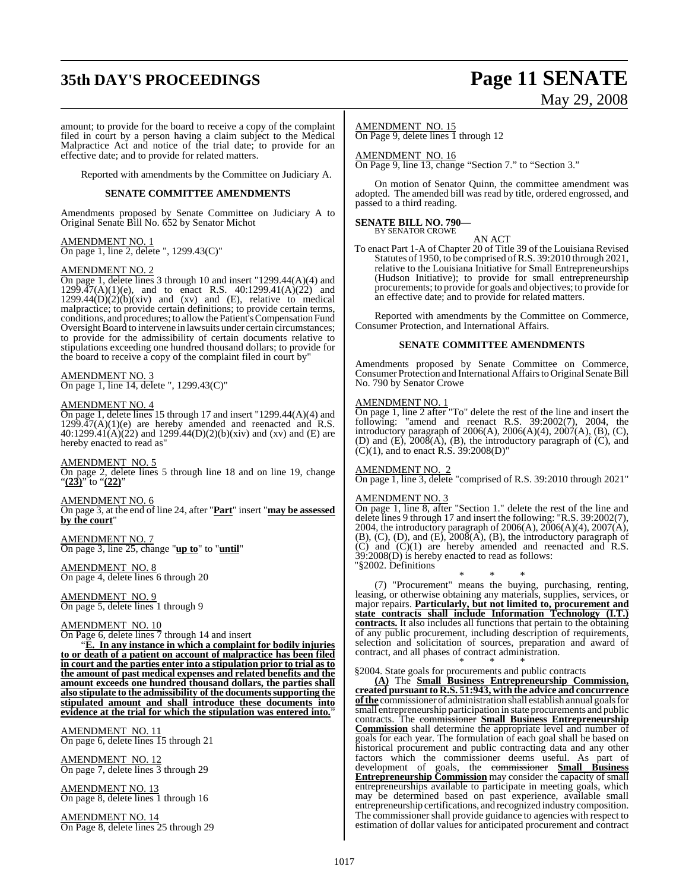amount; to provide for the board to receive a copy of the complaint filed in court by a person having a claim subject to the Medical Malpractice Act and notice of the trial date; to provide for an effective date; and to provide for related matters.

Reported with amendments by the Committee on Judiciary A.

**SENATE COMMITTEE AMENDMENTS**

Amendments proposed by Senate Committee on Judiciary A to Original Senate Bill No. 652 by Senator Michot

AMENDMENT NO. 1
On page 1, line 2, delete ", 1299.43(C)"

AMENDMENT NO. 2
On page 1, delete lines 3 through 10 and insert "1299.44(A)(4) and 1299.47(A)(1)(e), and to enact R.S. 40:1299.41(A)(22) and 1299.44(D)(2)(b)(xiv) and (xv) and (E), relative to medical malpractice; to provide certain definitions; to provide certain terms, conditions, and procedures; to allow the Patient's Compensation Fund Oversight Board to intervene in lawsuits under certain circumstances; to provide for the admissibility of certain documents relative to stipulations exceeding one hundred thousand dollars; to provide for the board to receive a copy of the complaint filed in court by"

AMENDMENT NO. 3
On page 1, line 14, delete ", 1299.43(C)"

AMENDMENT NO. 4
On page 1, delete lines 15 through 17 and insert "1299.44(A)(4) and 1299.47(A)(1)(e) are hereby amended and reenacted and R.S. 40:1299.41(A)(22) and 1299.44(D)(2)(b)(xiv) and (xv) and (E) are hereby enacted to read as"

AMENDMENT NO. 5
On page 2, delete lines 5 through line 18 and on line 19, change "**(23)**" to "**(22)**"

AMENDMENT NO. 6
On page 3, at the end of line 24, after "**Part**" insert "**may be assessed by the court**"

AMENDMENT NO. 7
On page 3, line 25, change "**up to**" to "**until**"

AMENDMENT NO. 8
On page 4, delete lines 6 through 20

AMENDMENT NO. 9
On page 5, delete lines 1 through 9

AMENDMENT NO. 10
On Page 6, delete lines 7 through 14 and insert

"**E. In any instance in which a complaint for bodily injuries to or death of a patient on account of malpractice has been filed in court and the parties enter into a stipulation prior to trial as to the amount of past medical expenses and related benefits and the amount exceeds one hundred thousand dollars, the parties shall also stipulate to the admissibility of the documents supporting the stipulated amount and shall introduce these documents into evidence at the trial for which the stipulation was entered into.**"

AMENDMENT NO. 11
On page 6, delete lines 15 through 21

AMENDMENT NO. 12
On page 7, delete lines 3 through 29

AMENDMENT NO. 13
On page 8, delete lines 1 through 16

AMENDMENT NO. 14
On Page 8, delete lines 25 through 29

AMENDMENT NO. 15
On Page 9, delete lines 1 through 12

AMENDMENT NO. 16
On Page 9, line 13, change "Section 7." to "Section 3."

On motion of Senator Quinn, the committee amendment was adopted. The amended bill was read by title, ordered engrossed, and passed to a third reading.

**SENATE BILL NO. 790—**
BY SENATOR CROWE

AN ACT

To enact Part 1-A of Chapter 20 of Title 39 of the Louisiana Revised Statutes of 1950, to be comprised of R.S. 39:2010 through 2021, relative to the Louisiana Initiative for Small Entrepreneurships (Hudson Initiative); to provide for small entrepreneurship procurements; to provide for goals and objectives; to provide for an effective date; and to provide for related matters.

Reported with amendments by the Committee on Commerce, Consumer Protection, and International Affairs.

**SENATE COMMITTEE AMENDMENTS**

Amendments proposed by Senate Committee on Commerce, Consumer Protection and International Affairs to Original Senate Bill No. 790 by Senator Crowe

AMENDMENT NO. 1
On page 1, line 2 after "To" delete the rest of the line and insert the following: "amend and reenact R.S. 39:2002(7), 2004, the introductory paragraph of 2006(A), 2006(A)(4), 2007(A), (B), (C), (D) and (E), 2008(A), (B), the introductory paragraph of (C), and (C)(1), and to enact R.S. 39:2008(D)"

AMENDMENT NO. 2
On page 1, line 3, delete "comprised of R.S. 39:2010 through 2021"

AMENDMENT NO. 3
On page 1, line 8, after "Section 1." delete the rest of the line and delete lines 9 through 17 and insert the following: "R.S. 39:2002(7), 2004, the introductory paragraph of 2006(A), 2006(A)(4), 2007(A), (B), (C), (D), and (E), 2008(A), (B), the introductory paragraph of (C) and (C)(1) are hereby amended and reenacted and R.S. 39:2008(D) is hereby enacted to read as follows:
"§2002. Definitions

\* \* \*

(7) "Procurement" means the buying, purchasing, renting, leasing, or otherwise obtaining any materials, supplies, services, or major repairs. **Particularly, but not limited to, procurement and state contracts shall include Information Technology (I.T.) contracts.** It also includes all functions that pertain to the obtaining of any public procurement, including description of requirements, selection and solicitation of sources, preparation and award of contract, and all phases of contract administration.

\* \* \*

§2004. State goals for procurements and public contracts

**(A)** The **Small Business Entrepreneurship Commission, created pursuant to R.S. 51:943, with the advice and concurrence of the** commissioner of administration shall establish annual goals for small entrepreneurship participation in state procurements and public contracts. The ~~commissioner~~ **Small Business Entrepreneurship Commission** shall determine the appropriate level and number of goals for each year. The formulation of each goal shall be based on historical procurement and public contracting data and any other factors which the commissioner deems useful. As part of development of goals, the ~~commissioner~~ **Small Business Entrepreneurship Commission** may consider the capacity of small entrepreneurships available to participate in meeting goals, which may be determined based on past experience, available small entrepreneurship certifications, and recognized industry composition. The commissioner shall provide guidance to agencies with respect to estimation of dollar values for anticipated procurement and contract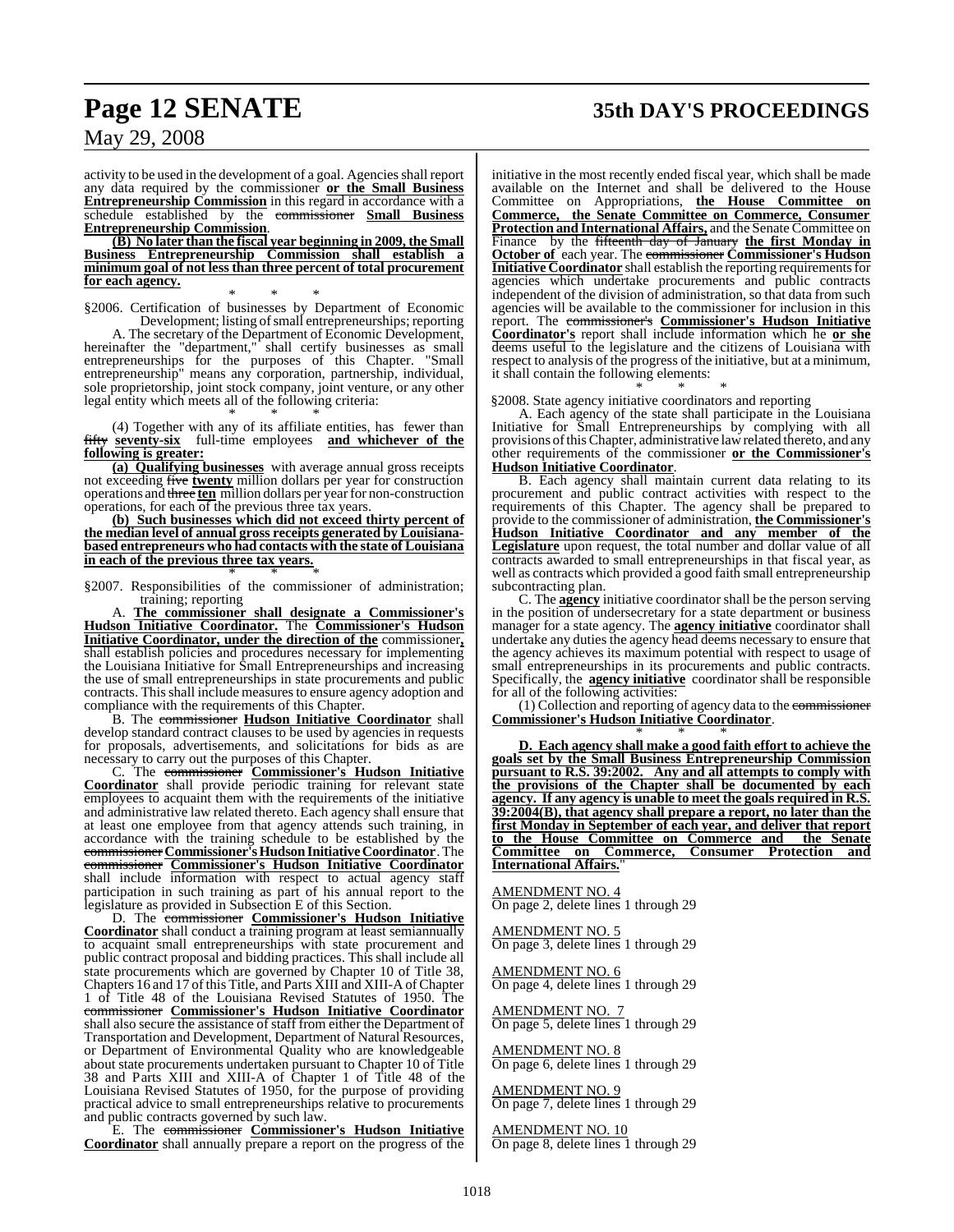activity to be used in the development of a goal. Agencies shall report any data required by the commissioner **or the Small Business Entrepreneurship Commission** in this regard in accordance with a schedule established by the ~~commissioner~~ **Small Business Entrepreneurship Commission**.

**(B) No later than the fiscal year beginning in 2009, the Small Business Entrepreneurship Commission shall establish a minimum goal of not less than three percent of total procurement for each agency.**

\* \* \*

§2006. Certification of businesses by Department of Economic Development; listing of small entrepreneurships; reporting

A. The secretary of the Department of Economic Development, hereinafter the "department," shall certify businesses as small entrepreneurships for the purposes of this Chapter. "Small entrepreneurship" means any corporation, partnership, individual, sole proprietorship, joint stock company, joint venture, or any other legal entity which meets all of the following criteria:

\* \* \*

(4) Together with any of its affiliate entities, has fewer than ~~fifty~~ **seventy-six** full-time employees **and whichever of the following is greater:**

**(a) Qualifying businesses** with average annual gross receipts not exceeding ~~five~~ **twenty** million dollars per year for construction operations and ~~three~~ **ten** million dollars per year for non-construction operations, for each of the previous three tax years.

**(b) Such businesses which did not exceed thirty percent of the median level of annual gross receipts generated by Louisiana-based entrepreneurs who had contacts with the state of Louisiana in each of the previous three tax years.**

\* \* \*

§2007. Responsibilities of the commissioner of administration; training; reporting

A. **The commissioner shall designate a Commissioner's Hudson Initiative Coordinator.** The **Commissioner's Hudson Initiative Coordinator, under the direction of the** commissioner**,** shall establish policies and procedures necessary for implementing the Louisiana Initiative for Small Entrepreneurships and increasing the use of small entrepreneurships in state procurements and public contracts. This shall include measures to ensure agency adoption and compliance with the requirements of this Chapter.

B. The ~~commissioner~~ **Hudson Initiative Coordinator** shall develop standard contract clauses to be used by agencies in requests for proposals, advertisements, and solicitations for bids as are necessary to carry out the purposes of this Chapter.

C. The ~~commissioner~~ **Commissioner's Hudson Initiative Coordinator** shall provide periodic training for relevant state employees to acquaint them with the requirements of the initiative and administrative law related thereto. Each agency shall ensure that at least one employee from that agency attends such training, in accordance with the training schedule to be established by the ~~commissioner~~ **Commissioner's Hudson Initiative Coordinator**. The ~~commissioner~~ **Commissioner's Hudson Initiative Coordinator** shall include information with respect to actual agency staff participation in such training as part of his annual report to the legislature as provided in Subsection E of this Section.

D. The ~~commissioner~~ **Commissioner's Hudson Initiative Coordinator** shall conduct a training program at least semiannually to acquaint small entrepreneurships with state procurement and public contract proposal and bidding practices. This shall include all state procurements which are governed by Chapter 10 of Title 38, Chapters 16 and 17 of this Title, and Parts XIII and XIII-A of Chapter 1 of Title 48 of the Louisiana Revised Statutes of 1950. The ~~commissioner~~ **Commissioner's Hudson Initiative Coordinator** shall also secure the assistance of staff from either the Department of Transportation and Development, Department of Natural Resources, or Department of Environmental Quality who are knowledgeable about state procurements undertaken pursuant to Chapter 10 of Title 38 and Parts XIII and XIII-A of Chapter 1 of Title 48 of the Louisiana Revised Statutes of 1950, for the purpose of providing practical advice to small entrepreneurships relative to procurements and public contracts governed by such law.

E. The ~~commissioner~~ **Commissioner's Hudson Initiative Coordinator** shall annually prepare a report on the progress of the initiative in the most recently ended fiscal year, which shall be made available on the Internet and shall be delivered to the House Committee on Appropriations, **the House Committee on Commerce, the Senate Committee on Commerce, Consumer Protection and International Affairs,** and the Senate Committee on Finance by the ~~fifteenth day of January~~ **the first Monday in October of** each year. The ~~commissioner~~ **Commissioner's Hudson Initiative Coordinator** shall establish the reporting requirements for agencies which undertake procurements and public contracts independent of the division of administration, so that data from such agencies will be available to the commissioner for inclusion in this report. The ~~commissioner's~~ **Commissioner's Hudson Initiative Coordinator's** report shall include information which he **or she** deems useful to the legislature and the citizens of Louisiana with respect to analysis of the progress of the initiative, but at a minimum, it shall contain the following elements:

\* \* \*

§2008. State agency initiative coordinators and reporting

A. Each agency of the state shall participate in the Louisiana Initiative for Small Entrepreneurships by complying with all provisions of this Chapter, administrative law related thereto, and any other requirements of the commissioner **or the Commissioner's Hudson Initiative Coordinator**.

B. Each agency shall maintain current data relating to its procurement and public contract activities with respect to the requirements of this Chapter. The agency shall be prepared to provide to the commissioner of administration, **the Commissioner's Hudson Initiative Coordinator and any member of the Legislature** upon request, the total number and dollar value of all contracts awarded to small entrepreneurships in that fiscal year, as well as contracts which provided a good faith small entrepreneurship subcontracting plan.

C. The **agency** initiative coordinator shall be the person serving in the position of undersecretary for a state department or business manager for a state agency. The **agency initiative** coordinator shall undertake any duties the agency head deems necessary to ensure that the agency achieves its maximum potential with respect to usage of small entrepreneurships in its procurements and public contracts. Specifically, the **agency initiative** coordinator shall be responsible for all of the following activities:

(1) Collection and reporting of agency data to the ~~commissioner~~ **Commissioner's Hudson Initiative Coordinator**.

\* \* \*

**D. Each agency shall make a good faith effort to achieve the goals set by the Small Business Entrepreneurship Commission pursuant to R.S. 39:2002. Any and all attempts to comply with the provisions of the Chapter shall be documented by each agency. If any agency is unable to meet the goals required in R.S. 39:2004(B), that agency shall prepare a report, no later than the first Monday in September of each year, and deliver that report to the House Committee on Commerce and the Senate Committee on Commerce, Consumer Protection and International Affairs.**"

AMENDMENT NO. 4
On page 2, delete lines 1 through 29

AMENDMENT NO. 5
On page 3, delete lines 1 through 29

AMENDMENT NO. 6
On page 4, delete lines 1 through 29

AMENDMENT NO. 7
On page 5, delete lines 1 through 29

AMENDMENT NO. 8
On page 6, delete lines 1 through 29

AMENDMENT NO. 9
On page 7, delete lines 1 through 29

AMENDMENT NO. 10
On page 8, delete lines 1 through 29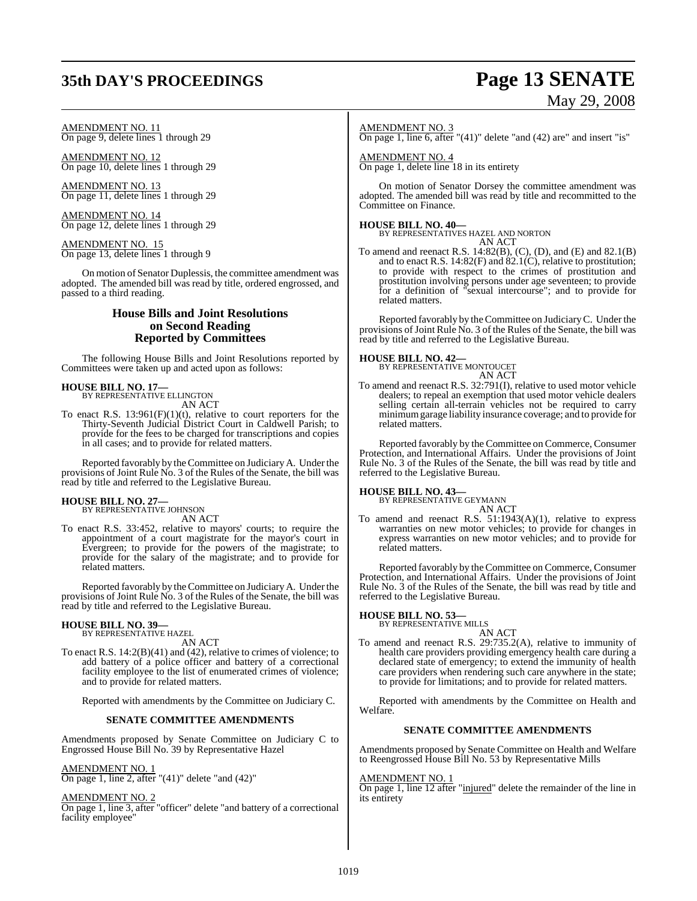AMENDMENT NO. 11
On page 9, delete lines 1 through 29

AMENDMENT NO. 12
On page 10, delete lines 1 through 29

AMENDMENT NO. 13
On page 11, delete lines 1 through 29

AMENDMENT NO. 14
On page 12, delete lines 1 through 29

AMENDMENT NO. 15
On page 13, delete lines 1 through 9

On motion of Senator Duplessis, the committee amendment was adopted. The amended bill was read by title, ordered engrossed, and passed to a third reading.

## House Bills and Joint Resolutions on Second Reading Reported by Committees

The following House Bills and Joint Resolutions reported by Committees were taken up and acted upon as follows:

**HOUSE BILL NO. 17—**
BY REPRESENTATIVE ELLINGTON
AN ACT

To enact R.S. 13:961(F)(1)(t), relative to court reporters for the Thirty-Seventh Judicial District Court in Caldwell Parish; to provide for the fees to be charged for transcriptions and copies in all cases; and to provide for related matters.

Reported favorably by the Committee on Judiciary A. Under the provisions of Joint Rule No. 3 of the Rules of the Senate, the bill was read by title and referred to the Legislative Bureau.

**HOUSE BILL NO. 27—**
BY REPRESENTATIVE JOHNSON
AN ACT

To enact R.S. 33:452, relative to mayors' courts; to require the appointment of a court magistrate for the mayor's court in Evergreen; to provide for the powers of the magistrate; to provide for the salary of the magistrate; and to provide for related matters.

Reported favorably by the Committee on Judiciary A. Under the provisions of Joint Rule No. 3 of the Rules of the Senate, the bill was read by title and referred to the Legislative Bureau.

**HOUSE BILL NO. 39—**
BY REPRESENTATIVE HAZEL
AN ACT

To enact R.S. 14:2(B)(41) and (42), relative to crimes of violence; to add battery of a police officer and battery of a correctional facility employee to the list of enumerated crimes of violence; and to provide for related matters.

Reported with amendments by the Committee on Judiciary C.

### SENATE COMMITTEE AMENDMENTS

Amendments proposed by Senate Committee on Judiciary C to Engrossed House Bill No. 39 by Representative Hazel

AMENDMENT NO. 1
On page 1, line 2, after "(41)" delete "and (42)"

AMENDMENT NO. 2
On page 1, line 3, after "officer" delete "and battery of a correctional facility employee"

AMENDMENT NO. 3
On page 1, line 6, after "(41)" delete "and (42) are" and insert "is"

AMENDMENT NO. 4
On page 1, delete line 18 in its entirety

On motion of Senator Dorsey the committee amendment was adopted. The amended bill was read by title and recommitted to the Committee on Finance.

**HOUSE BILL NO. 40—**
BY REPRESENTATIVES HAZEL AND NORTON
AN ACT

To amend and reenact R.S. 14:82(B), (C), (D), and (E) and 82.1(B) and to enact R.S. 14:82(F) and 82.1(C), relative to prostitution; to provide with respect to the crimes of prostitution and prostitution involving persons under age seventeen; to provide for a definition of "sexual intercourse"; and to provide for related matters.

Reported favorably by the Committee on Judiciary C. Under the provisions of Joint Rule No. 3 of the Rules of the Senate, the bill was read by title and referred to the Legislative Bureau.

**HOUSE BILL NO. 42—**
BY REPRESENTATIVE MONTOUCET
AN ACT

To amend and reenact R.S. 32:791(I), relative to used motor vehicle dealers; to repeal an exemption that used motor vehicle dealers selling certain all-terrain vehicles not be required to carry minimum garage liability insurance coverage; and to provide for related matters.

Reported favorably by the Committee on Commerce, Consumer Protection, and International Affairs. Under the provisions of Joint Rule No. 3 of the Rules of the Senate, the bill was read by title and referred to the Legislative Bureau.

**HOUSE BILL NO. 43—**
BY REPRESENTATIVE GEYMANN
AN ACT

To amend and reenact R.S. 51:1943(A)(1), relative to express warranties on new motor vehicles; to provide for changes in express warranties on new motor vehicles; and to provide for related matters.

Reported favorably by the Committee on Commerce, Consumer Protection, and International Affairs. Under the provisions of Joint Rule No. 3 of the Rules of the Senate, the bill was read by title and referred to the Legislative Bureau.

**HOUSE BILL NO. 53—**
BY REPRESENTATIVE MILLS
AN ACT

To amend and reenact R.S. 29:735.2(A), relative to immunity of health care providers providing emergency health care during a declared state of emergency; to extend the immunity of health care providers when rendering such care anywhere in the state; to provide for limitations; and to provide for related matters.

Reported with amendments by the Committee on Health and Welfare.

### SENATE COMMITTEE AMENDMENTS

Amendments proposed by Senate Committee on Health and Welfare to Reengrossed House Bill No. 53 by Representative Mills

AMENDMENT NO. 1
On page 1, line 12 after "injured" delete the remainder of the line in its entirety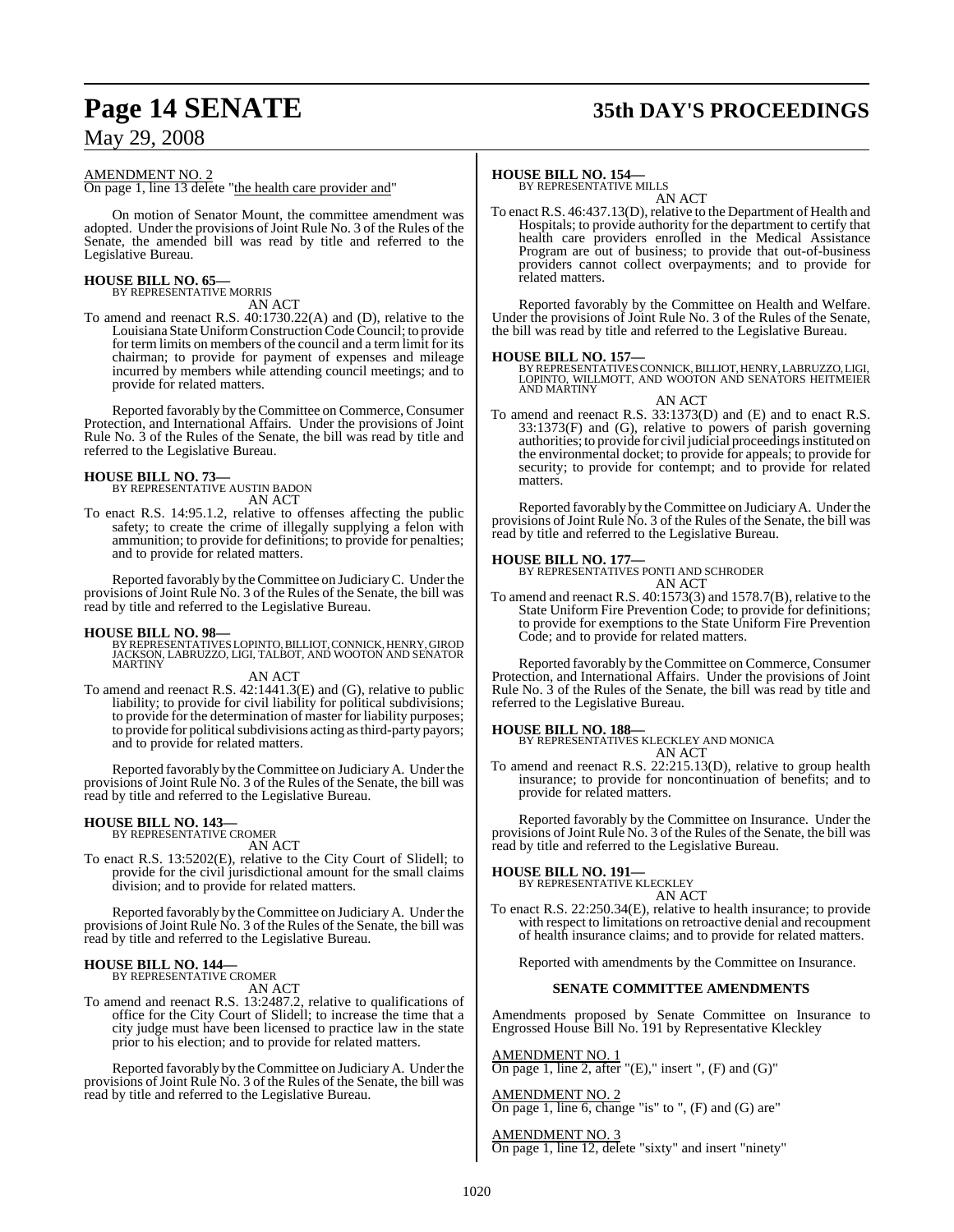AMENDMENT NO. 2

On page 1, line 13 delete "the health care provider and"

On motion of Senator Mount, the committee amendment was adopted. Under the provisions of Joint Rule No. 3 of the Rules of the Senate, the amended bill was read by title and referred to the Legislative Bureau.

**HOUSE BILL NO. 65—**
BY REPRESENTATIVE MORRIS

AN ACT

To amend and reenact R.S. 40:1730.22(A) and (D), relative to the Louisiana State Uniform Construction Code Council; to provide for term limits on members of the council and a term limit for its chairman; to provide for payment of expenses and mileage incurred by members while attending council meetings; and to provide for related matters.

Reported favorably by the Committee on Commerce, Consumer Protection, and International Affairs. Under the provisions of Joint Rule No. 3 of the Rules of the Senate, the bill was read by title and referred to the Legislative Bureau.

**HOUSE BILL NO. 73—**
BY REPRESENTATIVE AUSTIN BADON

AN ACT

To enact R.S. 14:95.1.2, relative to offenses affecting the public safety; to create the crime of illegally supplying a felon with ammunition; to provide for definitions; to provide for penalties; and to provide for related matters.

Reported favorably by the Committee on Judiciary C. Under the provisions of Joint Rule No. 3 of the Rules of the Senate, the bill was read by title and referred to the Legislative Bureau.

**HOUSE BILL NO. 98—**
BY REPRESENTATIVES LOPINTO, BILLIOT, CONNICK, HENRY, GIROD JACKSON, LABRUZZO, LIGI, TALBOT, AND WOOTON AND SENATOR MARTINY

AN ACT

To amend and reenact R.S. 42:1441.3(E) and (G), relative to public liability; to provide for civil liability for political subdivisions; to provide for the determination of master for liability purposes; to provide for political subdivisions acting as third-party payors; and to provide for related matters.

Reported favorably by the Committee on Judiciary A. Under the provisions of Joint Rule No. 3 of the Rules of the Senate, the bill was read by title and referred to the Legislative Bureau.

**HOUSE BILL NO. 143—**
BY REPRESENTATIVE CROMER

AN ACT

To enact R.S. 13:5202(E), relative to the City Court of Slidell; to provide for the civil jurisdictional amount for the small claims division; and to provide for related matters.

Reported favorably by the Committee on Judiciary A. Under the provisions of Joint Rule No. 3 of the Rules of the Senate, the bill was read by title and referred to the Legislative Bureau.

**HOUSE BILL NO. 144—**
BY REPRESENTATIVE CROMER

AN ACT

To amend and reenact R.S. 13:2487.2, relative to qualifications of office for the City Court of Slidell; to increase the time that a city judge must have been licensed to practice law in the state prior to his election; and to provide for related matters.

Reported favorably by the Committee on Judiciary A. Under the provisions of Joint Rule No. 3 of the Rules of the Senate, the bill was read by title and referred to the Legislative Bureau.

**HOUSE BILL NO. 154—**
BY REPRESENTATIVE MILLS

AN ACT

To enact R.S. 46:437.13(D), relative to the Department of Health and Hospitals; to provide authority for the department to certify that health care providers enrolled in the Medical Assistance Program are out of business; to provide that out-of-business providers cannot collect overpayments; and to provide for related matters.

Reported favorably by the Committee on Health and Welfare. Under the provisions of Joint Rule No. 3 of the Rules of the Senate, the bill was read by title and referred to the Legislative Bureau.

**HOUSE BILL NO. 157—**
BY REPRESENTATIVES CONNICK, BILLIOT, HENRY, LABRUZZO, LIGI, LOPINTO, WILLMOTT, AND WOOTON AND SENATORS HEITMEIER AND MARTINY

AN ACT

To amend and reenact R.S. 33:1373(D) and (E) and to enact R.S. 33:1373(F) and (G), relative to powers of parish governing authorities; to provide for civil judicial proceedings instituted on the environmental docket; to provide for appeals; to provide for security; to provide for contempt; and to provide for related matters.

Reported favorably by the Committee on Judiciary A. Under the provisions of Joint Rule No. 3 of the Rules of the Senate, the bill was read by title and referred to the Legislative Bureau.

**HOUSE BILL NO. 177—**
BY REPRESENTATIVES PONTI AND SCHRODER

AN ACT

To amend and reenact R.S. 40:1573(3) and 1578.7(B), relative to the State Uniform Fire Prevention Code; to provide for definitions; to provide for exemptions to the State Uniform Fire Prevention Code; and to provide for related matters.

Reported favorably by the Committee on Commerce, Consumer Protection, and International Affairs. Under the provisions of Joint Rule No. 3 of the Rules of the Senate, the bill was read by title and referred to the Legislative Bureau.

**HOUSE BILL NO. 188—**
BY REPRESENTATIVES KLECKLEY AND MONICA

AN ACT

To amend and reenact R.S. 22:215.13(D), relative to group health insurance; to provide for noncontinuation of benefits; and to provide for related matters.

Reported favorably by the Committee on Insurance. Under the provisions of Joint Rule No. 3 of the Rules of the Senate, the bill was read by title and referred to the Legislative Bureau.

**HOUSE BILL NO. 191—**
BY REPRESENTATIVE KLECKLEY

AN ACT

To enact R.S. 22:250.34(E), relative to health insurance; to provide with respect to limitations on retroactive denial and recoupment of health insurance claims; and to provide for related matters.

Reported with amendments by the Committee on Insurance.

**SENATE COMMITTEE AMENDMENTS**

Amendments proposed by Senate Committee on Insurance to Engrossed House Bill No. 191 by Representative Kleckley

AMENDMENT NO. 1

On page 1, line 2, after "(E)," insert ", (F) and (G)"

AMENDMENT NO. 2

On page 1, line 6, change "is" to ", (F) and (G) are"

AMENDMENT NO. 3

On page 1, line 12, delete "sixty" and insert "ninety"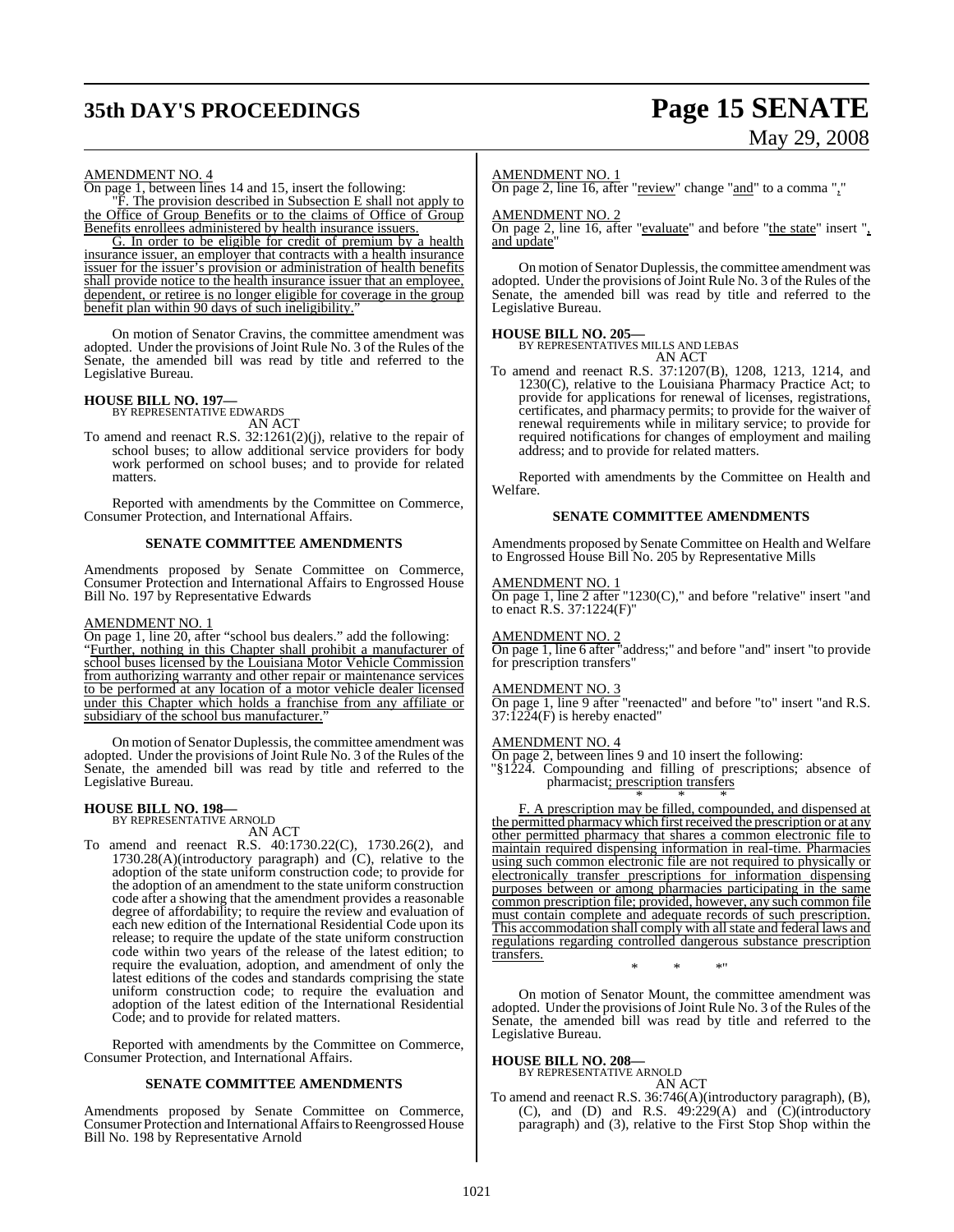AMENDMENT NO. 4

On page 1, between lines 14 and 15, insert the following:

"F. The provision described in Subsection E shall not apply to the Office of Group Benefits or to the claims of Office of Group Benefits enrollees administered by health insurance issuers.

G. In order to be eligible for credit of premium by a health insurance issuer, an employer that contracts with a health insurance issuer for the issuer's provision or administration of health benefits shall provide notice to the health insurance issuer that an employee, dependent, or retiree is no longer eligible for coverage in the group benefit plan within 90 days of such ineligibility."

On motion of Senator Cravins, the committee amendment was adopted. Under the provisions of Joint Rule No. 3 of the Rules of the Senate, the amended bill was read by title and referred to the Legislative Bureau.

**HOUSE BILL NO. 197—**
BY REPRESENTATIVE EDWARDS
AN ACT

To amend and reenact R.S. 32:1261(2)(j), relative to the repair of school buses; to allow additional service providers for body work performed on school buses; and to provide for related matters.

Reported with amendments by the Committee on Commerce, Consumer Protection, and International Affairs.

**SENATE COMMITTEE AMENDMENTS**

Amendments proposed by Senate Committee on Commerce, Consumer Protection and International Affairs to Engrossed House Bill No. 197 by Representative Edwards

AMENDMENT NO. 1

On page 1, line 20, after "school bus dealers." add the following:
"Further, nothing in this Chapter shall prohibit a manufacturer of school buses licensed by the Louisiana Motor Vehicle Commission from authorizing warranty and other repair or maintenance services to be performed at any location of a motor vehicle dealer licensed under this Chapter which holds a franchise from any affiliate or subsidiary of the school bus manufacturer."

On motion of Senator Duplessis, the committee amendment was adopted. Under the provisions of Joint Rule No. 3 of the Rules of the Senate, the amended bill was read by title and referred to the Legislative Bureau.

**HOUSE BILL NO. 198—**
BY REPRESENTATIVE ARNOLD
AN ACT

To amend and reenact R.S. 40:1730.22(C), 1730.26(2), and 1730.28(A)(introductory paragraph) and (C), relative to the adoption of the state uniform construction code; to provide for the adoption of an amendment to the state uniform construction code after a showing that the amendment provides a reasonable degree of affordability; to require the review and evaluation of each new edition of the International Residential Code upon its release; to require the update of the state uniform construction code within two years of the release of the latest edition; to require the evaluation, adoption, and amendment of only the latest editions of the codes and standards comprising the state uniform construction code; to require the evaluation and adoption of the latest edition of the International Residential Code; and to provide for related matters.

Reported with amendments by the Committee on Commerce, Consumer Protection, and International Affairs.

**SENATE COMMITTEE AMENDMENTS**

Amendments proposed by Senate Committee on Commerce, Consumer Protection and International Affairs to Reengrossed House Bill No. 198 by Representative Arnold

AMENDMENT NO. 1

On page 2, line 16, after "review" change "and" to a comma ","

AMENDMENT NO. 2

On page 2, line 16, after "evaluate" and before "the state" insert ", and update"

On motion of Senator Duplessis, the committee amendment was adopted. Under the provisions of Joint Rule No. 3 of the Rules of the Senate, the amended bill was read by title and referred to the Legislative Bureau.

**HOUSE BILL NO. 205—**
BY REPRESENTATIVES MILLS AND LEBAS
AN ACT

To amend and reenact R.S. 37:1207(B), 1208, 1213, 1214, and 1230(C), relative to the Louisiana Pharmacy Practice Act; to provide for applications for renewal of licenses, registrations, certificates, and pharmacy permits; to provide for the waiver of renewal requirements while in military service; to provide for required notifications for changes of employment and mailing address; and to provide for related matters.

Reported with amendments by the Committee on Health and Welfare.

**SENATE COMMITTEE AMENDMENTS**

Amendments proposed by Senate Committee on Health and Welfare to Engrossed House Bill No. 205 by Representative Mills

AMENDMENT NO. 1

On page 1, line 2 after "1230(C)," and before "relative" insert "and to enact R.S. 37:1224(F)"

AMENDMENT NO. 2

On page 1, line 6 after "address;" and before "and" insert "to provide for prescription transfers"

AMENDMENT NO. 3

On page 1, line 9 after "reenacted" and before "to" insert "and R.S. 37:1224(F) is hereby enacted"

AMENDMENT NO. 4

On page 2, between lines 9 and 10 insert the following:

"§1224. Compounding and filling of prescriptions; absence of pharmacist; prescription transfers

\* \* \*

F. A prescription may be filled, compounded, and dispensed at the permitted pharmacy which first received the prescription or at any other permitted pharmacy that shares a common electronic file to maintain required dispensing information in real-time. Pharmacies using such common electronic file are not required to physically or electronically transfer prescriptions for information dispensing purposes between or among pharmacies participating in the same common prescription file; provided, however, any such common file must contain complete and adequate records of such prescription. This accommodation shall comply with all state and federal laws and regulations regarding controlled dangerous substance prescription transfers.

\* \* \*"

On motion of Senator Mount, the committee amendment was adopted. Under the provisions of Joint Rule No. 3 of the Rules of the Senate, the amended bill was read by title and referred to the Legislative Bureau.

**HOUSE BILL NO. 208—**
BY REPRESENTATIVE ARNOLD
AN ACT

To amend and reenact R.S. 36:746(A)(introductory paragraph), (B), (C), and (D) and R.S. 49:229(A) and (C)(introductory paragraph) and (3), relative to the First Stop Shop within the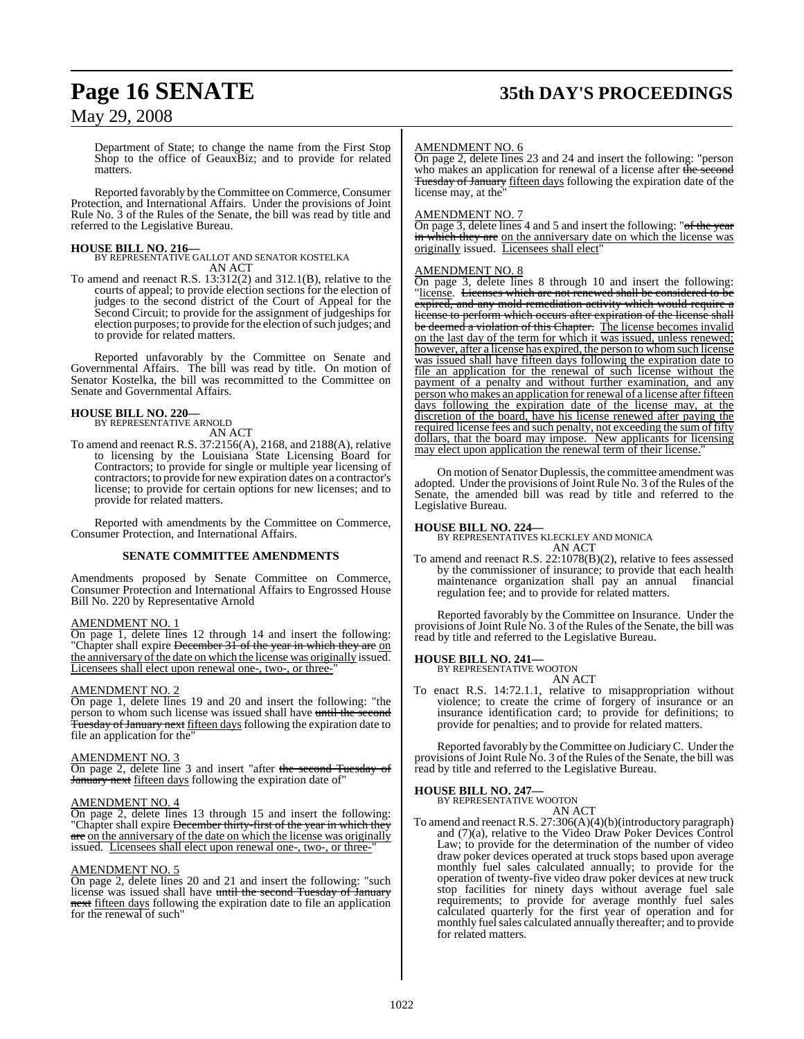Department of State; to change the name from the First Stop Shop to the office of GeauxBiz; and to provide for related matters.

Reported favorably by the Committee on Commerce, Consumer Protection, and International Affairs. Under the provisions of Joint Rule No. 3 of the Rules of the Senate, the bill was read by title and referred to the Legislative Bureau.

**HOUSE BILL NO. 216—**
BY REPRESENTATIVE GALLOT AND SENATOR KOSTELKA
AN ACT

To amend and reenact R.S. 13:312(2) and 312.1(B), relative to the courts of appeal; to provide election sections for the election of judges to the second district of the Court of Appeal for the Second Circuit; to provide for the assignment of judgeships for election purposes; to provide for the election of such judges; and to provide for related matters.

Reported unfavorably by the Committee on Senate and Governmental Affairs. The bill was read by title. On motion of Senator Kostelka, the bill was recommitted to the Committee on Senate and Governmental Affairs.

**HOUSE BILL NO. 220—**
BY REPRESENTATIVE ARNOLD
AN ACT

To amend and reenact R.S. 37:2156(A), 2168, and 2188(A), relative to licensing by the Louisiana State Licensing Board for Contractors; to provide for single or multiple year licensing of contractors; to provide for new expiration dates on a contractor's license; to provide for certain options for new licenses; and to provide for related matters.

Reported with amendments by the Committee on Commerce, Consumer Protection, and International Affairs.

**SENATE COMMITTEE AMENDMENTS**

Amendments proposed by Senate Committee on Commerce, Consumer Protection and International Affairs to Engrossed House Bill No. 220 by Representative Arnold

AMENDMENT NO. 1
On page 1, delete lines 12 through 14 and insert the following: "Chapter shall expire ~~December 31 of the year in which they are~~ on the anniversary of the date on which the license was originally issued. Licensees shall elect upon renewal one-, two-, or three-"

AMENDMENT NO. 2
On page 1, delete lines 19 and 20 and insert the following: "the person to whom such license was issued shall have ~~until the second Tuesday of January next~~ fifteen days following the expiration date to file an application for the"

AMENDMENT NO. 3
On page 2, delete line 3 and insert "after ~~the second Tuesday of January next~~ fifteen days following the expiration date of"

AMENDMENT NO. 4
On page 2, delete lines 13 through 15 and insert the following: "Chapter shall expire ~~December thirty-first of the year in which they are~~ on the anniversary of the date on which the license was originally issued. Licensees shall elect upon renewal one-, two-, or three-"

AMENDMENT NO. 5
On page 2, delete lines 20 and 21 and insert the following: "such license was issued shall have ~~until the second Tuesday of January next~~ fifteen days following the expiration date to file an application for the renewal of such"

AMENDMENT NO. 6
On page 2, delete lines 23 and 24 and insert the following: "person who makes an application for renewal of a license after ~~the second Tuesday of January~~ fifteen days following the expiration date of the license may, at the"

AMENDMENT NO. 7
On page 3, delete lines 4 and 5 and insert the following: "~~of the year in which they are~~ on the anniversary date on which the license was originally issued. Licensees shall elect"

AMENDMENT NO. 8
On page 3, delete lines 8 through 10 and insert the following: "license. ~~Licenses which are not renewed shall be considered to be expired, and any mold remediation activity which would require a license to perform which occurs after expiration of the license shall be deemed a violation of this Chapter.~~ The license becomes invalid on the last day of the term for which it was issued, unless renewed; however, after a license has expired, the person to whom such license was issued shall have fifteen days following the expiration date to file an application for the renewal of such license without the payment of a penalty and without further examination, and any person who makes an application for renewal of a license after fifteen days following the expiration date of the license may, at the discretion of the board, have his license renewed after paying the required license fees and such penalty, not exceeding the sum of fifty dollars, that the board may impose. New applicants for licensing may elect upon application the renewal term of their license."

On motion of Senator Duplessis, the committee amendment was adopted. Under the provisions of Joint Rule No. 3 of the Rules of the Senate, the amended bill was read by title and referred to the Legislative Bureau.

**HOUSE BILL NO. 224—**
BY REPRESENTATIVES KLECKLEY AND MONICA
AN ACT

To amend and reenact R.S. 22:1078(B)(2), relative to fees assessed by the commissioner of insurance; to provide that each health maintenance organization shall pay an annual financial regulation fee; and to provide for related matters.

Reported favorably by the Committee on Insurance. Under the provisions of Joint Rule No. 3 of the Rules of the Senate, the bill was read by title and referred to the Legislative Bureau.

**HOUSE BILL NO. 241—**
BY REPRESENTATIVE WOOTON
AN ACT

To enact R.S. 14:72.1.1, relative to misappropriation without violence; to create the crime of forgery of insurance or an insurance identification card; to provide for definitions; to provide for penalties; and to provide for related matters.

Reported favorably by the Committee on Judiciary C. Under the provisions of Joint Rule No. 3 of the Rules of the Senate, the bill was read by title and referred to the Legislative Bureau.

**HOUSE BILL NO. 247—**
BY REPRESENTATIVE WOOTON
AN ACT

To amend and reenact R.S. 27:306(A)(4)(b)(introductory paragraph) and (7)(a), relative to the Video Draw Poker Devices Control Law; to provide for the determination of the number of video draw poker devices operated at truck stops based upon average monthly fuel sales calculated annually; to provide for the operation of twenty-five video draw poker devices at new truck stop facilities for ninety days without average fuel sale requirements; to provide for average monthly fuel sales calculated quarterly for the first year of operation and for monthly fuel sales calculated annually thereafter; and to provide for related matters.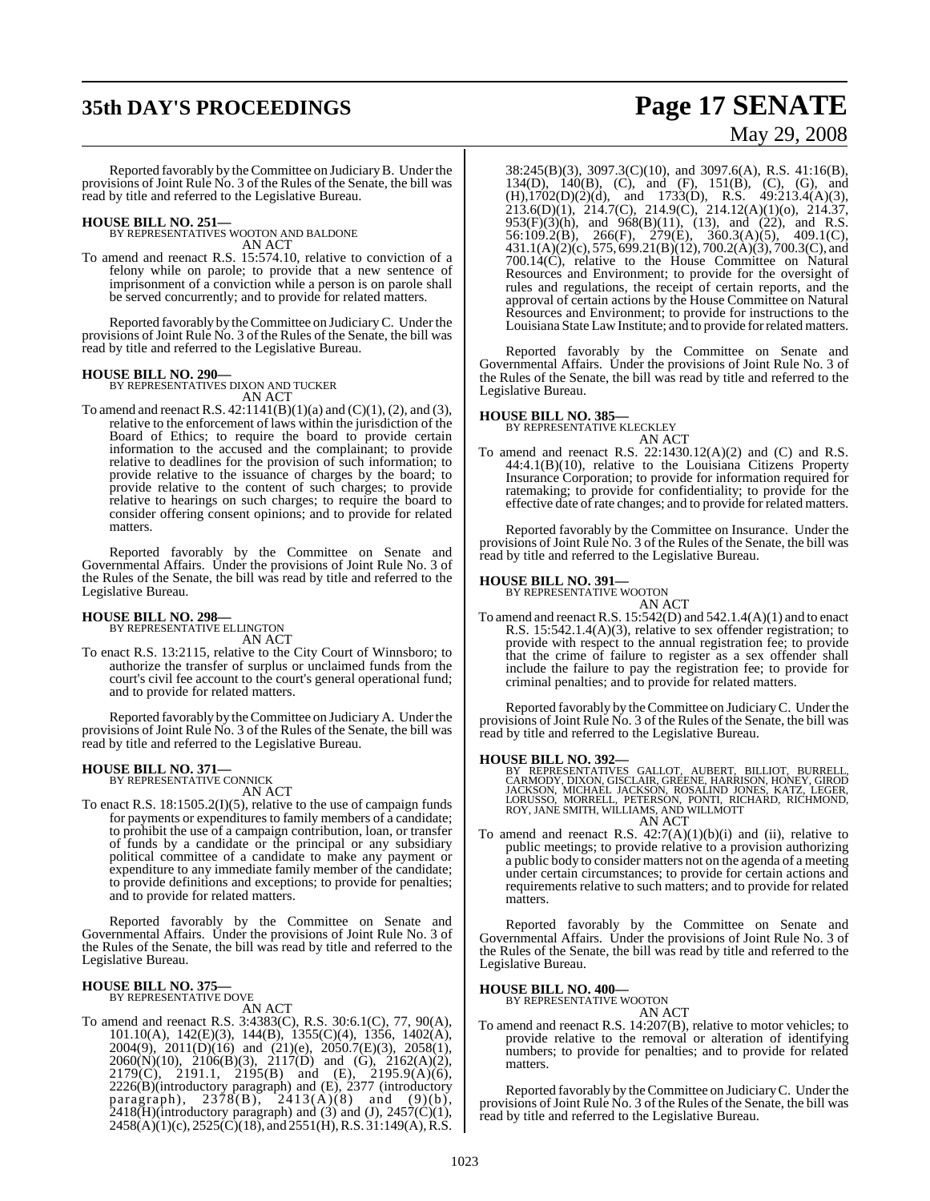Reported favorably by the Committee on Judiciary B. Under the provisions of Joint Rule No. 3 of the Rules of the Senate, the bill was read by title and referred to the Legislative Bureau.

**HOUSE BILL NO. 251—**
BY REPRESENTATIVES WOOTON AND BALDONE
AN ACT

To amend and reenact R.S. 15:574.10, relative to conviction of a felony while on parole; to provide that a new sentence of imprisonment of a conviction while a person is on parole shall be served concurrently; and to provide for related matters.

Reported favorably by the Committee on Judiciary C. Under the provisions of Joint Rule No. 3 of the Rules of the Senate, the bill was read by title and referred to the Legislative Bureau.

**HOUSE BILL NO. 290—**
BY REPRESENTATIVES DIXON AND TUCKER
AN ACT

To amend and reenact R.S. 42:1141(B)(1)(a) and (C)(1), (2), and (3), relative to the enforcement of laws within the jurisdiction of the Board of Ethics; to require the board to provide certain information to the accused and the complainant; to provide relative to deadlines for the provision of such information; to provide relative to the issuance of charges by the board; to provide relative to the content of such charges; to provide relative to hearings on such charges; to require the board to consider offering consent opinions; and to provide for related matters.

Reported favorably by the Committee on Senate and Governmental Affairs. Under the provisions of Joint Rule No. 3 of the Rules of the Senate, the bill was read by title and referred to the Legislative Bureau.

**HOUSE BILL NO. 298—**
BY REPRESENTATIVE ELLINGTON
AN ACT

To enact R.S. 13:2115, relative to the City Court of Winnsboro; to authorize the transfer of surplus or unclaimed funds from the court's civil fee account to the court's general operational fund; and to provide for related matters.

Reported favorably by the Committee on Judiciary A. Under the provisions of Joint Rule No. 3 of the Rules of the Senate, the bill was read by title and referred to the Legislative Bureau.

**HOUSE BILL NO. 371—**
BY REPRESENTATIVE CONNICK
AN ACT

To enact R.S. 18:1505.2(I)(5), relative to the use of campaign funds for payments or expenditures to family members of a candidate; to prohibit the use of a campaign contribution, loan, or transfer of funds by a candidate or the principal or any subsidiary political committee of a candidate to make any payment or expenditure to any immediate family member of the candidate; to provide definitions and exceptions; to provide for penalties; and to provide for related matters.

Reported favorably by the Committee on Senate and Governmental Affairs. Under the provisions of Joint Rule No. 3 of the Rules of the Senate, the bill was read by title and referred to the Legislative Bureau.

**HOUSE BILL NO. 375—**
BY REPRESENTATIVE DOVE
AN ACT

To amend and reenact R.S. 3:4383(C), R.S. 30:6.1(C), 77, 90(A), 101.10(A), 142(E)(3), 144(B), 1355(C)(4), 1356, 1402(A), 2004(9), 2011(D)(16) and (21)(e), 2050.7(E)(3), 2058(1), 2060(N)(10), 2106(B)(3), 2117(D) and (G), 2162(A)(2), 2179(C), 2191.1, 2195(B) and (E), 2195.9(A)(6), 2226(B)(introductory paragraph) and (E), 2377 (introductory paragraph), 2378(B), 2413(A)(8) and (9)(b), 2418(H)(introductory paragraph) and (3) and (J), 2457(C)(1), 2458(A)(1)(c), 2525(C)(18), and 2551(H), R.S. 31:149(A), R.S. 38:245(B)(3), 3097.3(C)(10), and 3097.6(A), R.S. 41:16(B), 134(D), 140(B), (C), and (F), 151(B), (C), (G), and (H),1702(D)(2)(d), and 1733(D), R.S. 49:213.4(A)(3), 213.6(D)(1), 214.7(C), 214.9(C), 214.12(A)(1)(o), 214.37, 953(F)(3)(h), and 968(B)(11), (13), and (22), and R.S. 56:109.2(B), 266(F), 279(E), 360.3(A)(5), 409.1(C), 431.1(A)(2)(c), 575, 699.21(B)(12), 700.2(A)(3), 700.3(C), and 700.14(C), relative to the House Committee on Natural Resources and Environment; to provide for the oversight of rules and regulations, the receipt of certain reports, and the approval of certain actions by the House Committee on Natural Resources and Environment; to provide for instructions to the Louisiana State Law Institute; and to provide for related matters.

Reported favorably by the Committee on Senate and Governmental Affairs. Under the provisions of Joint Rule No. 3 of the Rules of the Senate, the bill was read by title and referred to the Legislative Bureau.

**HOUSE BILL NO. 385—**
BY REPRESENTATIVE KLECKLEY
AN ACT

To amend and reenact R.S. 22:1430.12(A)(2) and (C) and R.S. 44:4.1(B)(10), relative to the Louisiana Citizens Property Insurance Corporation; to provide for information required for ratemaking; to provide for confidentiality; to provide for the effective date of rate changes; and to provide for related matters.

Reported favorably by the Committee on Insurance. Under the provisions of Joint Rule No. 3 of the Rules of the Senate, the bill was read by title and referred to the Legislative Bureau.

**HOUSE BILL NO. 391—**
BY REPRESENTATIVE WOOTON
AN ACT

To amend and reenact R.S. 15:542(D) and 542.1.4(A)(1) and to enact R.S. 15:542.1.4(A)(3), relative to sex offender registration; to provide with respect to the annual registration fee; to provide that the crime of failure to register as a sex offender shall include the failure to pay the registration fee; to provide for criminal penalties; and to provide for related matters.

Reported favorably by the Committee on Judiciary C. Under the provisions of Joint Rule No. 3 of the Rules of the Senate, the bill was read by title and referred to the Legislative Bureau.

**HOUSE BILL NO. 392—**
BY REPRESENTATIVES GALLOT, AUBERT, BILLIOT, BURRELL, CARMODY, DIXON, GISCLAIR, GREENE, HARRISON, HONEY, GIROD JACKSON, MICHAEL JACKSON, ROSALIND JONES, KATZ, LEGER, LORUSSO, MORRELL, PETERSON, PONTI, RICHARD, RICHMOND, ROY, JANE SMITH, WILLIAMS, AND WILLMOTT
AN ACT

To amend and reenact R.S. 42:7(A)(1)(b)(i) and (ii), relative to public meetings; to provide relative to a provision authorizing a public body to consider matters not on the agenda of a meeting under certain circumstances; to provide for certain actions and requirements relative to such matters; and to provide for related matters.

Reported favorably by the Committee on Senate and Governmental Affairs. Under the provisions of Joint Rule No. 3 of the Rules of the Senate, the bill was read by title and referred to the Legislative Bureau.

**HOUSE BILL NO. 400—**
BY REPRESENTATIVE WOOTON
AN ACT

To amend and reenact R.S. 14:207(B), relative to motor vehicles; to provide relative to the removal or alteration of identifying numbers; to provide for penalties; and to provide for related matters.

Reported favorably by the Committee on Judiciary C. Under the provisions of Joint Rule No. 3 of the Rules of the Senate, the bill was read by title and referred to the Legislative Bureau.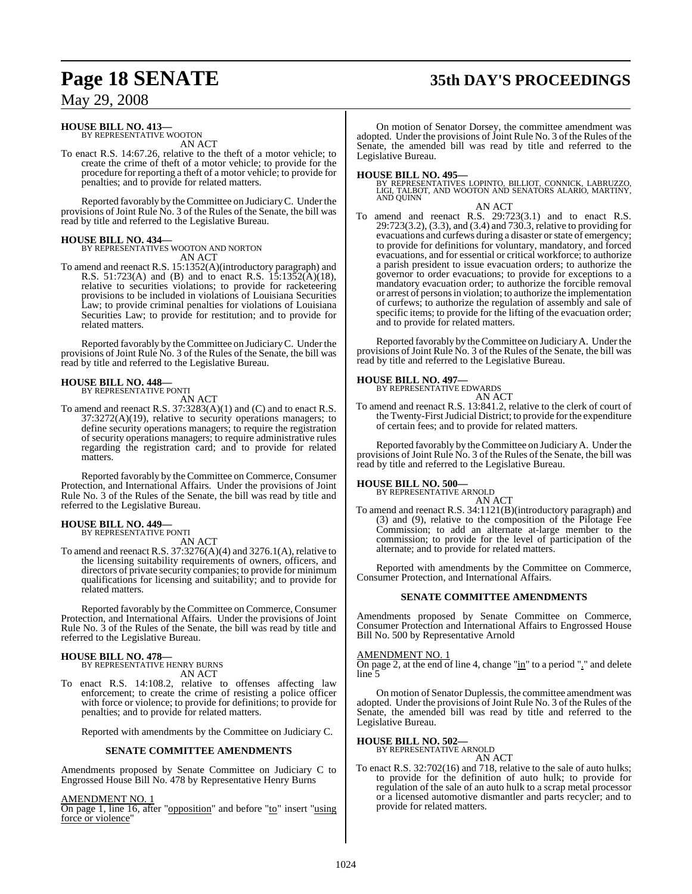**HOUSE BILL NO. 413—**
BY REPRESENTATIVE WOOTON

AN ACT

To enact R.S. 14:67.26, relative to the theft of a motor vehicle; to create the crime of theft of a motor vehicle; to provide for the procedure for reporting a theft of a motor vehicle; to provide for penalties; and to provide for related matters.

Reported favorably by the Committee on Judiciary C. Under the provisions of Joint Rule No. 3 of the Rules of the Senate, the bill was read by title and referred to the Legislative Bureau.

**HOUSE BILL NO. 434—**
BY REPRESENTATIVES WOOTON AND NORTON

AN ACT

To amend and reenact R.S. 15:1352(A)(introductory paragraph) and R.S. 51:723(A) and (B) and to enact R.S. 15:1352(A)(18), relative to securities violations; to provide for racketeering provisions to be included in violations of Louisiana Securities Law; to provide criminal penalties for violations of Louisiana Securities Law; to provide for restitution; and to provide for related matters.

Reported favorably by the Committee on Judiciary C. Under the provisions of Joint Rule No. 3 of the Rules of the Senate, the bill was read by title and referred to the Legislative Bureau.

**HOUSE BILL NO. 448—**
BY REPRESENTATIVE PONTI

AN ACT

To amend and reenact R.S. 37:3283(A)(1) and (C) and to enact R.S. 37:3272(A)(19), relative to security operations managers; to define security operations managers; to require the registration of security operations managers; to require administrative rules regarding the registration card; and to provide for related matters.

Reported favorably by the Committee on Commerce, Consumer Protection, and International Affairs. Under the provisions of Joint Rule No. 3 of the Rules of the Senate, the bill was read by title and referred to the Legislative Bureau.

**HOUSE BILL NO. 449—**
BY REPRESENTATIVE PONTI

AN ACT

To amend and reenact R.S. 37:3276(A)(4) and 3276.1(A), relative to the licensing suitability requirements of owners, officers, and directors of private security companies; to provide for minimum qualifications for licensing and suitability; and to provide for related matters.

Reported favorably by the Committee on Commerce, Consumer Protection, and International Affairs. Under the provisions of Joint Rule No. 3 of the Rules of the Senate, the bill was read by title and referred to the Legislative Bureau.

**HOUSE BILL NO. 478—**
BY REPRESENTATIVE HENRY BURNS

AN ACT

To enact R.S. 14:108.2, relative to offenses affecting law enforcement; to create the crime of resisting a police officer with force or violence; to provide for definitions; to provide for penalties; and to provide for related matters.

Reported with amendments by the Committee on Judiciary C.

**SENATE COMMITTEE AMENDMENTS**

Amendments proposed by Senate Committee on Judiciary C to Engrossed House Bill No. 478 by Representative Henry Burns

AMENDMENT NO. 1
On page 1, line 16, after "opposition" and before "to" insert "using force or violence"

On motion of Senator Dorsey, the committee amendment was adopted. Under the provisions of Joint Rule No. 3 of the Rules of the Senate, the amended bill was read by title and referred to the Legislative Bureau.

**HOUSE BILL NO. 495—**
BY REPRESENTATIVES LOPINTO, BILLIOT, CONNICK, LABRUZZO, LIGI, TALBOT, AND WOOTON AND SENATORS ALARIO, MARTINY, AND QUINN

AN ACT

To amend and reenact R.S. 29:723(3.1) and to enact R.S. 29:723(3.2), (3.3), and (3.4) and 730.3, relative to providing for evacuations and curfews during a disaster or state of emergency; to provide for definitions for voluntary, mandatory, and forced evacuations, and for essential or critical workforce; to authorize a parish president to issue evacuation orders; to authorize the governor to order evacuations; to provide for exceptions to a mandatory evacuation order; to authorize the forcible removal or arrest of persons in violation; to authorize the implementation of curfews; to authorize the regulation of assembly and sale of specific items; to provide for the lifting of the evacuation order; and to provide for related matters.

Reported favorably by the Committee on Judiciary A. Under the provisions of Joint Rule No. 3 of the Rules of the Senate, the bill was read by title and referred to the Legislative Bureau.

**HOUSE BILL NO. 497—**
BY REPRESENTATIVE EDWARDS

AN ACT

To amend and reenact R.S. 13:841.2, relative to the clerk of court of the Twenty-First Judicial District; to provide for the expenditure of certain fees; and to provide for related matters.

Reported favorably by the Committee on Judiciary A. Under the provisions of Joint Rule No. 3 of the Rules of the Senate, the bill was read by title and referred to the Legislative Bureau.

**HOUSE BILL NO. 500—**
BY REPRESENTATIVE ARNOLD

AN ACT

To amend and reenact R.S. 34:1121(B)(introductory paragraph) and (3) and (9), relative to the composition of the Pilotage Fee Commission; to add an alternate at-large member to the commission; to provide for the level of participation of the alternate; and to provide for related matters.

Reported with amendments by the Committee on Commerce, Consumer Protection, and International Affairs.

**SENATE COMMITTEE AMENDMENTS**

Amendments proposed by Senate Committee on Commerce, Consumer Protection and International Affairs to Engrossed House Bill No. 500 by Representative Arnold

AMENDMENT NO. 1
On page 2, at the end of line 4, change "in" to a period "." and delete line 5

On motion of Senator Duplessis, the committee amendment was adopted. Under the provisions of Joint Rule No. 3 of the Rules of the Senate, the amended bill was read by title and referred to the Legislative Bureau.

**HOUSE BILL NO. 502—**
BY REPRESENTATIVE ARNOLD

AN ACT

To enact R.S. 32:702(16) and 718, relative to the sale of auto hulks; to provide for the definition of auto hulk; to provide for regulation of the sale of an auto hulk to a scrap metal processor or a licensed automotive dismantler and parts recycler; and to provide for related matters.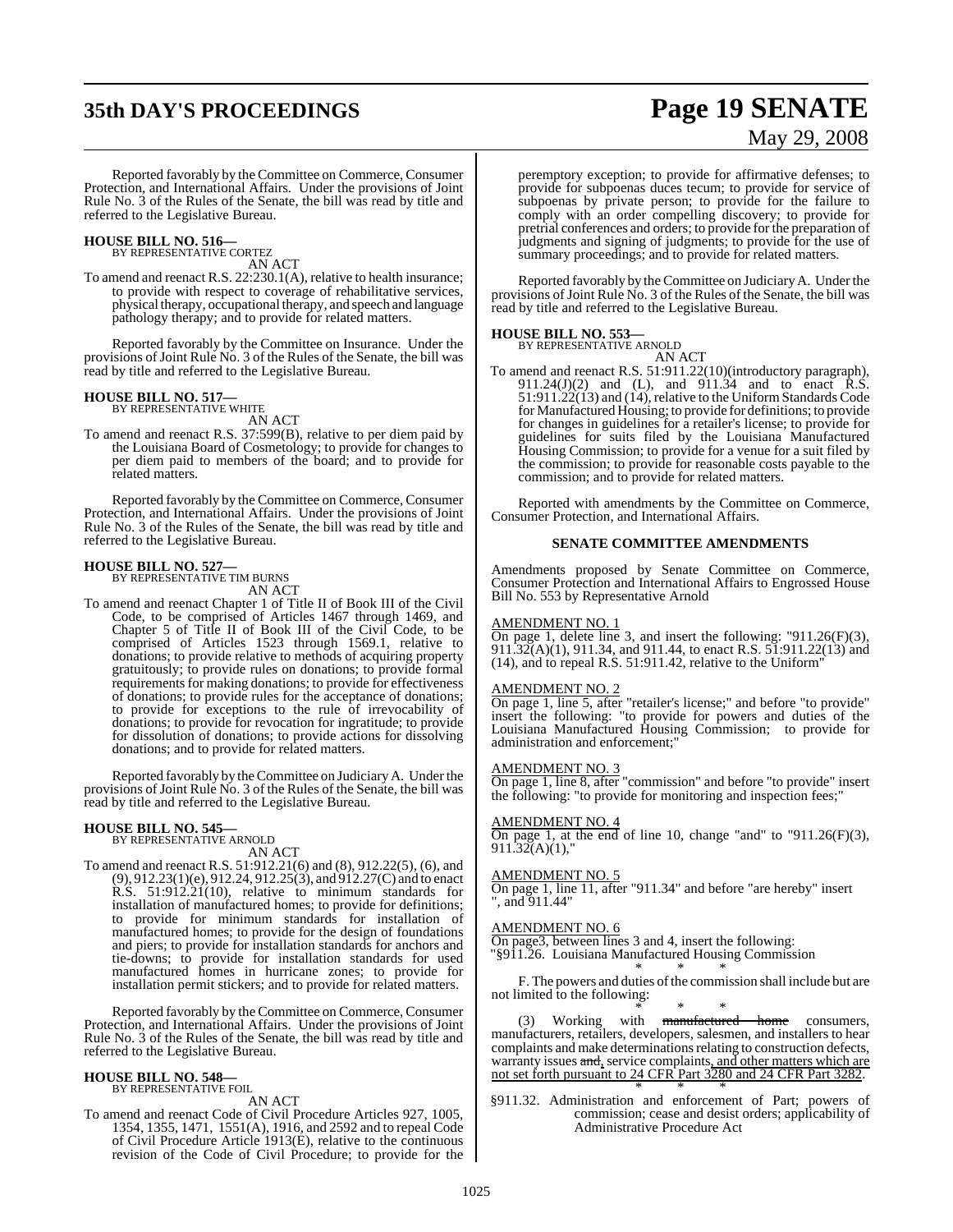Reported favorably by the Committee on Commerce, Consumer Protection, and International Affairs. Under the provisions of Joint Rule No. 3 of the Rules of the Senate, the bill was read by title and referred to the Legislative Bureau.

**HOUSE BILL NO. 516—**
BY REPRESENTATIVE CORTEZ
AN ACT

To amend and reenact R.S. 22:230.1(A), relative to health insurance; to provide with respect to coverage of rehabilitative services, physical therapy, occupational therapy, and speech and language pathology therapy; and to provide for related matters.

Reported favorably by the Committee on Insurance. Under the provisions of Joint Rule No. 3 of the Rules of the Senate, the bill was read by title and referred to the Legislative Bureau.

**HOUSE BILL NO. 517—**
BY REPRESENTATIVE WHITE
AN ACT

To amend and reenact R.S. 37:599(B), relative to per diem paid by the Louisiana Board of Cosmetology; to provide for changes to per diem paid to members of the board; and to provide for related matters.

Reported favorably by the Committee on Commerce, Consumer Protection, and International Affairs. Under the provisions of Joint Rule No. 3 of the Rules of the Senate, the bill was read by title and referred to the Legislative Bureau.

**HOUSE BILL NO. 527—**
BY REPRESENTATIVE TIM BURNS
AN ACT

To amend and reenact Chapter 1 of Title II of Book III of the Civil Code, to be comprised of Articles 1467 through 1469, and Chapter 5 of Title II of Book III of the Civil Code, to be comprised of Articles 1523 through 1569.1, relative to donations; to provide relative to methods of acquiring property gratuitously; to provide rules on donations; to provide formal requirements for making donations; to provide for effectiveness of donations; to provide rules for the acceptance of donations; to provide for exceptions to the rule of irrevocability of donations; to provide for revocation for ingratitude; to provide for dissolution of donations; to provide actions for dissolving donations; and to provide for related matters.

Reported favorably by the Committee on Judiciary A. Under the provisions of Joint Rule No. 3 of the Rules of the Senate, the bill was read by title and referred to the Legislative Bureau.

**HOUSE BILL NO. 545—**
BY REPRESENTATIVE ARNOLD
AN ACT

To amend and reenact R.S. 51:912.21(6) and (8), 912.22(5), (6), and (9), 912.23(1)(e), 912.24, 912.25(3), and 912.27(C) and to enact R.S. 51:912.21(10), relative to minimum standards for installation of manufactured homes; to provide for definitions; to provide for minimum standards for installation of manufactured homes; to provide for the design of foundations and piers; to provide for installation standards for anchors and tie-downs; to provide for installation standards for used manufactured homes in hurricane zones; to provide for installation permit stickers; and to provide for related matters.

Reported favorably by the Committee on Commerce, Consumer Protection, and International Affairs. Under the provisions of Joint Rule No. 3 of the Rules of the Senate, the bill was read by title and referred to the Legislative Bureau.

**HOUSE BILL NO. 548—**
BY REPRESENTATIVE FOIL
AN ACT

To amend and reenact Code of Civil Procedure Articles 927, 1005, 1354, 1355, 1471, 1551(A), 1916, and 2592 and to repeal Code of Civil Procedure Article 1913(E), relative to the continuous revision of the Code of Civil Procedure; to provide for the peremptory exception; to provide for affirmative defenses; to provide for subpoenas duces tecum; to provide for service of subpoenas by private person; to provide for the failure to comply with an order compelling discovery; to provide for pretrial conferences and orders; to provide for the preparation of judgments and signing of judgments; to provide for the use of summary proceedings; and to provide for related matters.

Reported favorably by the Committee on Judiciary A. Under the provisions of Joint Rule No. 3 of the Rules of the Senate, the bill was read by title and referred to the Legislative Bureau.

**HOUSE BILL NO. 553—**
BY REPRESENTATIVE ARNOLD
AN ACT

To amend and reenact R.S. 51:911.22(10)(introductory paragraph), 911.24(J)(2) and (L), and 911.34 and to enact R.S. 51:911.22(13) and (14), relative to the Uniform Standards Code for Manufactured Housing; to provide for definitions; to provide for changes in guidelines for a retailer's license; to provide for guidelines for suits filed by the Louisiana Manufactured Housing Commission; to provide for a venue for a suit filed by the commission; to provide for reasonable costs payable to the commission; and to provide for related matters.

Reported with amendments by the Committee on Commerce, Consumer Protection, and International Affairs.

## SENATE COMMITTEE AMENDMENTS

Amendments proposed by Senate Committee on Commerce, Consumer Protection and International Affairs to Engrossed House Bill No. 553 by Representative Arnold

AMENDMENT NO. 1
On page 1, delete line 3, and insert the following: "911.26(F)(3), 911.32(A)(1), 911.34, and 911.44, to enact R.S. 51:911.22(13) and (14), and to repeal R.S. 51:911.42, relative to the Uniform"

AMENDMENT NO. 2
On page 1, line 5, after "retailer's license;" and before "to provide" insert the following: "to provide for powers and duties of the Louisiana Manufactured Housing Commission; to provide for administration and enforcement;"

AMENDMENT NO. 3
On page 1, line 8, after "commission" and before "to provide" insert the following: "to provide for monitoring and inspection fees;"

AMENDMENT NO. 4
On page 1, at the end of line 10, change "and" to "911.26(F)(3), 911.32(A)(1),"

AMENDMENT NO. 5
On page 1, line 11, after "911.34" and before "are hereby" insert ", and 911.44"

AMENDMENT NO. 6
On page3, between lines 3 and 4, insert the following:
"§911.26. Louisiana Manufactured Housing Commission

\* \* \*

F. The powers and duties of the commission shall include but are not limited to the following:

\* \* \*

(3) Working with ~~manufactured home~~ consumers, manufacturers, retailers, developers, salesmen, and installers to hear complaints and make determinations relating to construction defects, warranty issues ~~and~~, service complaints, and other matters which are not set forth pursuant to 24 CFR Part 3280 and 24 CFR Part 3282.

\* \* \*

§911.32. Administration and enforcement of Part; powers of commission; cease and desist orders; applicability of Administrative Procedure Act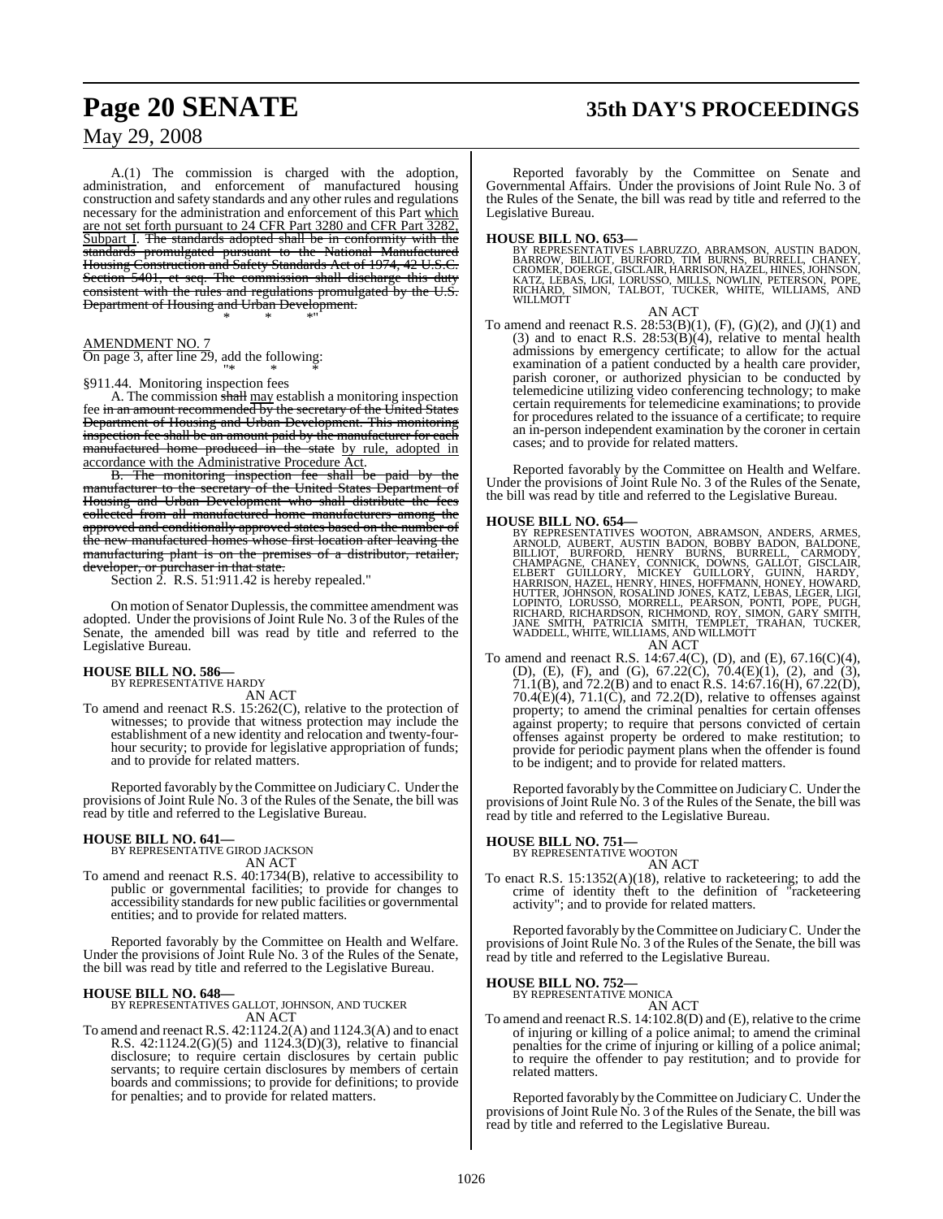A.(1) The commission is charged with the adoption, administration, and enforcement of manufactured housing construction and safety standards and any other rules and regulations necessary for the administration and enforcement of this Part which are not set forth pursuant to 24 CFR Part 3280 and CFR Part 3282, Subpart I. ~~The standards adopted shall be in conformity with the standards promulgated pursuant to the National Manufactured Housing Construction and Safety Standards Act of 1974, 42 U.S.C. Section 5401, et seq. The commission shall discharge this duty consistent with the rules and regulations promulgated by the U.S. Department of Housing and Urban Development.~~

\* \* \*"

AMENDMENT NO. 7

On page 3, after line 29, add the following:

"\* \* \*

§911.44. Monitoring inspection fees

A. The commission ~~shall~~ may establish a monitoring inspection fee ~~in an amount recommended by the secretary of the United States Department of Housing and Urban Development. This monitoring inspection fee shall be an amount paid by the manufacturer for each manufactured home produced in the state~~ by rule, adopted in accordance with the Administrative Procedure Act.

~~B. The monitoring inspection fee shall be paid by the manufacturer to the secretary of the United States Department of Housing and Urban Development who shall distribute the fees collected from all manufactured home manufacturers among the approved and conditionally approved states based on the number of the new manufactured homes whose first location after leaving the manufacturing plant is on the premises of a distributor, retailer, developer, or purchaser in that state.~~

Section 2. R.S. 51:911.42 is hereby repealed."

On motion of Senator Duplessis, the committee amendment was adopted. Under the provisions of Joint Rule No. 3 of the Rules of the Senate, the amended bill was read by title and referred to the Legislative Bureau.

**HOUSE BILL NO. 586—**
BY REPRESENTATIVE HARDY
AN ACT

To amend and reenact R.S. 15:262(C), relative to the protection of witnesses; to provide that witness protection may include the establishment of a new identity and relocation and twenty-four-hour security; to provide for legislative appropriation of funds; and to provide for related matters.

Reported favorably by the Committee on Judiciary C. Under the provisions of Joint Rule No. 3 of the Rules of the Senate, the bill was read by title and referred to the Legislative Bureau.

**HOUSE BILL NO. 641—**
BY REPRESENTATIVE GIROD JACKSON
AN ACT

To amend and reenact R.S. 40:1734(B), relative to accessibility to public or governmental facilities; to provide for changes to accessibility standards for new public facilities or governmental entities; and to provide for related matters.

Reported favorably by the Committee on Health and Welfare. Under the provisions of Joint Rule No. 3 of the Rules of the Senate, the bill was read by title and referred to the Legislative Bureau.

**HOUSE BILL NO. 648—**
BY REPRESENTATIVES GALLOT, JOHNSON, AND TUCKER
AN ACT

To amend and reenact R.S. 42:1124.2(A) and 1124.3(A) and to enact R.S. 42:1124.2(G)(5) and 1124.3(D)(3), relative to financial disclosure; to require certain disclosures by certain public servants; to require certain disclosures by members of certain boards and commissions; to provide for definitions; to provide for penalties; and to provide for related matters.

Reported favorably by the Committee on Senate and Governmental Affairs. Under the provisions of Joint Rule No. 3 of the Rules of the Senate, the bill was read by title and referred to the Legislative Bureau.

**HOUSE BILL NO. 653—**
BY REPRESENTATIVES LABRUZZO, ABRAMSON, AUSTIN BADON, BARROW, BILLIOT, BURFORD, TIM BURNS, BURRELL, CHANEY, CROMER, DOERGE, GISCLAIR, HARRISON, HAZEL, HINES, JOHNSON, KATZ, LEBAS, LIGI, LORUSSO, MILLS, NOWLIN, PETERSON, POPE, RICHARD, SIMON, TALBOT, TUCKER, WHITE, WILLIAMS, AND WILLMOTT
AN ACT

To amend and reenact R.S. 28:53(B)(1), (F), (G)(2), and (J)(1) and (3) and to enact R.S. 28:53(B)(4), relative to mental health admissions by emergency certificate; to allow for the actual examination of a patient conducted by a health care provider, parish coroner, or authorized physician to be conducted by telemedicine utilizing video conferencing technology; to make certain requirements for telemedicine examinations; to provide for procedures related to the issuance of a certificate; to require an in-person independent examination by the coroner in certain cases; and to provide for related matters.

Reported favorably by the Committee on Health and Welfare. Under the provisions of Joint Rule No. 3 of the Rules of the Senate, the bill was read by title and referred to the Legislative Bureau.

**HOUSE BILL NO. 654—**
BY REPRESENTATIVES WOOTON, ABRAMSON, ANDERS, ARMES, ARNOLD, AUBERT, AUSTIN BADON, BOBBY BADON, BALDONE, BILLIOT, BURFORD, HENRY BURNS, BURRELL, CARMODY, CHAMPAGNE, CHANEY, CONNICK, DOWNS, GALLOT, GISCLAIR, ELBERT GUILLORY, MICKEY GUILLORY, GUINN, HARDY, HARRISON, HAZEL, HENRY, HINES, HOFFMANN, HONEY, HOWARD, HUTTER, JOHNSON, ROSALIND JONES, KATZ, LEBAS, LEGER, LIGI, LOPINTO, LORUSSO, MORRELL, PEARSON, PONTI, POPE, PUGH, RICHARD, RICHARDSON, RICHMOND, ROY, SIMON, GARY SMITH, JANE SMITH, PATRICIA SMITH, TEMPLET, TRAHAN, TUCKER, WADDELL, WHITE, WILLIAMS, AND WILLMOTT
AN ACT

To amend and reenact R.S. 14:67.4(C), (D), and (E), 67.16(C)(4), (D), (E), (F), and (G), 67.22(C), 70.4(E)(1), (2), and (3), 71.1(B), and 72.2(B) and to enact R.S. 14:67.16(H), 67.22(D), 70.4(E)(4), 71.1(C), and 72.2(D), relative to offenses against property; to amend the criminal penalties for certain offenses against property; to require that persons convicted of certain offenses against property be ordered to make restitution; to provide for periodic payment plans when the offender is found to be indigent; and to provide for related matters.

Reported favorably by the Committee on Judiciary C. Under the provisions of Joint Rule No. 3 of the Rules of the Senate, the bill was read by title and referred to the Legislative Bureau.

**HOUSE BILL NO. 751—**
BY REPRESENTATIVE WOOTON
AN ACT

To enact R.S. 15:1352(A)(18), relative to racketeering; to add the crime of identity theft to the definition of "racketeering activity"; and to provide for related matters.

Reported favorably by the Committee on Judiciary C. Under the provisions of Joint Rule No. 3 of the Rules of the Senate, the bill was read by title and referred to the Legislative Bureau.

**HOUSE BILL NO. 752—**
BY REPRESENTATIVE MONICA
AN ACT

To amend and reenact R.S. 14:102.8(D) and (E), relative to the crime of injuring or killing of a police animal; to amend the criminal penalties for the crime of injuring or killing of a police animal; to require the offender to pay restitution; and to provide for related matters.

Reported favorably by the Committee on Judiciary C. Under the provisions of Joint Rule No. 3 of the Rules of the Senate, the bill was read by title and referred to the Legislative Bureau.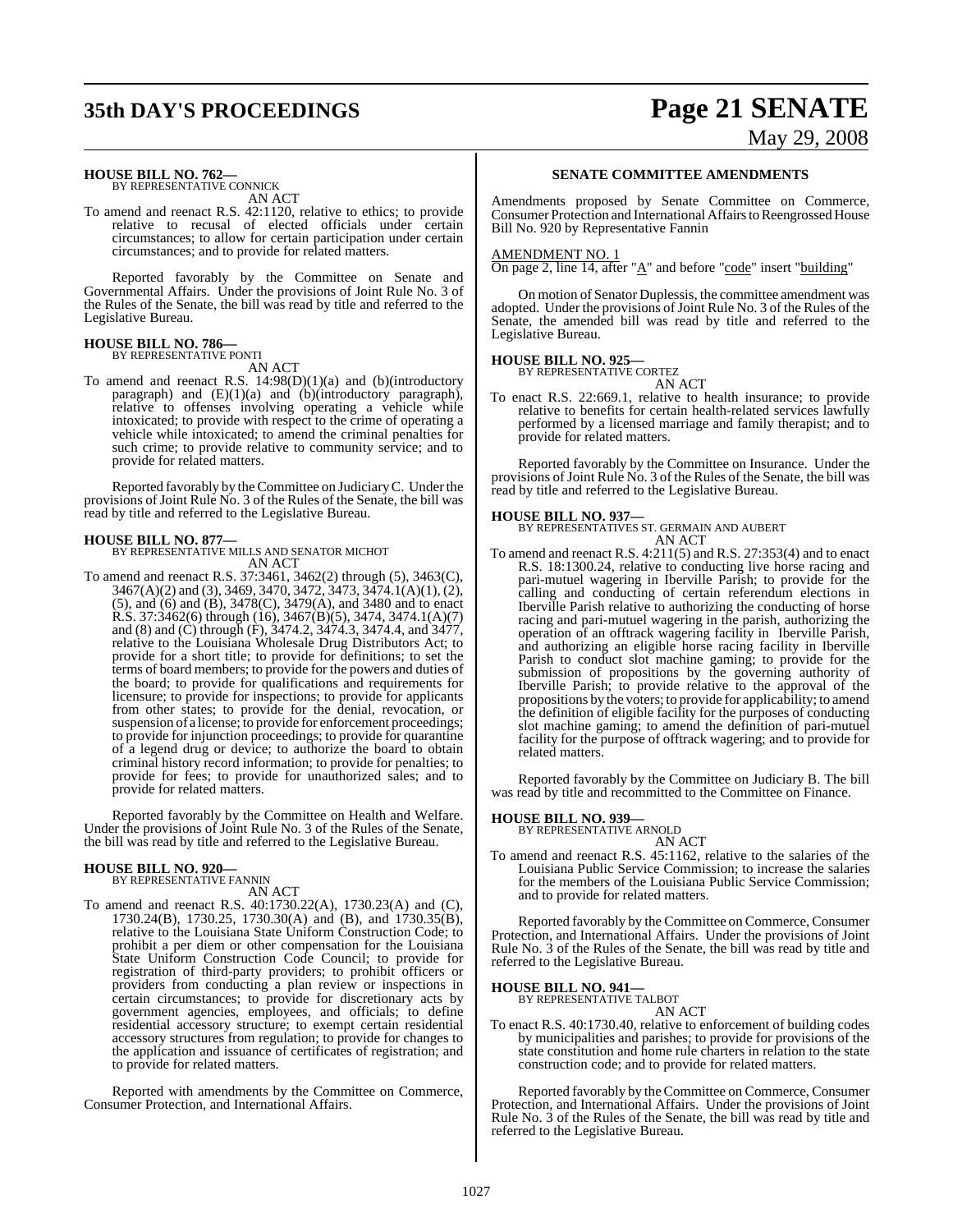**HOUSE BILL NO. 762—**
BY REPRESENTATIVE CONNICK

AN ACT

To amend and reenact R.S. 42:1120, relative to ethics; to provide relative to recusal of elected officials under certain circumstances; to allow for certain participation under certain circumstances; and to provide for related matters.

Reported favorably by the Committee on Senate and Governmental Affairs. Under the provisions of Joint Rule No. 3 of the Rules of the Senate, the bill was read by title and referred to the Legislative Bureau.

**HOUSE BILL NO. 786—**
BY REPRESENTATIVE PONTI

AN ACT

To amend and reenact R.S. 14:98(D)(1)(a) and (b)(introductory paragraph) and (E)(1)(a) and (b)(introductory paragraph), relative to offenses involving operating a vehicle while intoxicated; to provide with respect to the crime of operating a vehicle while intoxicated; to amend the criminal penalties for such crime; to provide relative to community service; and to provide for related matters.

Reported favorably by the Committee on Judiciary C. Under the provisions of Joint Rule No. 3 of the Rules of the Senate, the bill was read by title and referred to the Legislative Bureau.

**HOUSE BILL NO. 877—**
BY REPRESENTATIVE MILLS AND SENATOR MICHOT

AN ACT

To amend and reenact R.S. 37:3461, 3462(2) through (5), 3463(C), 3467(A)(2) and (3), 3469, 3470, 3472, 3473, 3474.1(A)(1), (2), (5), and (6) and (B), 3478(C), 3479(A), and 3480 and to enact R.S. 37:3462(6) through (16), 3467(B)(5), 3474, 3474.1(A)(7) and (8) and (C) through (F), 3474.2, 3474.3, 3474.4, and 3477, relative to the Louisiana Wholesale Drug Distributors Act; to provide for a short title; to provide for definitions; to set the terms of board members; to provide for the powers and duties of the board; to provide for qualifications and requirements for licensure; to provide for inspections; to provide for applicants from other states; to provide for the denial, revocation, or suspension of a license; to provide for enforcement proceedings; to provide for injunction proceedings; to provide for quarantine of a legend drug or device; to authorize the board to obtain criminal history record information; to provide for penalties; to provide for fees; to provide for unauthorized sales; and to provide for related matters.

Reported favorably by the Committee on Health and Welfare. Under the provisions of Joint Rule No. 3 of the Rules of the Senate, the bill was read by title and referred to the Legislative Bureau.

**HOUSE BILL NO. 920—**
BY REPRESENTATIVE FANNIN

AN ACT

To amend and reenact R.S. 40:1730.22(A), 1730.23(A) and (C), 1730.24(B), 1730.25, 1730.30(A) and (B), and 1730.35(B), relative to the Louisiana State Uniform Construction Code; to prohibit a per diem or other compensation for the Louisiana State Uniform Construction Code Council; to provide for registration of third-party providers; to prohibit officers or providers from conducting a plan review or inspections in certain circumstances; to provide for discretionary acts by government agencies, employees, and officials; to define residential accessory structure; to exempt certain residential accessory structures from regulation; to provide for changes to the application and issuance of certificates of registration; and to provide for related matters.

Reported with amendments by the Committee on Commerce, Consumer Protection, and International Affairs.

**SENATE COMMITTEE AMENDMENTS**

Amendments proposed by Senate Committee on Commerce, Consumer Protection and International Affairs to Reengrossed House Bill No. 920 by Representative Fannin

AMENDMENT NO. 1

On page 2, line 14, after "A" and before "code" insert "building"

On motion of Senator Duplessis, the committee amendment was adopted. Under the provisions of Joint Rule No. 3 of the Rules of the Senate, the amended bill was read by title and referred to the Legislative Bureau.

**HOUSE BILL NO. 925—**
BY REPRESENTATIVE CORTEZ

AN ACT

To enact R.S. 22:669.1, relative to health insurance; to provide relative to benefits for certain health-related services lawfully performed by a licensed marriage and family therapist; and to provide for related matters.

Reported favorably by the Committee on Insurance. Under the provisions of Joint Rule No. 3 of the Rules of the Senate, the bill was read by title and referred to the Legislative Bureau.

**HOUSE BILL NO. 937—**
BY REPRESENTATIVES ST. GERMAIN AND AUBERT

AN ACT

To amend and reenact R.S. 4:211(5) and R.S. 27:353(4) and to enact R.S. 18:1300.24, relative to conducting live horse racing and pari-mutuel wagering in Iberville Parish; to provide for the calling and conducting of certain referendum elections in Iberville Parish relative to authorizing the conducting of horse racing and pari-mutuel wagering in the parish, authorizing the operation of an offtrack wagering facility in Iberville Parish, and authorizing an eligible horse racing facility in Iberville Parish to conduct slot machine gaming; to provide for the submission of propositions by the governing authority of Iberville Parish; to provide relative to the approval of the propositions by the voters; to provide for applicability; to amend the definition of eligible facility for the purposes of conducting slot machine gaming; to amend the definition of pari-mutuel facility for the purpose of offtrack wagering; and to provide for related matters.

Reported favorably by the Committee on Judiciary B. The bill was read by title and recommitted to the Committee on Finance.

**HOUSE BILL NO. 939—**
BY REPRESENTATIVE ARNOLD

AN ACT

To amend and reenact R.S. 45:1162, relative to the salaries of the Louisiana Public Service Commission; to increase the salaries for the members of the Louisiana Public Service Commission; and to provide for related matters.

Reported favorably by the Committee on Commerce, Consumer Protection, and International Affairs. Under the provisions of Joint Rule No. 3 of the Rules of the Senate, the bill was read by title and referred to the Legislative Bureau.

**HOUSE BILL NO. 941—**
BY REPRESENTATIVE TALBOT

AN ACT

To enact R.S. 40:1730.40, relative to enforcement of building codes by municipalities and parishes; to provide for provisions of the state constitution and home rule charters in relation to the state construction code; and to provide for related matters.

Reported favorably by the Committee on Commerce, Consumer Protection, and International Affairs. Under the provisions of Joint Rule No. 3 of the Rules of the Senate, the bill was read by title and referred to the Legislative Bureau.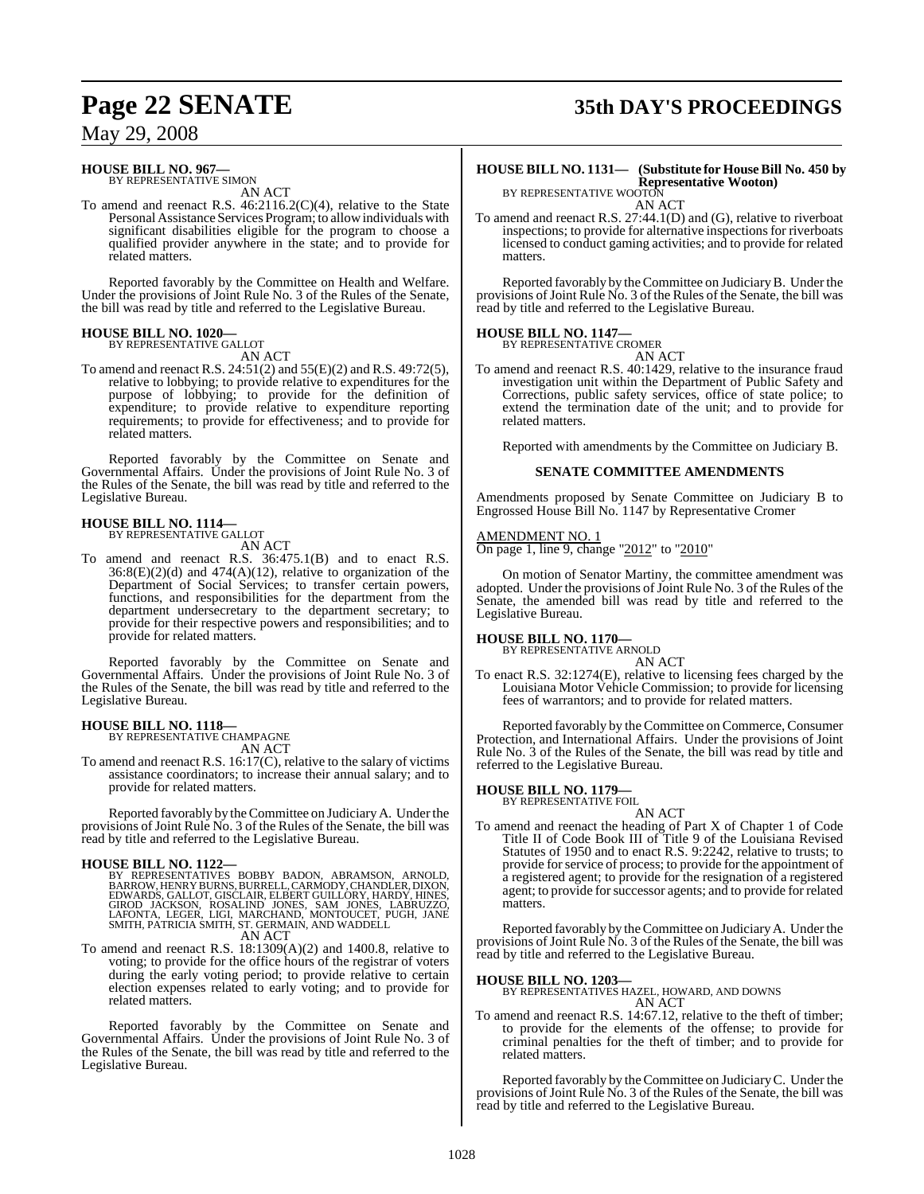**HOUSE BILL NO. 967—**
BY REPRESENTATIVE SIMON

AN ACT

To amend and reenact R.S. 46:2116.2(C)(4), relative to the State Personal Assistance Services Program; to allow individuals with significant disabilities eligible for the program to choose a qualified provider anywhere in the state; and to provide for related matters.

Reported favorably by the Committee on Health and Welfare. Under the provisions of Joint Rule No. 3 of the Rules of the Senate, the bill was read by title and referred to the Legislative Bureau.

**HOUSE BILL NO. 1020—**
BY REPRESENTATIVE GALLOT

AN ACT

To amend and reenact R.S. 24:51(2) and 55(E)(2) and R.S. 49:72(5), relative to lobbying; to provide relative to expenditures for the purpose of lobbying; to provide for the definition of expenditure; to provide relative to expenditure reporting requirements; to provide for effectiveness; and to provide for related matters.

Reported favorably by the Committee on Senate and Governmental Affairs. Under the provisions of Joint Rule No. 3 of the Rules of the Senate, the bill was read by title and referred to the Legislative Bureau.

**HOUSE BILL NO. 1114—**
BY REPRESENTATIVE GALLOT

AN ACT

To amend and reenact R.S. 36:475.1(B) and to enact R.S. 36:8(E)(2)(d) and 474(A)(12), relative to organization of the Department of Social Services; to transfer certain powers, functions, and responsibilities for the department from the department undersecretary to the department secretary; to provide for their respective powers and responsibilities; and to provide for related matters.

Reported favorably by the Committee on Senate and Governmental Affairs. Under the provisions of Joint Rule No. 3 of the Rules of the Senate, the bill was read by title and referred to the Legislative Bureau.

**HOUSE BILL NO. 1118—**
BY REPRESENTATIVE CHAMPAGNE

AN ACT

To amend and reenact R.S. 16:17(C), relative to the salary of victims assistance coordinators; to increase their annual salary; and to provide for related matters.

Reported favorably by the Committee on Judiciary A. Under the provisions of Joint Rule No. 3 of the Rules of the Senate, the bill was read by title and referred to the Legislative Bureau.

**HOUSE BILL NO. 1122—**
BY REPRESENTATIVES BOBBY BADON, ABRAMSON, ARNOLD, BARROW, HENRY BURNS, BURRELL, CARMODY, CHANDLER, DIXON, EDWARDS, GALLOT, GISCLAIR, ELBERT GUILLORY, HARDY, HINES, GIROD JACKSON, ROSALIND JONES, SAM JONES, LABRUZZO, LAFONTA, LEGER, LIGI, MARCHAND, MONTOUCET, PUGH, JANE SMITH, PATRICIA SMITH, ST. GERMAIN, AND WADDELL

AN ACT

To amend and reenact R.S. 18:1309(A)(2) and 1400.8, relative to voting; to provide for the office hours of the registrar of voters during the early voting period; to provide relative to certain election expenses related to early voting; and to provide for related matters.

Reported favorably by the Committee on Senate and Governmental Affairs. Under the provisions of Joint Rule No. 3 of the Rules of the Senate, the bill was read by title and referred to the Legislative Bureau.

**HOUSE BILL NO. 1131— (Substitute for House Bill No. 450 by Representative Wooton)**
BY REPRESENTATIVE WOOTON

AN ACT

To amend and reenact R.S. 27:44.1(D) and (G), relative to riverboat inspections; to provide for alternative inspections for riverboats licensed to conduct gaming activities; and to provide for related matters.

Reported favorably by the Committee on Judiciary B. Under the provisions of Joint Rule No. 3 of the Rules of the Senate, the bill was read by title and referred to the Legislative Bureau.

**HOUSE BILL NO. 1147—**
BY REPRESENTATIVE CROMER

AN ACT

To amend and reenact R.S. 40:1429, relative to the insurance fraud investigation unit within the Department of Public Safety and Corrections, public safety services, office of state police; to extend the termination date of the unit; and to provide for related matters.

Reported with amendments by the Committee on Judiciary B.

**SENATE COMMITTEE AMENDMENTS**

Amendments proposed by Senate Committee on Judiciary B to Engrossed House Bill No. 1147 by Representative Cromer

AMENDMENT NO. 1
On page 1, line 9, change "2012" to "2010"

On motion of Senator Martiny, the committee amendment was adopted. Under the provisions of Joint Rule No. 3 of the Rules of the Senate, the amended bill was read by title and referred to the Legislative Bureau.

**HOUSE BILL NO. 1170—**
BY REPRESENTATIVE ARNOLD

AN ACT

To enact R.S. 32:1274(E), relative to licensing fees charged by the Louisiana Motor Vehicle Commission; to provide for licensing fees of warrantors; and to provide for related matters.

Reported favorably by the Committee on Commerce, Consumer Protection, and International Affairs. Under the provisions of Joint Rule No. 3 of the Rules of the Senate, the bill was read by title and referred to the Legislative Bureau.

**HOUSE BILL NO. 1179—**
BY REPRESENTATIVE FOIL

AN ACT

To amend and reenact the heading of Part X of Chapter 1 of Code Title II of Code Book III of Title 9 of the Louisiana Revised Statutes of 1950 and to enact R.S. 9:2242, relative to trusts; to provide for service of process; to provide for the appointment of a registered agent; to provide for the resignation of a registered agent; to provide for successor agents; and to provide for related matters.

Reported favorably by the Committee on Judiciary A. Under the provisions of Joint Rule No. 3 of the Rules of the Senate, the bill was read by title and referred to the Legislative Bureau.

**HOUSE BILL NO. 1203—**
BY REPRESENTATIVES HAZEL, HOWARD, AND DOWNS

AN ACT

To amend and reenact R.S. 14:67.12, relative to the theft of timber; to provide for the elements of the offense; to provide for criminal penalties for the theft of timber; and to provide for related matters.

Reported favorably by the Committee on Judiciary C. Under the provisions of Joint Rule No. 3 of the Rules of the Senate, the bill was read by title and referred to the Legislative Bureau.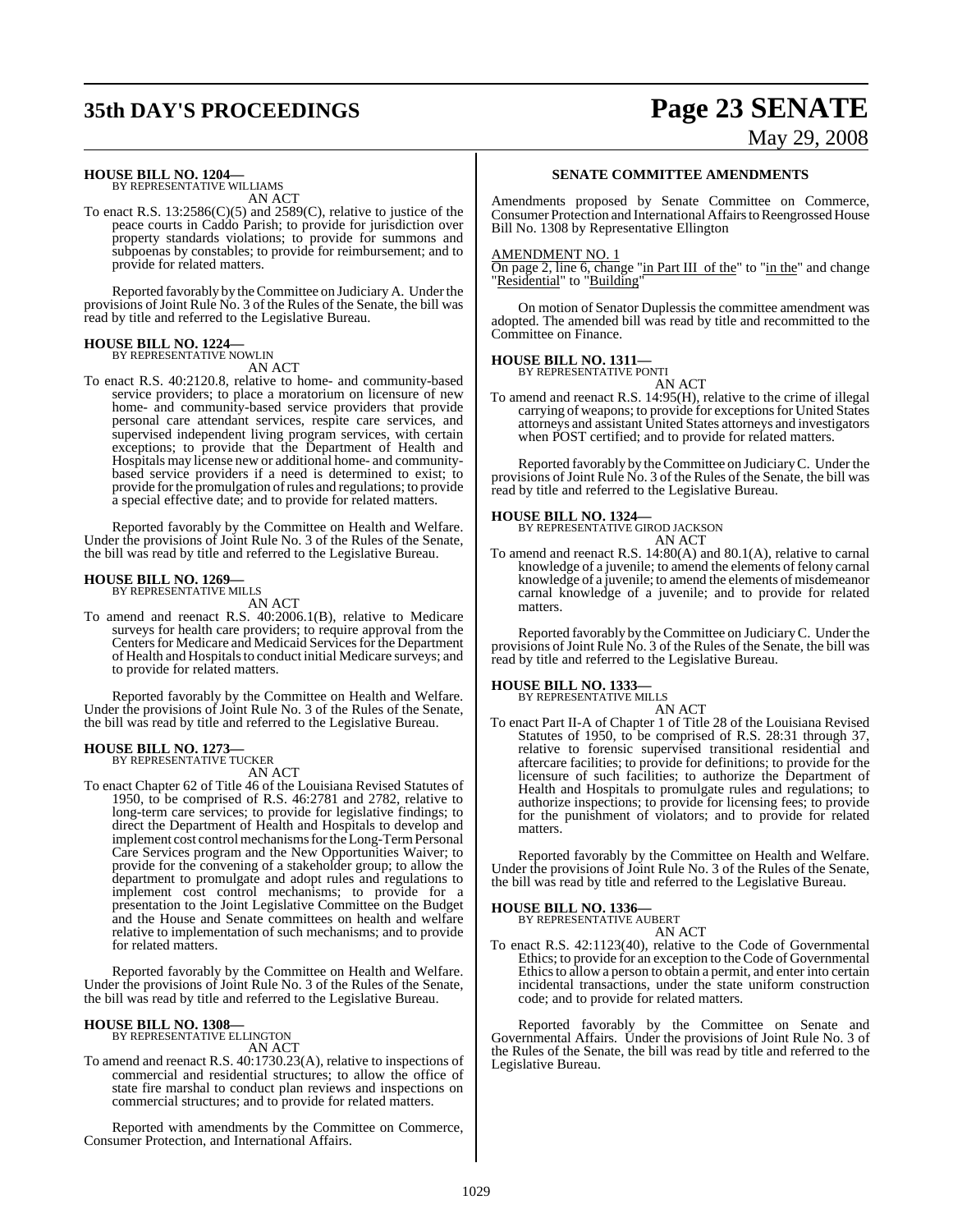**HOUSE BILL NO. 1204—**
BY REPRESENTATIVE WILLIAMS
AN ACT

To enact R.S. 13:2586(C)(5) and 2589(C), relative to justice of the peace courts in Caddo Parish; to provide for jurisdiction over property standards violations; to provide for summons and subpoenas by constables; to provide for reimbursement; and to provide for related matters.

Reported favorably by the Committee on Judiciary A. Under the provisions of Joint Rule No. 3 of the Rules of the Senate, the bill was read by title and referred to the Legislative Bureau.

**HOUSE BILL NO. 1224—**
BY REPRESENTATIVE NOWLIN
AN ACT

To enact R.S. 40:2120.8, relative to home- and community-based service providers; to place a moratorium on licensure of new home- and community-based service providers that provide personal care attendant services, respite care services, and supervised independent living program services, with certain exceptions; to provide that the Department of Health and Hospitals may license new or additional home- and community-based service providers if a need is determined to exist; to provide for the promulgation of rules and regulations; to provide a special effective date; and to provide for related matters.

Reported favorably by the Committee on Health and Welfare. Under the provisions of Joint Rule No. 3 of the Rules of the Senate, the bill was read by title and referred to the Legislative Bureau.

**HOUSE BILL NO. 1269—**
BY REPRESENTATIVE MILLS
AN ACT

To amend and reenact R.S. 40:2006.1(B), relative to Medicare surveys for health care providers; to require approval from the Centers for Medicare and Medicaid Services for the Department of Health and Hospitals to conduct initial Medicare surveys; and to provide for related matters.

Reported favorably by the Committee on Health and Welfare. Under the provisions of Joint Rule No. 3 of the Rules of the Senate, the bill was read by title and referred to the Legislative Bureau.

**HOUSE BILL NO. 1273—**
BY REPRESENTATIVE TUCKER
AN ACT

To enact Chapter 62 of Title 46 of the Louisiana Revised Statutes of 1950, to be comprised of R.S. 46:2781 and 2782, relative to long-term care services; to provide for legislative findings; to direct the Department of Health and Hospitals to develop and implement cost control mechanisms for the Long-Term Personal Care Services program and the New Opportunities Waiver; to provide for the convening of a stakeholder group; to allow the department to promulgate and adopt rules and regulations to implement cost control mechanisms; to provide for a presentation to the Joint Legislative Committee on the Budget and the House and Senate committees on health and welfare relative to implementation of such mechanisms; and to provide for related matters.

Reported favorably by the Committee on Health and Welfare. Under the provisions of Joint Rule No. 3 of the Rules of the Senate, the bill was read by title and referred to the Legislative Bureau.

**HOUSE BILL NO. 1308—**
BY REPRESENTATIVE ELLINGTON
AN ACT

To amend and reenact R.S. 40:1730.23(A), relative to inspections of commercial and residential structures; to allow the office of state fire marshal to conduct plan reviews and inspections on commercial structures; and to provide for related matters.

Reported with amendments by the Committee on Commerce, Consumer Protection, and International Affairs.

**SENATE COMMITTEE AMENDMENTS**

Amendments proposed by Senate Committee on Commerce, Consumer Protection and International Affairs to Reengrossed House Bill No. 1308 by Representative Ellington

AMENDMENT NO. 1
On page 2, line 6, change "in Part III of the" to "in the" and change "Residential" to "Building"

On motion of Senator Duplessis the committee amendment was adopted. The amended bill was read by title and recommitted to the Committee on Finance.

**HOUSE BILL NO. 1311—**
BY REPRESENTATIVE PONTI
AN ACT

To amend and reenact R.S. 14:95(H), relative to the crime of illegal carrying of weapons; to provide for exceptions for United States attorneys and assistant United States attorneys and investigators when POST certified; and to provide for related matters.

Reported favorably by the Committee on Judiciary C. Under the provisions of Joint Rule No. 3 of the Rules of the Senate, the bill was read by title and referred to the Legislative Bureau.

**HOUSE BILL NO. 1324—**
BY REPRESENTATIVE GIROD JACKSON
AN ACT

To amend and reenact R.S. 14:80(A) and 80.1(A), relative to carnal knowledge of a juvenile; to amend the elements of felony carnal knowledge of a juvenile; to amend the elements of misdemeanor carnal knowledge of a juvenile; and to provide for related matters.

Reported favorably by the Committee on Judiciary C. Under the provisions of Joint Rule No. 3 of the Rules of the Senate, the bill was read by title and referred to the Legislative Bureau.

**HOUSE BILL NO. 1333—**
BY REPRESENTATIVE MILLS
AN ACT

To enact Part II-A of Chapter 1 of Title 28 of the Louisiana Revised Statutes of 1950, to be comprised of R.S. 28:31 through 37, relative to forensic supervised transitional residential and aftercare facilities; to provide for definitions; to provide for the licensure of such facilities; to authorize the Department of Health and Hospitals to promulgate rules and regulations; to authorize inspections; to provide for licensing fees; to provide for the punishment of violators; and to provide for related matters.

Reported favorably by the Committee on Health and Welfare. Under the provisions of Joint Rule No. 3 of the Rules of the Senate, the bill was read by title and referred to the Legislative Bureau.

**HOUSE BILL NO. 1336—**
BY REPRESENTATIVE AUBERT
AN ACT

To enact R.S. 42:1123(40), relative to the Code of Governmental Ethics; to provide for an exception to the Code of Governmental Ethics to allow a person to obtain a permit, and enter into certain incidental transactions, under the state uniform construction code; and to provide for related matters.

Reported favorably by the Committee on Senate and Governmental Affairs. Under the provisions of Joint Rule No. 3 of the Rules of the Senate, the bill was read by title and referred to the Legislative Bureau.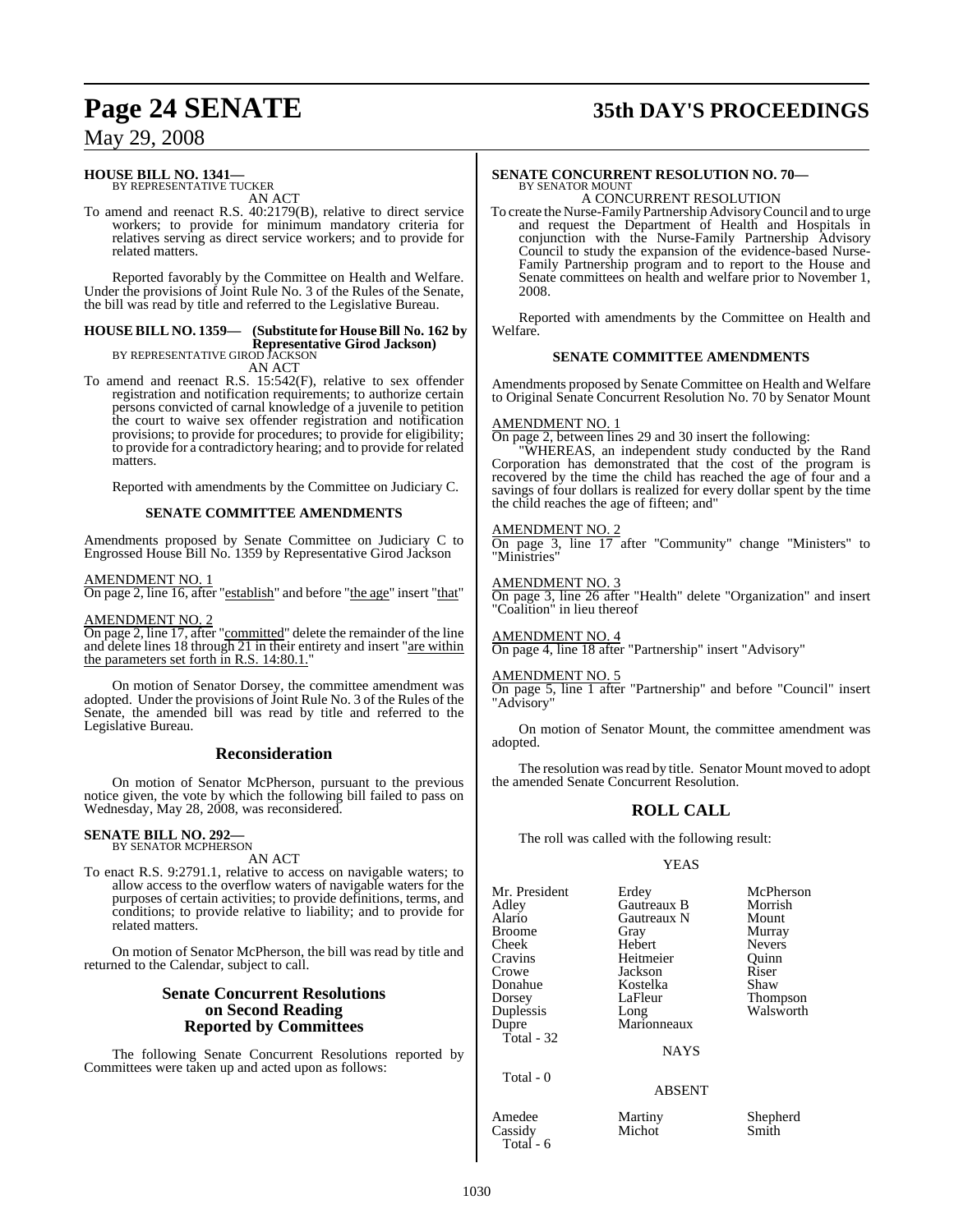**HOUSE BILL NO. 1341—**
BY REPRESENTATIVE TUCKER

AN ACT

To amend and reenact R.S. 40:2179(B), relative to direct service workers; to provide for minimum mandatory criteria for relatives serving as direct service workers; and to provide for related matters.

Reported favorably by the Committee on Health and Welfare. Under the provisions of Joint Rule No. 3 of the Rules of the Senate, the bill was read by title and referred to the Legislative Bureau.

**HOUSE BILL NO. 1359— (Substitute for House Bill No. 162 by Representative Girod Jackson)**
BY REPRESENTATIVE GIROD JACKSON

AN ACT

To amend and reenact R.S. 15:542(F), relative to sex offender registration and notification requirements; to authorize certain persons convicted of carnal knowledge of a juvenile to petition the court to waive sex offender registration and notification provisions; to provide for procedures; to provide for eligibility; to provide for a contradictory hearing; and to provide for related matters.

Reported with amendments by the Committee on Judiciary C.

**SENATE COMMITTEE AMENDMENTS**

Amendments proposed by Senate Committee on Judiciary C to Engrossed House Bill No. 1359 by Representative Girod Jackson

AMENDMENT NO. 1
On page 2, line 16, after "establish" and before "the age" insert "that"

AMENDMENT NO. 2
On page 2, line 17, after "committed" delete the remainder of the line and delete lines 18 through 21 in their entirety and insert "are within the parameters set forth in R.S. 14:80.1."

On motion of Senator Dorsey, the committee amendment was adopted. Under the provisions of Joint Rule No. 3 of the Rules of the Senate, the amended bill was read by title and referred to the Legislative Bureau.

## Reconsideration

On motion of Senator McPherson, pursuant to the previous notice given, the vote by which the following bill failed to pass on Wednesday, May 28, 2008, was reconsidered.

**SENATE BILL NO. 292—**
BY SENATOR MCPHERSON

AN ACT

To enact R.S. 9:2791.1, relative to access on navigable waters; to allow access to the overflow waters of navigable waters for the purposes of certain activities; to provide definitions, terms, and conditions; to provide relative to liability; and to provide for related matters.

On motion of Senator McPherson, the bill was read by title and returned to the Calendar, subject to call.

## Senate Concurrent Resolutions on Second Reading Reported by Committees

The following Senate Concurrent Resolutions reported by Committees were taken up and acted upon as follows:

**SENATE CONCURRENT RESOLUTION NO. 70—**
BY SENATOR MOUNT

A CONCURRENT RESOLUTION

To create the Nurse-Family Partnership Advisory Council and to urge and request the Department of Health and Hospitals in conjunction with the Nurse-Family Partnership Advisory Council to study the expansion of the evidence-based Nurse-Family Partnership program and to report to the House and Senate committees on health and welfare prior to November 1, 2008.

Reported with amendments by the Committee on Health and Welfare.

**SENATE COMMITTEE AMENDMENTS**

Amendments proposed by Senate Committee on Health and Welfare to Original Senate Concurrent Resolution No. 70 by Senator Mount

AMENDMENT NO. 1
On page 2, between lines 29 and 30 insert the following:

"WHEREAS, an independent study conducted by the Rand Corporation has demonstrated that the cost of the program is recovered by the time the child has reached the age of four and a savings of four dollars is realized for every dollar spent by the time the child reaches the age of fifteen; and"

AMENDMENT NO. 2
On page 3, line 17 after "Community" change "Ministers" to "Ministries"

AMENDMENT NO. 3
On page 3, line 26 after "Health" delete "Organization" and insert "Coalition" in lieu thereof

AMENDMENT NO. 4
On page 4, line 18 after "Partnership" insert "Advisory"

AMENDMENT NO. 5
On page 5, line 1 after "Partnership" and before "Council" insert "Advisory"

On motion of Senator Mount, the committee amendment was adopted.

The resolution was read by title. Senator Mount moved to adopt the amended Senate Concurrent Resolution.

## ROLL CALL

The roll was called with the following result:

YEAS

| | | |
|---|---|---|
| Mr. President | Erdey | McPherson |
| Adley | Gautreaux B | Morrish |
| Alario | Gautreaux N | Mount |
| Broome | Gray | Murray |
| Cheek | Hebert | Nevers |
| Cravins | Heitmeier | Quinn |
| Crowe | Jackson | Riser |
| Donahue | Kostelka | Shaw |
| Dorsey | LaFleur | Thompson |
| Duplessis | Long | Walsworth |
| Dupre | Marionneaux | |

Total - 32

NAYS

Total - 0

ABSENT

| | | |
|---|---|---|
| Amedee | Martiny | Shepherd |
| Cassidy | Michot | Smith |

Total - 6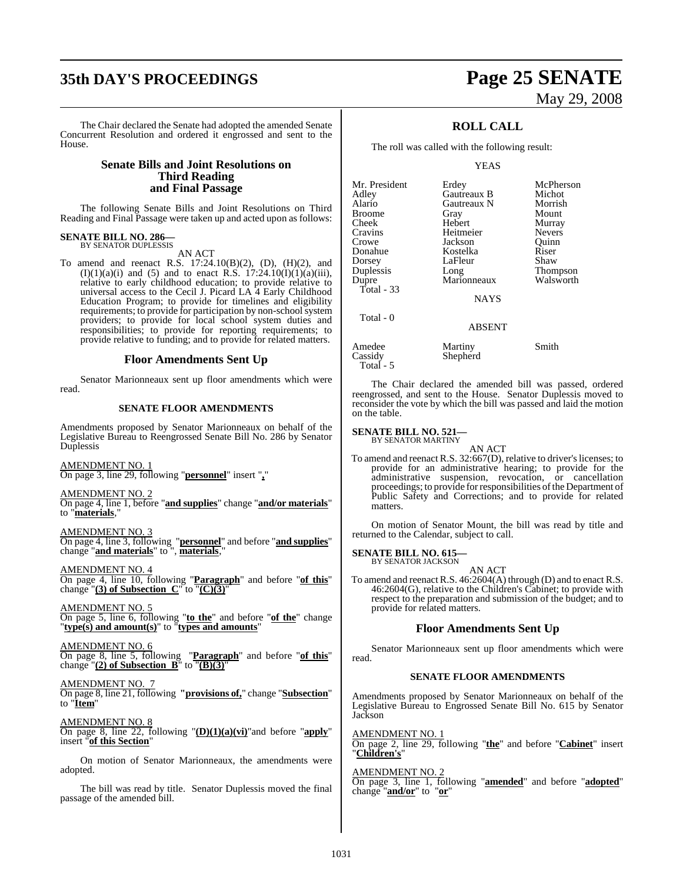The Chair declared the Senate had adopted the amended Senate Concurrent Resolution and ordered it engrossed and sent to the House.

## Senate Bills and Joint Resolutions on Third Reading and Final Passage

The following Senate Bills and Joint Resolutions on Third Reading and Final Passage were taken up and acted upon as follows:

**SENATE BILL NO. 286—**
BY SENATOR DUPLESSIS

AN ACT

To amend and reenact R.S. 17:24.10(B)(2), (D), (H)(2), and (I)(1)(a)(i) and (5) and to enact R.S. 17:24.10(I)(1)(a)(iii), relative to early childhood education; to provide relative to universal access to the Cecil J. Picard LA 4 Early Childhood Education Program; to provide for timelines and eligibility requirements; to provide for participation by non-school system providers; to provide for local school system duties and responsibilities; to provide for reporting requirements; to provide relative to funding; and to provide for related matters.

### Floor Amendments Sent Up

Senator Marionneaux sent up floor amendments which were read.

#### SENATE FLOOR AMENDMENTS

Amendments proposed by Senator Marionneaux on behalf of the Legislative Bureau to Reengrossed Senate Bill No. 286 by Senator Duplessis

AMENDMENT NO. 1
On page 3, line 29, following "**personnel**" insert "**,**"

AMENDMENT NO. 2
On page 4, line 1, before "**and supplies**" change "**and/or materials**" to "**materials**,"

AMENDMENT NO. 3
On page 4, line 3, following "**personnel**" and before "**and supplies**" change "**and materials**" to ", **materials**,"

AMENDMENT NO. 4
On page 4, line 10, following "**Paragraph**" and before "**of this**" change "**(3) of Subsection C**" to "**(C)(3)**"

AMENDMENT NO. 5
On page 5, line 6, following "**to the**" and before "**of the**" change "**type(s) and amount(s)**" to "**types and amounts**"

AMENDMENT NO. 6
On page 8, line 5, following "**Paragraph**" and before "**of this**" change "**(2) of Subsection B**" to "**(B)(3)**"

AMENDMENT NO. 7
On page 8, line 21, following "**provisions of,**" change "**Subsection**" to "**Item**"

AMENDMENT NO. 8
On page 8, line 22, following "**(D)(1)(a)(vi)**"and before "**apply**" insert "**of this Section**"

On motion of Senator Marionneaux, the amendments were adopted.

The bill was read by title. Senator Duplessis moved the final passage of the amended bill.

### ROLL CALL

The roll was called with the following result:

YEAS

| | | |
|---|---|---|
| Mr. President | Erdey | McPherson |
| Adley | Gautreaux B | Michot |
| Alario | Gautreaux N | Morrish |
| Broome | Gray | Mount |
| Cheek | Hebert | Murray |
| Cravins | Heitmeier | Nevers |
| Crowe | Jackson | Quinn |
| Donahue | Kostelka | Riser |
| Dorsey | LaFleur | Shaw |
| Duplessis | Long | Thompson |
| Dupre | Marionneaux | Walsworth |

Total - 33

NAYS

Total - 0

ABSENT

| | | |
|---|---|---|
| Amedee | Martiny | Smith |
| Cassidy | Shepherd | |

Total - 5

The Chair declared the amended bill was passed, ordered reengrossed, and sent to the House. Senator Duplessis moved to reconsider the vote by which the bill was passed and laid the motion on the table.

**SENATE BILL NO. 521—**
BY SENATOR MARTINY

AN ACT

To amend and reenact R.S. 32:667(D), relative to driver's licenses; to provide for an administrative hearing; to provide for the administrative suspension, revocation, or cancellation proceedings; to provide for responsibilities of the Department of Public Safety and Corrections; and to provide for related matters.

On motion of Senator Mount, the bill was read by title and returned to the Calendar, subject to call.

**SENATE BILL NO. 615—**
BY SENATOR JACKSON

AN ACT

To amend and reenact R.S. 46:2604(A) through (D) and to enact R.S. 46:2604(G), relative to the Children's Cabinet; to provide with respect to the preparation and submission of the budget; and to provide for related matters.

### Floor Amendments Sent Up

Senator Marionneaux sent up floor amendments which were read.

#### SENATE FLOOR AMENDMENTS

Amendments proposed by Senator Marionneaux on behalf of the Legislative Bureau to Engrossed Senate Bill No. 615 by Senator Jackson

AMENDMENT NO. 1
On page 2, line 29, following "**the**" and before "**Cabinet**" insert "**Children's**"

AMENDMENT NO. 2
On page 3, line 1, following "**amended**" and before "**adopted**" change "**and/or**" to "**or**"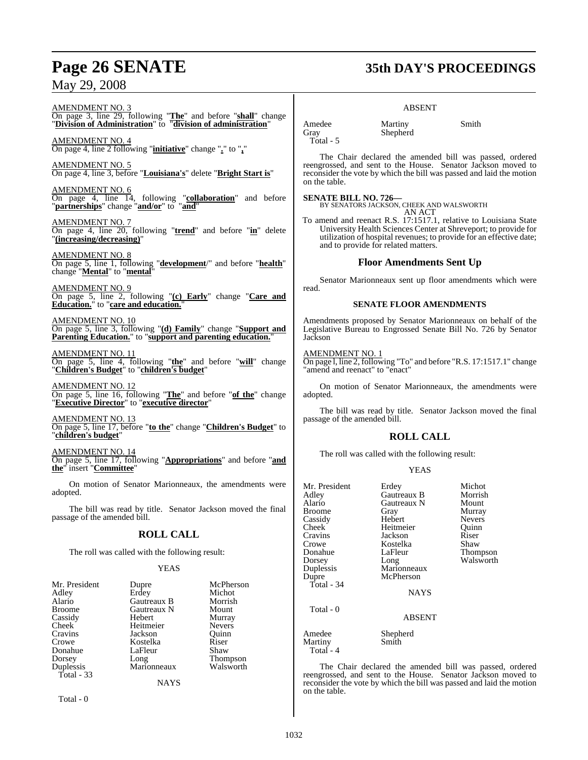AMENDMENT NO. 3
On page 3, line 29, following "**The**" and before "**shall**" change "**Division of Administration**" to "**division of administration**"

AMENDMENT NO. 4
On page 4, line 2 following "**initiative**" change "**.**" to "**,**"

AMENDMENT NO. 5
On page 4, line 3, before "**Louisiana's**" delete "**Bright Start is**"

AMENDMENT NO. 6
On page 4, line 14, following "**collaboration**" and before "**partnerships**" change "**and/or**" to "**and**"

AMENDMENT NO. 7
On page 4, line 20, following "**trend**" and before "**in**" delete "**(increasing/decreasing)**"

AMENDMENT NO. 8
On page 5, line 1, following "**development**/" and before "**health**" change "**Mental**" to "**mental**"

AMENDMENT NO. 9
On page 5, line 2, following "**(c) Early**" change "**Care and Education.**" to "**care and education.**"

AMENDMENT NO. 10
On page 5, line 3, following "**(d) Family**" change "**Support and Parenting Education.**" to "**support and parenting education.**"

AMENDMENT NO. 11
On page 5, line 4, following "**the**" and before "**will**" change "**Children's Budget**" to "**children's budget**"

AMENDMENT NO. 12
On page 5, line 16, following "**The**" and before "**of the**" change "**Executive Director**" to "**executive director**"

AMENDMENT NO. 13
On page 5, line 17, before "**to the**" change "**Children's Budget**" to "**children's budget**"

AMENDMENT NO. 14
On page 5, line 17, following "**Appropriations**" and before "**and the**" insert "**Committee**"

On motion of Senator Marionneaux, the amendments were adopted.

The bill was read by title. Senator Jackson moved the final passage of the amended bill.

## ROLL CALL

The roll was called with the following result:

YEAS

| | | |
|---|---|---|
| Mr. President | Dupre | McPherson |
| Adley | Erdey | Michot |
| Alario | Gautreaux B | Morrish |
| Broome | Gautreaux N | Mount |
| Cassidy | Hebert | Murray |
| Cheek | Heitmeier | Nevers |
| Cravins | Jackson | Quinn |
| Crowe | Kostelka | Riser |
| Donahue | LaFleur | Shaw |
| Dorsey | Long | Thompson |
| Duplessis | Marionneaux | Walsworth |

Total - 33

NAYS

Total - 0

ABSENT

| | | |
|---|---|---|
| Amedee | Martiny | Smith |
| Gray | Shepherd | |

Total - 5

The Chair declared the amended bill was passed, ordered reengrossed, and sent to the House. Senator Jackson moved to reconsider the vote by which the bill was passed and laid the motion on the table.

**SENATE BILL NO. 726—**
BY SENATORS JACKSON, CHEEK AND WALSWORTH
AN ACT

To amend and reenact R.S. 17:1517.1, relative to Louisiana State University Health Sciences Center at Shreveport; to provide for utilization of hospital revenues; to provide for an effective date; and to provide for related matters.

### Floor Amendments Sent Up

Senator Marionneaux sent up floor amendments which were read.

**SENATE FLOOR AMENDMENTS**

Amendments proposed by Senator Marionneaux on behalf of the Legislative Bureau to Engrossed Senate Bill No. 726 by Senator Jackson

AMENDMENT NO. 1
On page l, line 2, following "To" and before "R.S. 17:1517.1" change "amend and reenact" to "enact"

On motion of Senator Marionneaux, the amendments were adopted.

The bill was read by title. Senator Jackson moved the final passage of the amended bill.

## ROLL CALL

The roll was called with the following result:

YEAS

| | | |
|---|---|---|
| Mr. President | Erdey | Michot |
| Adley | Gautreaux B | Morrish |
| Alario | Gautreaux N | Mount |
| Broome | Gray | Murray |
| Cassidy | Hebert | Nevers |
| Cheek | Heitmeier | Quinn |
| Cravins | Jackson | Riser |
| Crowe | Kostelka | Shaw |
| Donahue | LaFleur | Thompson |
| Dorsey | Long | Walsworth |
| Duplessis | Marionneaux | |
| Dupre | McPherson | |

Total - 34

NAYS

Total - 0

ABSENT

| | |
|---|---|
| Amedee | Shepherd |
| Martiny | Smith |

Total - 4

The Chair declared the amended bill was passed, ordered reengrossed, and sent to the House. Senator Jackson moved to reconsider the vote by which the bill was passed and laid the motion on the table.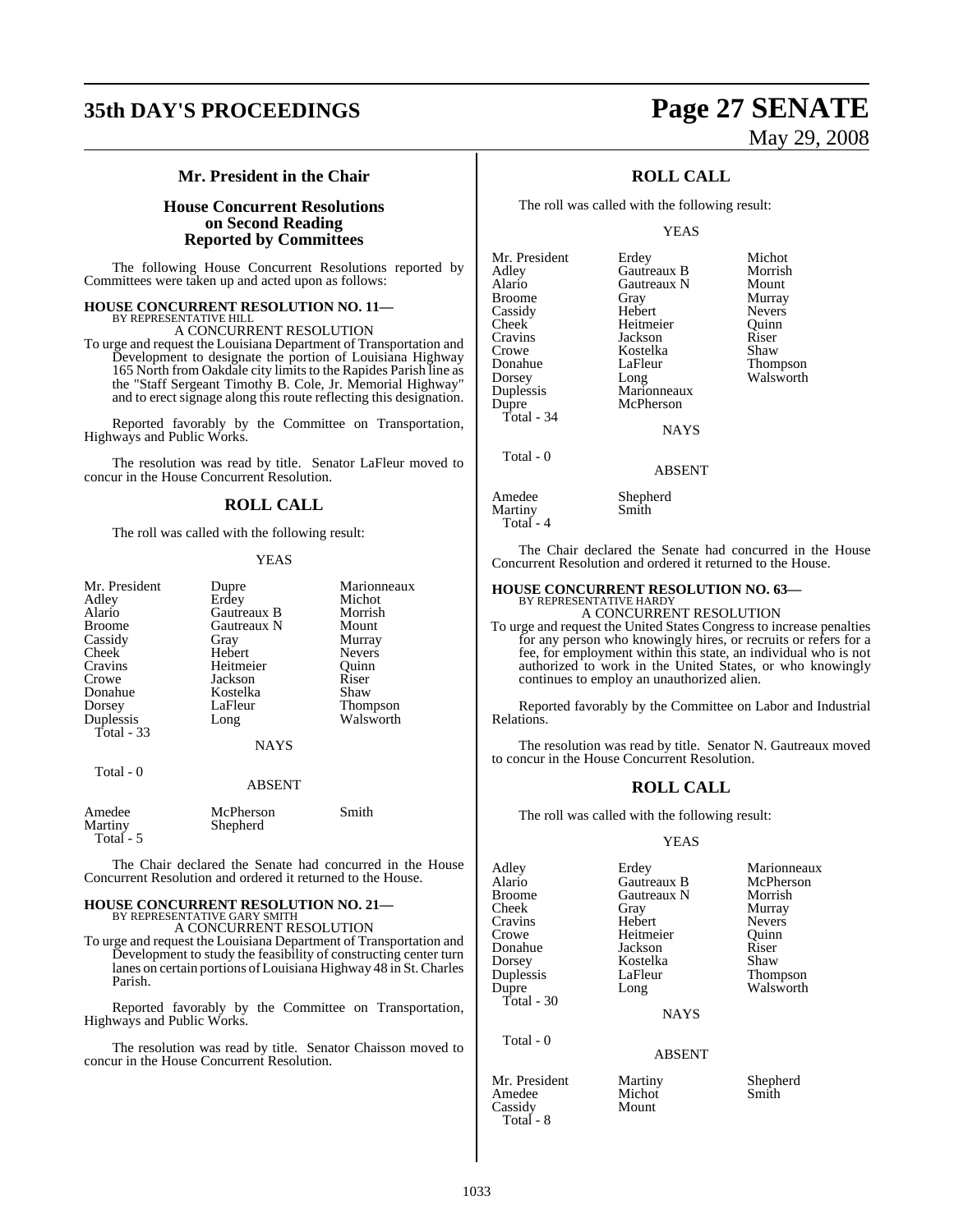## Mr. President in the Chair

### House Concurrent Resolutions on Second Reading Reported by Committees

The following House Concurrent Resolutions reported by Committees were taken up and acted upon as follows:

**HOUSE CONCURRENT RESOLUTION NO. 11—**
BY REPRESENTATIVE HILL
A CONCURRENT RESOLUTION
To urge and request the Louisiana Department of Transportation and Development to designate the portion of Louisiana Highway 165 North from Oakdale city limits to the Rapides Parish line as the "Staff Sergeant Timothy B. Cole, Jr. Memorial Highway" and to erect signage along this route reflecting this designation.

Reported favorably by the Committee on Transportation, Highways and Public Works.

The resolution was read by title. Senator LaFleur moved to concur in the House Concurrent Resolution.

## ROLL CALL

The roll was called with the following result:

YEAS

| | | |
|---|---|---|
| Mr. President | Dupre | Marionneaux |
| Adley | Erdey | Michot |
| Alario | Gautreaux B | Morrish |
| Broome | Gautreaux N | Mount |
| Cassidy | Gray | Murray |
| Cheek | Hebert | Nevers |
| Cravins | Heitmeier | Quinn |
| Crowe | Jackson | Riser |
| Donahue | Kostelka | Shaw |
| Dorsey | LaFleur | Thompson |
| Duplessis | Long | Walsworth |

Total - 33

NAYS

Total - 0

ABSENT

| | | |
|---|---|---|
| Amedee | McPherson | Smith |
| Martiny | Shepherd | |

Total - 5

The Chair declared the Senate had concurred in the House Concurrent Resolution and ordered it returned to the House.

**HOUSE CONCURRENT RESOLUTION NO. 21—**
BY REPRESENTATIVE GARY SMITH
A CONCURRENT RESOLUTION
To urge and request the Louisiana Department of Transportation and Development to study the feasibility of constructing center turn lanes on certain portions of Louisiana Highway 48 in St. Charles Parish.

Reported favorably by the Committee on Transportation, Highways and Public Works.

The resolution was read by title. Senator Chaisson moved to concur in the House Concurrent Resolution.

## ROLL CALL

The roll was called with the following result:

YEAS

| | | |
|---|---|---|
| Mr. President | Erdey | Michot |
| Adley | Gautreaux B | Morrish |
| Alario | Gautreaux N | Mount |
| Broome | Gray | Murray |
| Cassidy | Hebert | Nevers |
| Cheek | Heitmeier | Quinn |
| Cravins | Jackson | Riser |
| Crowe | Kostelka | Shaw |
| Donahue | LaFleur | Thompson |
| Dorsey | Long | Walsworth |
| Duplessis | Marionneaux | |
| Dupre | McPherson | |

Total - 34

NAYS

Total - 0

ABSENT

| | |
|---|---|
| Amedee | Shepherd |
| Martiny | Smith |

Total - 4

The Chair declared the Senate had concurred in the House Concurrent Resolution and ordered it returned to the House.

**HOUSE CONCURRENT RESOLUTION NO. 63—**
BY REPRESENTATIVE HARDY
A CONCURRENT RESOLUTION
To urge and request the United States Congress to increase penalties for any person who knowingly hires, or recruits or refers for a fee, for employment within this state, an individual who is not authorized to work in the United States, or who knowingly continues to employ an unauthorized alien.

Reported favorably by the Committee on Labor and Industrial Relations.

The resolution was read by title. Senator N. Gautreaux moved to concur in the House Concurrent Resolution.

## ROLL CALL

The roll was called with the following result:

YEAS

| | | |
|---|---|---|
| Adley | Erdey | Marionneaux |
| Alario | Gautreaux B | McPherson |
| Broome | Gautreaux N | Morrish |
| Cheek | Gray | Murray |
| Cravins | Hebert | Nevers |
| Crowe | Heitmeier | Quinn |
| Donahue | Jackson | Riser |
| Dorsey | Kostelka | Shaw |
| Duplessis | LaFleur | Thompson |
| Dupre | Long | Walsworth |

Total - 30

NAYS

Total - 0

ABSENT

| | | |
|---|---|---|
| Mr. President | Martiny | Shepherd |
| Amedee | Michot | Smith |
| Cassidy | Mount | |

Total - 8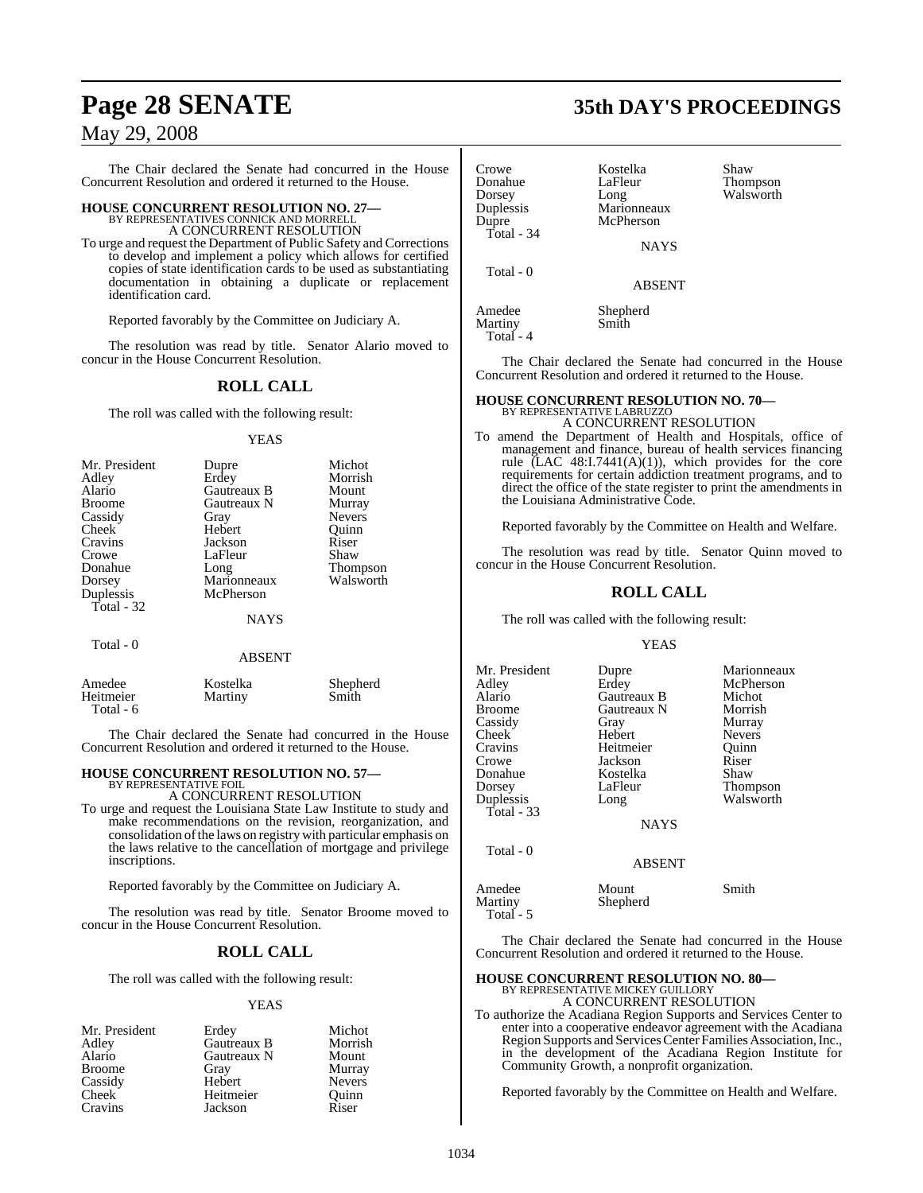The Chair declared the Senate had concurred in the House Concurrent Resolution and ordered it returned to the House.

**HOUSE CONCURRENT RESOLUTION NO. 27—**
BY REPRESENTATIVES CONNICK AND MORRELL
A CONCURRENT RESOLUTION

To urge and request the Department of Public Safety and Corrections to develop and implement a policy which allows for certified copies of state identification cards to be used as substantiating documentation in obtaining a duplicate or replacement identification card.

Reported favorably by the Committee on Judiciary A.

The resolution was read by title. Senator Alario moved to concur in the House Concurrent Resolution.

## ROLL CALL

The roll was called with the following result:

YEAS

| | | |
|---|---|---|
| Mr. President | Dupre | Michot |
| Adley | Erdey | Morrish |
| Alario | Gautreaux B | Mount |
| Broome | Gautreaux N | Murray |
| Cassidy | Gray | Nevers |
| Cheek | Hebert | Quinn |
| Cravins | Jackson | Riser |
| Crowe | LaFleur | Shaw |
| Donahue | Long | Thompson |
| Dorsey | Marionneaux | Walsworth |
| Duplessis | McPherson | |
| Total - 32 | | |

NAYS

Total - 0

ABSENT

| | | |
|---|---|---|
| Amedee | Kostelka | Shepherd |
| Heitmeier | Martiny | Smith |
| Total - 6 | | |

The Chair declared the Senate had concurred in the House Concurrent Resolution and ordered it returned to the House.

**HOUSE CONCURRENT RESOLUTION NO. 57—**
BY REPRESENTATIVE FOIL
A CONCURRENT RESOLUTION

To urge and request the Louisiana State Law Institute to study and make recommendations on the revision, reorganization, and consolidation of the laws on registry with particular emphasis on the laws relative to the cancellation of mortgage and privilege inscriptions.

Reported favorably by the Committee on Judiciary A.

The resolution was read by title. Senator Broome moved to concur in the House Concurrent Resolution.

## ROLL CALL

The roll was called with the following result:

YEAS

| | | |
|---|---|---|
| Mr. President | Erdey | Michot |
| Adley | Gautreaux B | Morrish |
| Alario | Gautreaux N | Mount |
| Broome | Gray | Murray |
| Cassidy | Hebert | Nevers |
| Cheek | Heitmeier | Quinn |
| Cravins | Jackson | Riser |
| Crowe | Kostelka | Shaw |
| Donahue | LaFleur | Thompson |
| Dorsey | Long | Walsworth |
| Duplessis | Marionneaux | |
| Dupre | McPherson | |
| Total - 34 | | |

NAYS

Total - 0

ABSENT

| | |
|---|---|
| Amedee | Shepherd |
| Martiny | Smith |
| Total - 4 | |

The Chair declared the Senate had concurred in the House Concurrent Resolution and ordered it returned to the House.

**HOUSE CONCURRENT RESOLUTION NO. 70—**
BY REPRESENTATIVE LABRUZZO
A CONCURRENT RESOLUTION

To amend the Department of Health and Hospitals, office of management and finance, bureau of health services financing rule (LAC 48:I.7441(A)(1)), which provides for the core requirements for certain addiction treatment programs, and to direct the office of the state register to print the amendments in the Louisiana Administrative Code.

Reported favorably by the Committee on Health and Welfare.

The resolution was read by title. Senator Quinn moved to concur in the House Concurrent Resolution.

## ROLL CALL

The roll was called with the following result:

YEAS

| | | |
|---|---|---|
| Mr. President | Dupre | Marionneaux |
| Adley | Erdey | McPherson |
| Alario | Gautreaux B | Michot |
| Broome | Gautreaux N | Morrish |
| Cassidy | Gray | Murray |
| Cheek | Hebert | Nevers |
| Cravins | Heitmeier | Quinn |
| Crowe | Jackson | Riser |
| Donahue | Kostelka | Shaw |
| Dorsey | LaFleur | Thompson |
| Duplessis | Long | Walsworth |
| Total - 33 | | |

NAYS

Total - 0

ABSENT

| | | |
|---|---|---|
| Amedee | Mount | Smith |
| Martiny | Shepherd | |
| Total - 5 | | |

The Chair declared the Senate had concurred in the House Concurrent Resolution and ordered it returned to the House.

**HOUSE CONCURRENT RESOLUTION NO. 80—**
BY REPRESENTATIVE MICKEY GUILLORY
A CONCURRENT RESOLUTION

To authorize the Acadiana Region Supports and Services Center to enter into a cooperative endeavor agreement with the Acadiana Region Supports and Services Center Families Association, Inc., in the development of the Acadiana Region Institute for Community Growth, a nonprofit organization.

Reported favorably by the Committee on Health and Welfare.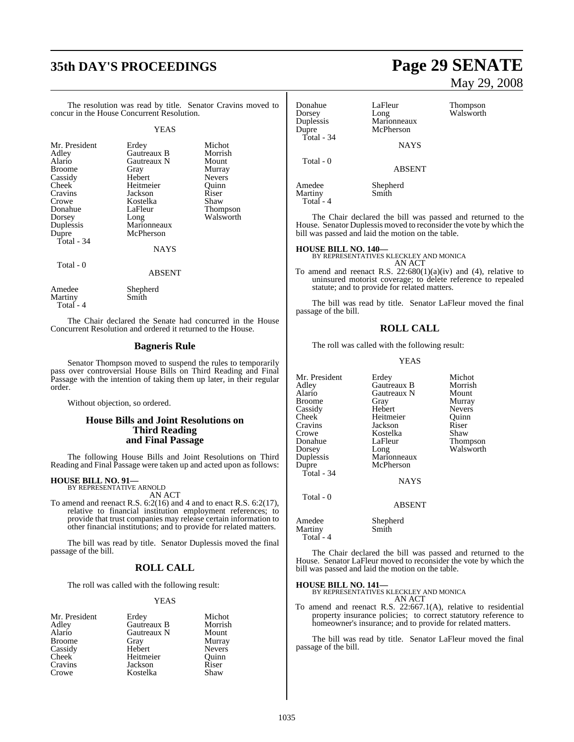The resolution was read by title. Senator Cravins moved to concur in the House Concurrent Resolution.

YEAS

| | | |
|---|---|---|
| Mr. President | Erdey | Michot |
| Adley | Gautreaux B | Morrish |
| Alario | Gautreaux N | Mount |
| Broome | Gray | Murray |
| Cassidy | Hebert | Nevers |
| Cheek | Heitmeier | Quinn |
| Cravins | Jackson | Riser |
| Crowe | Kostelka | Shaw |
| Donahue | LaFleur | Thompson |
| Dorsey | Long | Walsworth |
| Duplessis | Marionneaux | |
| Dupre | McPherson | |
| Total - 34 | | |

NAYS

Total - 0

ABSENT

| | |
|---|---|
| Amedee | Shepherd |
| Martiny | Smith |
| Total - 4 | |

The Chair declared the Senate had concurred in the House Concurrent Resolution and ordered it returned to the House.

## Bagneris Rule

Senator Thompson moved to suspend the rules to temporarily pass over controversial House Bills on Third Reading and Final Passage with the intention of taking them up later, in their regular order.

Without objection, so ordered.

## House Bills and Joint Resolutions on Third Reading and Final Passage

The following House Bills and Joint Resolutions on Third Reading and Final Passage were taken up and acted upon as follows:

**HOUSE BILL NO. 91—**
BY REPRESENTATIVE ARNOLD
AN ACT

To amend and reenact R.S. 6:2(16) and 4 and to enact R.S. 6:2(17), relative to financial institution employment references; to provide that trust companies may release certain information to other financial institutions; and to provide for related matters.

The bill was read by title. Senator Duplessis moved the final passage of the bill.

## ROLL CALL

The roll was called with the following result:

YEAS

| | | |
|---|---|---|
| Mr. President | Erdey | Michot |
| Adley | Gautreaux B | Morrish |
| Alario | Gautreaux N | Mount |
| Broome | Gray | Murray |
| Cassidy | Hebert | Nevers |
| Cheek | Heitmeier | Quinn |
| Cravins | Jackson | Riser |
| Crowe | Kostelka | Shaw |
| Donahue | LaFleur | Thompson |
| Dorsey | Long | Walsworth |
| Duplessis | Marionneaux | |
| Dupre | McPherson | |
| Total - 34 | | |

NAYS

Total - 0

ABSENT

| | |
|---|---|
| Amedee | Shepherd |
| Martiny | Smith |
| Total - 4 | |

The Chair declared the bill was passed and returned to the House. Senator Duplessis moved to reconsider the vote by which the bill was passed and laid the motion on the table.

**HOUSE BILL NO. 140—**
BY REPRESENTATIVES KLECKLEY AND MONICA
AN ACT

To amend and reenact R.S. 22:680(1)(a)(iv) and (4), relative to uninsured motorist coverage; to delete reference to repealed statute; and to provide for related matters.

The bill was read by title. Senator LaFleur moved the final passage of the bill.

## ROLL CALL

The roll was called with the following result:

YEAS

| | | |
|---|---|---|
| Mr. President | Erdey | Michot |
| Adley | Gautreaux B | Morrish |
| Alario | Gautreaux N | Mount |
| Broome | Gray | Murray |
| Cassidy | Hebert | Nevers |
| Cheek | Heitmeier | Quinn |
| Cravins | Jackson | Riser |
| Crowe | Kostelka | Shaw |
| Donahue | LaFleur | Thompson |
| Dorsey | Long | Walsworth |
| Duplessis | Marionneaux | |
| Dupre | McPherson | |
| Total - 34 | | |

NAYS

Total - 0

ABSENT

| | |
|---|---|
| Amedee | Shepherd |
| Martiny | Smith |
| Total - 4 | |

The Chair declared the bill was passed and returned to the House. Senator LaFleur moved to reconsider the vote by which the bill was passed and laid the motion on the table.

**HOUSE BILL NO. 141—**
BY REPRESENTATIVES KLECKLEY AND MONICA
AN ACT

To amend and reenact R.S. 22:667.1(A), relative to residential property insurance policies; to correct statutory reference to homeowner's insurance; and to provide for related matters.

The bill was read by title. Senator LaFleur moved the final passage of the bill.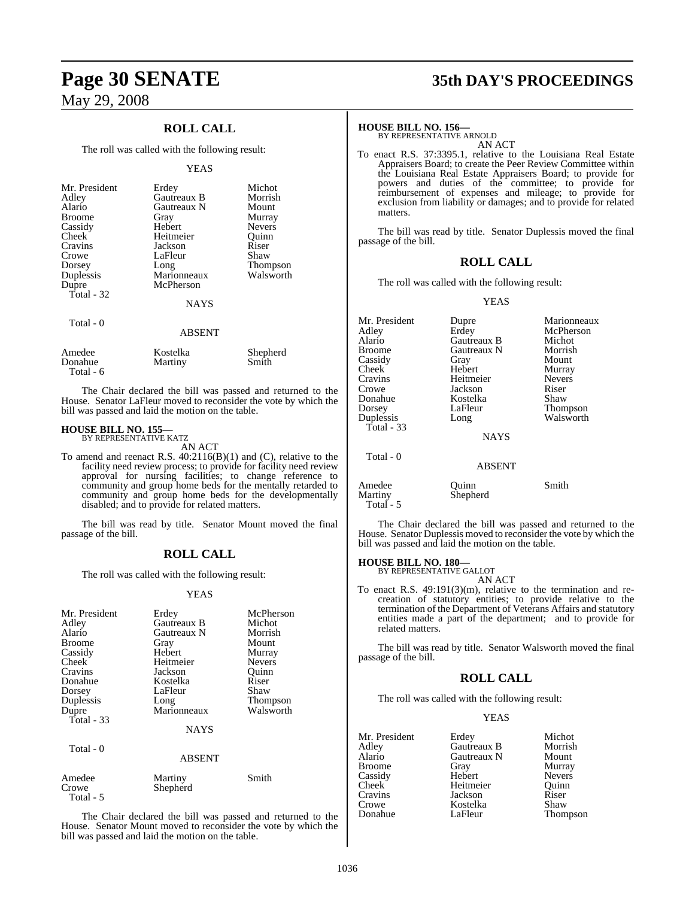## ROLL CALL

The roll was called with the following result:

YEAS

| | | |
|---|---|---|
| Mr. President | Erdey | Michot |
| Adley | Gautreaux B | Morrish |
| Alario | Gautreaux N | Mount |
| Broome | Gray | Murray |
| Cassidy | Hebert | Nevers |
| Cheek | Heitmeier | Quinn |
| Cravins | Jackson | Riser |
| Crowe | LaFleur | Shaw |
| Dorsey | Long | Thompson |
| Duplessis | Marionneaux | Walsworth |
| Dupre | McPherson | |
| Total - 32 | | |

NAYS

Total - 0

ABSENT

| | | |
|---|---|---|
| Amedee | Kostelka | Shepherd |
| Donahue | Martiny | Smith |
| Total - 6 | | |

The Chair declared the bill was passed and returned to the House. Senator LaFleur moved to reconsider the vote by which the bill was passed and laid the motion on the table.

**HOUSE BILL NO. 155—**
BY REPRESENTATIVE KATZ
AN ACT

To amend and reenact R.S. 40:2116(B)(1) and (C), relative to the facility need review process; to provide for facility need review approval for nursing facilities; to change reference to community and group home beds for the mentally retarded to community and group home beds for the developmentally disabled; and to provide for related matters.

The bill was read by title. Senator Mount moved the final passage of the bill.

## ROLL CALL

The roll was called with the following result:

YEAS

| | | |
|---|---|---|
| Mr. President | Erdey | McPherson |
| Adley | Gautreaux B | Michot |
| Alario | Gautreaux N | Morrish |
| Broome | Gray | Mount |
| Cassidy | Hebert | Murray |
| Cheek | Heitmeier | Nevers |
| Cravins | Jackson | Quinn |
| Donahue | Kostelka | Riser |
| Dorsey | LaFleur | Shaw |
| Duplessis | Long | Thompson |
| Dupre | Marionneaux | Walsworth |
| Total - 33 | | |

NAYS

Total - 0

ABSENT

| | | |
|---|---|---|
| Amedee | Martiny | Smith |
| Crowe | Shepherd | |
| Total - 5 | | |

The Chair declared the bill was passed and returned to the House. Senator Mount moved to reconsider the vote by which the bill was passed and laid the motion on the table.

**HOUSE BILL NO. 156—**
BY REPRESENTATIVE ARNOLD
AN ACT

To enact R.S. 37:3395.1, relative to the Louisiana Real Estate Appraisers Board; to create the Peer Review Committee within the Louisiana Real Estate Appraisers Board; to provide for powers and duties of the committee; to provide for reimbursement of expenses and mileage; to provide for exclusion from liability or damages; and to provide for related matters.

The bill was read by title. Senator Duplessis moved the final passage of the bill.

## ROLL CALL

The roll was called with the following result:

YEAS

| | | |
|---|---|---|
| Mr. President | Dupre | Marionneaux |
| Adley | Erdey | McPherson |
| Alario | Gautreaux B | Michot |
| Broome | Gautreaux N | Morrish |
| Cassidy | Gray | Mount |
| Cheek | Hebert | Murray |
| Cravins | Heitmeier | Nevers |
| Crowe | Jackson | Riser |
| Donahue | Kostelka | Shaw |
| Dorsey | LaFleur | Thompson |
| Duplessis | Long | Walsworth |
| Total - 33 | | |

NAYS

Total - 0

ABSENT

| | | |
|---|---|---|
| Amedee | Quinn | Smith |
| Martiny | Shepherd | |
| Total - 5 | | |

The Chair declared the bill was passed and returned to the House. Senator Duplessis moved to reconsider the vote by which the bill was passed and laid the motion on the table.

**HOUSE BILL NO. 180—**
BY REPRESENTATIVE GALLOT
AN ACT

To enact R.S. 49:191(3)(m), relative to the termination and re-creation of statutory entities; to provide relative to the termination of the Department of Veterans Affairs and statutory entities made a part of the department; and to provide for related matters.

The bill was read by title. Senator Walsworth moved the final passage of the bill.

## ROLL CALL

The roll was called with the following result:

YEAS

| | | |
|---|---|---|
| Mr. President | Erdey | Michot |
| Adley | Gautreaux B | Morrish |
| Alario | Gautreaux N | Mount |
| Broome | Gray | Murray |
| Cassidy | Hebert | Nevers |
| Cheek | Heitmeier | Quinn |
| Cravins | Jackson | Riser |
| Crowe | Kostelka | Shaw |
| Donahue | LaFleur | Thompson |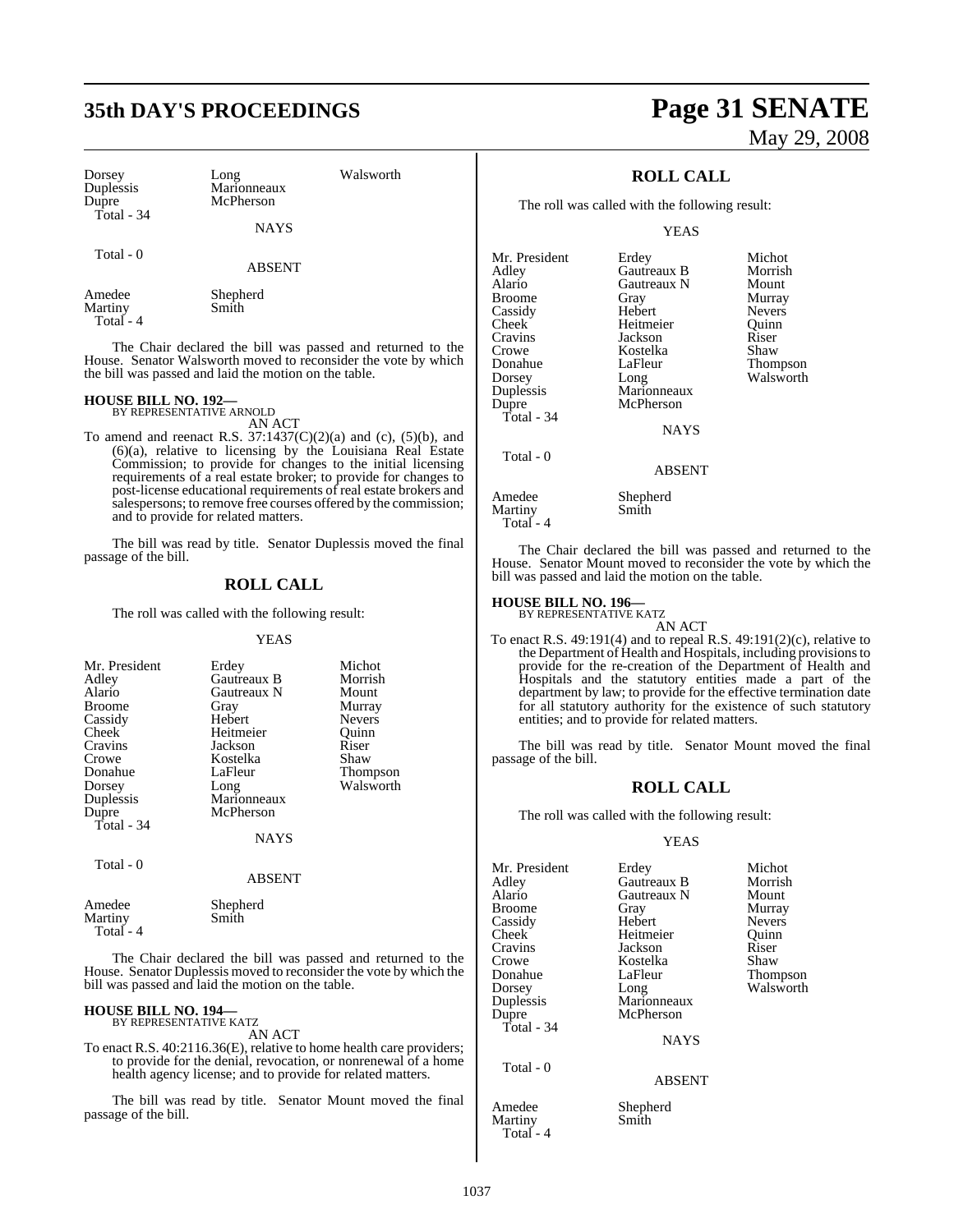| | | |
|---|---|---|
| Dorsey | Long | Walsworth |
| Duplessis | Marionneaux | |
| Dupre | McPherson | |
| Total - 34 | | |

NAYS

Total - 0

ABSENT

| | |
|---|---|
| Amedee | Shepherd |
| Martiny | Smith |
| Total - 4 | |

The Chair declared the bill was passed and returned to the House. Senator Walsworth moved to reconsider the vote by which the bill was passed and laid the motion on the table.

**HOUSE BILL NO. 192—**
BY REPRESENTATIVE ARNOLD
AN ACT

To amend and reenact R.S. 37:1437(C)(2)(a) and (c), (5)(b), and (6)(a), relative to licensing by the Louisiana Real Estate Commission; to provide for changes to the initial licensing requirements of a real estate broker; to provide for changes to post-license educational requirements of real estate brokers and salespersons; to remove free courses offered by the commission; and to provide for related matters.

The bill was read by title. Senator Duplessis moved the final passage of the bill.

## ROLL CALL

The roll was called with the following result:

YEAS

| | | |
|---|---|---|
| Mr. President | Erdey | Michot |
| Adley | Gautreaux B | Morrish |
| Alario | Gautreaux N | Mount |
| Broome | Gray | Murray |
| Cassidy | Hebert | Nevers |
| Cheek | Heitmeier | Quinn |
| Cravins | Jackson | Riser |
| Crowe | Kostelka | Shaw |
| Donahue | LaFleur | Thompson |
| Dorsey | Long | Walsworth |
| Duplessis | Marionneaux | |
| Dupre | McPherson | |
| Total - 34 | | |

NAYS

Total - 0

ABSENT

| | |
|---|---|
| Amedee | Shepherd |
| Martiny | Smith |
| Total - 4 | |

The Chair declared the bill was passed and returned to the House. Senator Duplessis moved to reconsider the vote by which the bill was passed and laid the motion on the table.

**HOUSE BILL NO. 194—**
BY REPRESENTATIVE KATZ
AN ACT

To enact R.S. 40:2116.36(E), relative to home health care providers; to provide for the denial, revocation, or nonrenewal of a home health agency license; and to provide for related matters.

The bill was read by title. Senator Mount moved the final passage of the bill.

## ROLL CALL

The roll was called with the following result:

YEAS

| | | |
|---|---|---|
| Mr. President | Erdey | Michot |
| Adley | Gautreaux B | Morrish |
| Alario | Gautreaux N | Mount |
| Broome | Gray | Murray |
| Cassidy | Hebert | Nevers |
| Cheek | Heitmeier | Quinn |
| Cravins | Jackson | Riser |
| Crowe | Kostelka | Shaw |
| Donahue | LaFleur | Thompson |
| Dorsey | Long | Walsworth |
| Duplessis | Marionneaux | |
| Dupre | McPherson | |
| Total - 34 | | |

NAYS

Total - 0

ABSENT

| | |
|---|---|
| Amedee | Shepherd |
| Martiny | Smith |
| Total - 4 | |

The Chair declared the bill was passed and returned to the House. Senator Mount moved to reconsider the vote by which the bill was passed and laid the motion on the table.

**HOUSE BILL NO. 196—**
BY REPRESENTATIVE KATZ
AN ACT

To enact R.S. 49:191(4) and to repeal R.S. 49:191(2)(c), relative to the Department of Health and Hospitals, including provisions to provide for the re-creation of the Department of Health and Hospitals and the statutory entities made a part of the department by law; to provide for the effective termination date for all statutory authority for the existence of such statutory entities; and to provide for related matters.

The bill was read by title. Senator Mount moved the final passage of the bill.

## ROLL CALL

The roll was called with the following result:

YEAS

| | | |
|---|---|---|
| Mr. President | Erdey | Michot |
| Adley | Gautreaux B | Morrish |
| Alario | Gautreaux N | Mount |
| Broome | Gray | Murray |
| Cassidy | Hebert | Nevers |
| Cheek | Heitmeier | Quinn |
| Cravins | Jackson | Riser |
| Crowe | Kostelka | Shaw |
| Donahue | LaFleur | Thompson |
| Dorsey | Long | Walsworth |
| Duplessis | Marionneaux | |
| Dupre | McPherson | |
| Total - 34 | | |

NAYS

Total - 0

ABSENT

| | |
|---|---|
| Amedee | Shepherd |
| Martiny | Smith |
| Total - 4 | |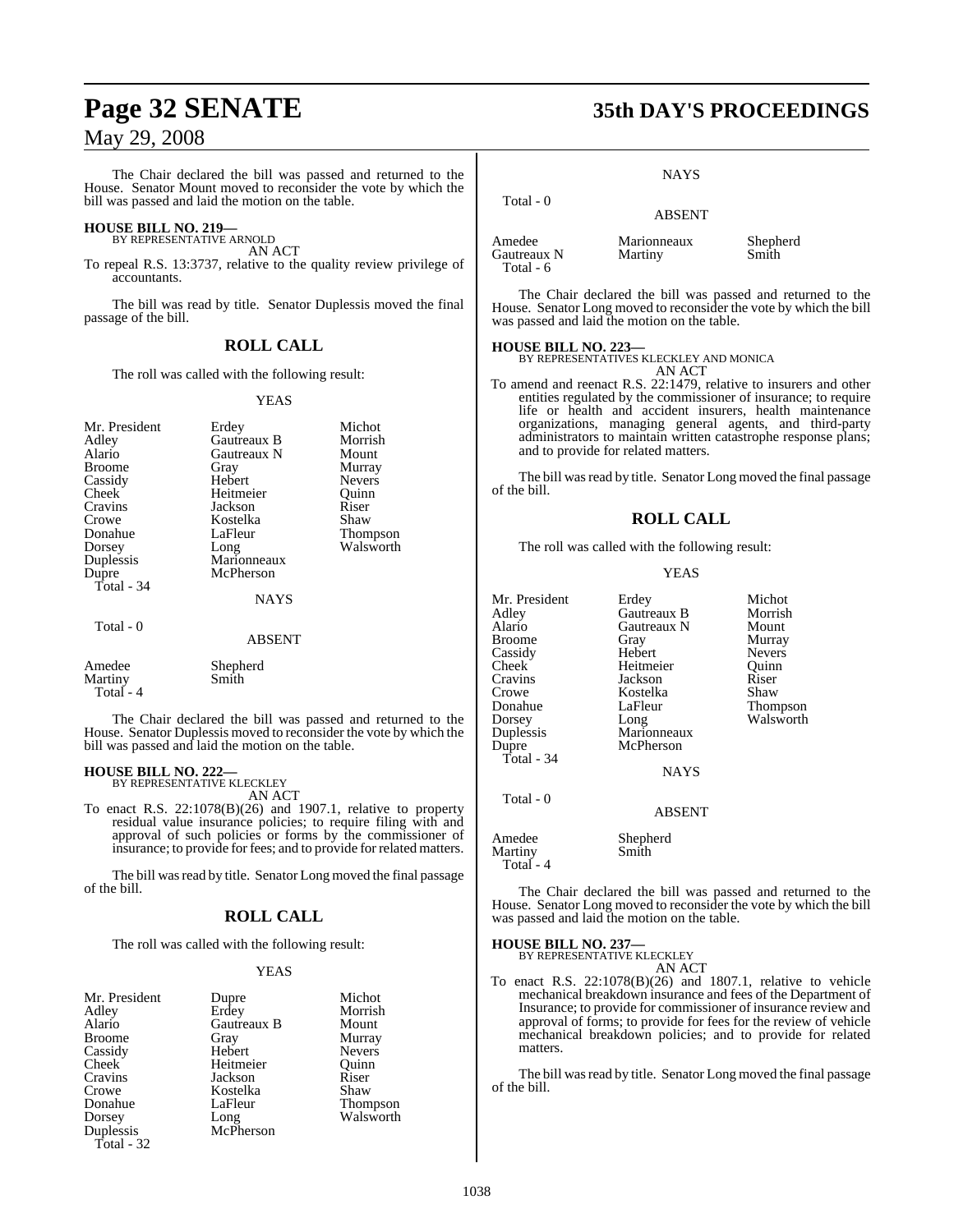The Chair declared the bill was passed and returned to the House. Senator Mount moved to reconsider the vote by which the bill was passed and laid the motion on the table.

**HOUSE BILL NO. 219—**
BY REPRESENTATIVE ARNOLD
AN ACT
To repeal R.S. 13:3737, relative to the quality review privilege of accountants.

The bill was read by title. Senator Duplessis moved the final passage of the bill.

## ROLL CALL

The roll was called with the following result:

YEAS

| | | |
|---|---|---|
| Mr. President | Erdey | Michot |
| Adley | Gautreaux B | Morrish |
| Alario | Gautreaux N | Mount |
| Broome | Gray | Murray |
| Cassidy | Hebert | Nevers |
| Cheek | Heitmeier | Quinn |
| Cravins | Jackson | Riser |
| Crowe | Kostelka | Shaw |
| Donahue | LaFleur | Thompson |
| Dorsey | Long | Walsworth |
| Duplessis | Marionneaux | |
| Dupre | McPherson | |
| Total - 34 | | |

NAYS

Total - 0

ABSENT

| | |
|---|---|
| Amedee | Shepherd |
| Martiny | Smith |
| Total - 4 | |

The Chair declared the bill was passed and returned to the House. Senator Duplessis moved to reconsider the vote by which the bill was passed and laid the motion on the table.

**HOUSE BILL NO. 222—**
BY REPRESENTATIVE KLECKLEY
AN ACT
To enact R.S. 22:1078(B)(26) and 1907.1, relative to property residual value insurance policies; to require filing with and approval of such policies or forms by the commissioner of insurance; to provide for fees; and to provide for related matters.

The bill was read by title. Senator Long moved the final passage of the bill.

## ROLL CALL

The roll was called with the following result:

YEAS

| | | |
|---|---|---|
| Mr. President | Dupre | Michot |
| Adley | Erdey | Morrish |
| Alario | Gautreaux B | Mount |
| Broome | Gray | Murray |
| Cassidy | Hebert | Nevers |
| Cheek | Heitmeier | Quinn |
| Cravins | Jackson | Riser |
| Crowe | Kostelka | Shaw |
| Donahue | LaFleur | Thompson |
| Dorsey | Long | Walsworth |
| Duplessis | McPherson | |
| Total - 32 | | |

NAYS

Total - 0

ABSENT

| | | |
|---|---|---|
| Amedee | Marionneaux | Shepherd |
| Gautreaux N | Martiny | Smith |
| Total - 6 | | |

The Chair declared the bill was passed and returned to the House. Senator Long moved to reconsider the vote by which the bill was passed and laid the motion on the table.

**HOUSE BILL NO. 223—**
BY REPRESENTATIVES KLECKLEY AND MONICA
AN ACT
To amend and reenact R.S. 22:1479, relative to insurers and other entities regulated by the commissioner of insurance; to require life or health and accident insurers, health maintenance organizations, managing general agents, and third-party administrators to maintain written catastrophe response plans; and to provide for related matters.

The bill was read by title. Senator Long moved the final passage of the bill.

## ROLL CALL

The roll was called with the following result:

YEAS

| | | |
|---|---|---|
| Mr. President | Erdey | Michot |
| Adley | Gautreaux B | Morrish |
| Alario | Gautreaux N | Mount |
| Broome | Gray | Murray |
| Cassidy | Hebert | Nevers |
| Cheek | Heitmeier | Quinn |
| Cravins | Jackson | Riser |
| Crowe | Kostelka | Shaw |
| Donahue | LaFleur | Thompson |
| Dorsey | Long | Walsworth |
| Duplessis | Marionneaux | |
| Dupre | McPherson | |
| Total - 34 | | |

NAYS

Total - 0

ABSENT

| | |
|---|---|
| Amedee | Shepherd |
| Martiny | Smith |
| Total - 4 | |

The Chair declared the bill was passed and returned to the House. Senator Long moved to reconsider the vote by which the bill was passed and laid the motion on the table.

**HOUSE BILL NO. 237—**
BY REPRESENTATIVE KLECKLEY
AN ACT
To enact R.S. 22:1078(B)(26) and 1807.1, relative to vehicle mechanical breakdown insurance and fees of the Department of Insurance; to provide for commissioner of insurance review and approval of forms; to provide for fees for the review of vehicle mechanical breakdown policies; and to provide for related matters.

The bill was read by title. Senator Long moved the final passage of the bill.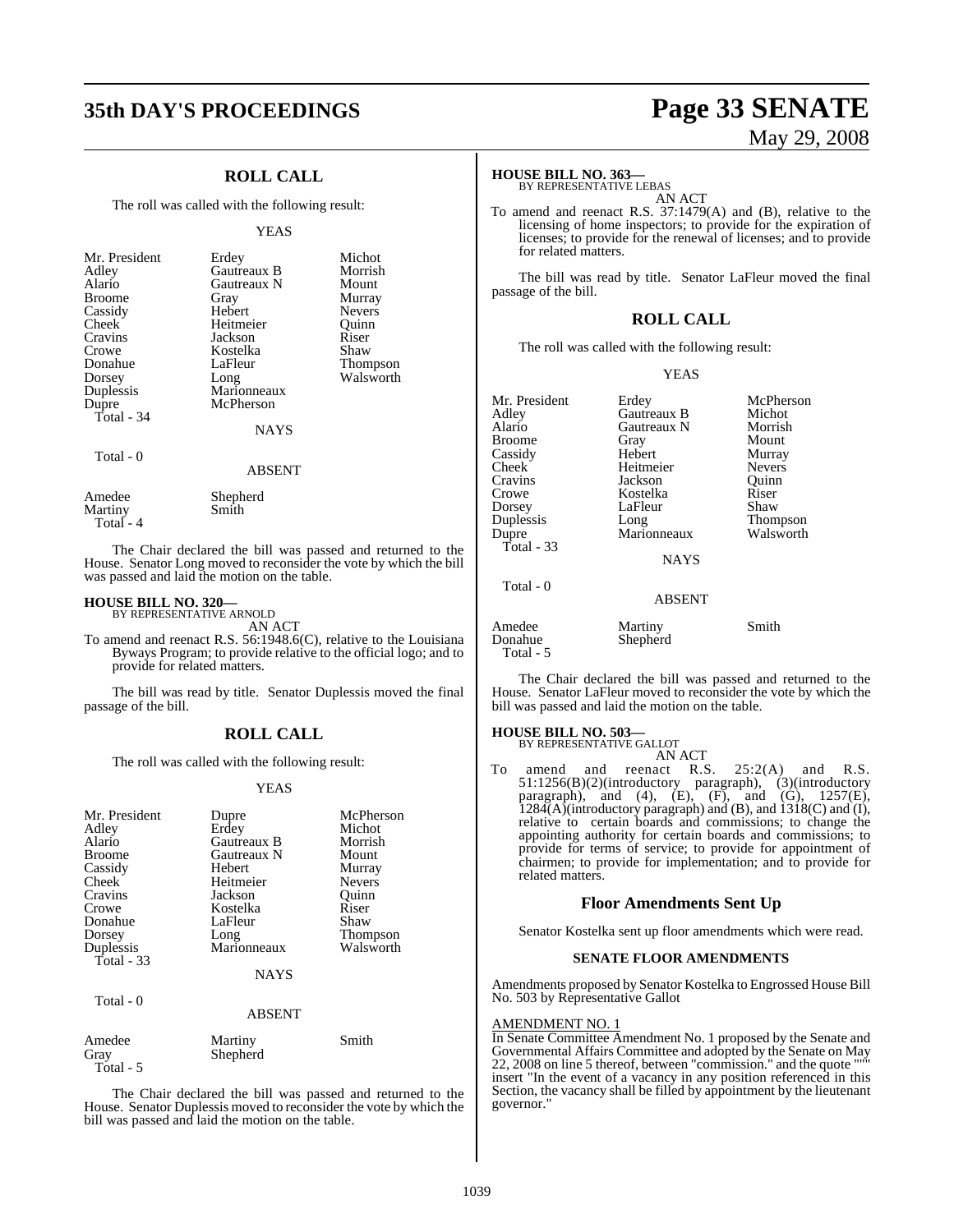## ROLL CALL

The roll was called with the following result:

YEAS

| | | |
|---|---|---|
| Mr. President | Erdey | Michot |
| Adley | Gautreaux B | Morrish |
| Alario | Gautreaux N | Mount |
| Broome | Gray | Murray |
| Cassidy | Hebert | Nevers |
| Cheek | Heitmeier | Quinn |
| Cravins | Jackson | Riser |
| Crowe | Kostelka | Shaw |
| Donahue | LaFleur | Thompson |
| Dorsey | Long | Walsworth |
| Duplessis | Marionneaux | |
| Dupre | McPherson | |
| Total - 34 | | |

NAYS

Total - 0

ABSENT

| | |
|---|---|
| Amedee | Shepherd |
| Martiny | Smith |
| Total - 4 | |

The Chair declared the bill was passed and returned to the House. Senator Long moved to reconsider the vote by which the bill was passed and laid the motion on the table.

**HOUSE BILL NO. 320—**
BY REPRESENTATIVE ARNOLD

AN ACT

To amend and reenact R.S. 56:1948.6(C), relative to the Louisiana Byways Program; to provide relative to the official logo; and to provide for related matters.

The bill was read by title. Senator Duplessis moved the final passage of the bill.

## ROLL CALL

The roll was called with the following result:

YEAS

| | | |
|---|---|---|
| Mr. President | Dupre | McPherson |
| Adley | Erdey | Michot |
| Alario | Gautreaux B | Morrish |
| Broome | Gautreaux N | Mount |
| Cassidy | Hebert | Murray |
| Cheek | Heitmeier | Nevers |
| Cravins | Jackson | Quinn |
| Crowe | Kostelka | Riser |
| Donahue | LaFleur | Shaw |
| Dorsey | Long | Thompson |
| Duplessis | Marionneaux | Walsworth |
| Total - 33 | | |

NAYS

Total - 0

ABSENT

| | | |
|---|---|---|
| Amedee | Martiny | Smith |
| Gray | Shepherd | |
| Total - 5 | | |

The Chair declared the bill was passed and returned to the House. Senator Duplessis moved to reconsider the vote by which the bill was passed and laid the motion on the table.

**HOUSE BILL NO. 363—**
BY REPRESENTATIVE LEBAS

AN ACT

To amend and reenact R.S. 37:1479(A) and (B), relative to the licensing of home inspectors; to provide for the expiration of licenses; to provide for the renewal of licenses; and to provide for related matters.

The bill was read by title. Senator LaFleur moved the final passage of the bill.

## ROLL CALL

The roll was called with the following result:

YEAS

| | | |
|---|---|---|
| Mr. President | Erdey | McPherson |
| Adley | Gautreaux B | Michot |
| Alario | Gautreaux N | Morrish |
| Broome | Gray | Mount |
| Cassidy | Hebert | Murray |
| Cheek | Heitmeier | Nevers |
| Cravins | Jackson | Quinn |
| Crowe | Kostelka | Riser |
| Dorsey | LaFleur | Shaw |
| Duplessis | Long | Thompson |
| Dupre | Marionneaux | Walsworth |
| Total - 33 | | |

NAYS

Total - 0

ABSENT

| | | |
|---|---|---|
| Amedee | Martiny | Smith |
| Donahue | Shepherd | |
| Total - 5 | | |

The Chair declared the bill was passed and returned to the House. Senator LaFleur moved to reconsider the vote by which the bill was passed and laid the motion on the table.

**HOUSE BILL NO. 503—**
BY REPRESENTATIVE GALLOT

AN ACT

To amend and reenact R.S. 25:2(A) and R.S. 51:1256(B)(2)(introductory paragraph), (3)(introductory paragraph), and (4), (E), (F), and (G), 1257(E), 1284(A)(introductory paragraph) and (B), and 1318(C) and (I), relative to certain boards and commissions; to change the appointing authority for certain boards and commissions; to provide for terms of service; to provide for appointment of chairmen; to provide for implementation; and to provide for related matters.

## Floor Amendments Sent Up

Senator Kostelka sent up floor amendments which were read.

### SENATE FLOOR AMENDMENTS

Amendments proposed by Senator Kostelka to Engrossed House Bill No. 503 by Representative Gallot

AMENDMENT NO. 1

In Senate Committee Amendment No. 1 proposed by the Senate and Governmental Affairs Committee and adopted by the Senate on May 22, 2008 on line 5 thereof, between "commission." and the quote """ insert "In the event of a vacancy in any position referenced in this Section, the vacancy shall be filled by appointment by the lieutenant governor."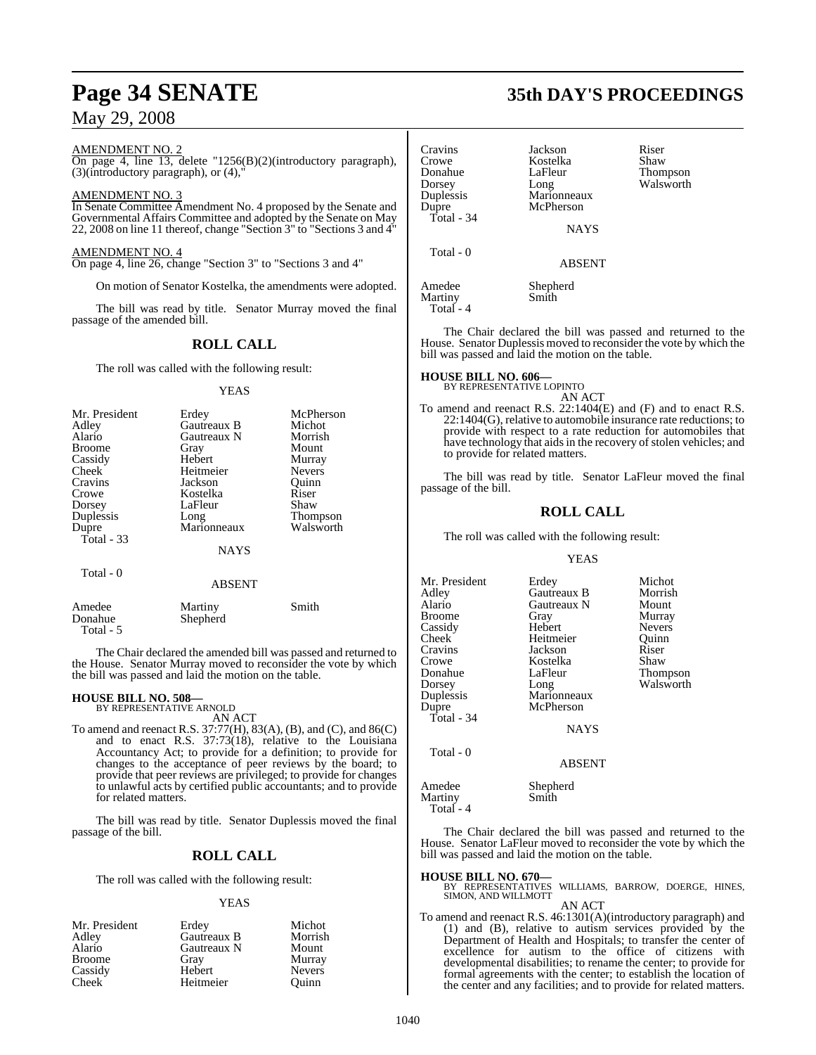AMENDMENT NO. 2

On page 4, line 13, delete "1256(B)(2)(introductory paragraph), (3)(introductory paragraph), or (4),"

AMENDMENT NO. 3

In Senate Committee Amendment No. 4 proposed by the Senate and Governmental Affairs Committee and adopted by the Senate on May 22, 2008 on line 11 thereof, change "Section 3" to "Sections 3 and 4"

AMENDMENT NO. 4

On page 4, line 26, change "Section 3" to "Sections 3 and 4"

On motion of Senator Kostelka, the amendments were adopted.

The bill was read by title. Senator Murray moved the final passage of the amended bill.

## ROLL CALL

The roll was called with the following result:

YEAS

| | | |
|---|---|---|
| Mr. President | Erdey | McPherson |
| Adley | Gautreaux B | Michot |
| Alario | Gautreaux N | Morrish |
| Broome | Gray | Mount |
| Cassidy | Hebert | Murray |
| Cheek | Heitmeier | Nevers |
| Cravins | Jackson | Quinn |
| Crowe | Kostelka | Riser |
| Dorsey | LaFleur | Shaw |
| Duplessis | Long | Thompson |
| Dupre | Marionneaux | Walsworth |
| Total - 33 | | |

NAYS

Total - 0

ABSENT

| | | |
|---|---|---|
| Amedee | Martiny | Smith |
| Donahue | Shepherd | |
| Total - 5 | | |

The Chair declared the amended bill was passed and returned to the House. Senator Murray moved to reconsider the vote by which the bill was passed and laid the motion on the table.

**HOUSE BILL NO. 508—**
BY REPRESENTATIVE ARNOLD

AN ACT

To amend and reenact R.S. 37:77(H), 83(A), (B), and (C), and 86(C) and to enact R.S. 37:73(18), relative to the Louisiana Accountancy Act; to provide for a definition; to provide for changes to the acceptance of peer reviews by the board; to provide that peer reviews are privileged; to provide for changes to unlawful acts by certified public accountants; and to provide for related matters.

The bill was read by title. Senator Duplessis moved the final passage of the bill.

## ROLL CALL

The roll was called with the following result:

YEAS

| | | |
|---|---|---|
| Mr. President | Erdey | Michot |
| Adley | Gautreaux B | Morrish |
| Alario | Gautreaux N | Mount |
| Broome | Gray | Murray |
| Cassidy | Hebert | Nevers |
| Cheek | Heitmeier | Quinn |
| Cravins | Jackson | Riser |
| Crowe | Kostelka | Shaw |
| Donahue | LaFleur | Thompson |
| Dorsey | Long | Walsworth |
| Duplessis | Marionneaux | |
| Dupre | McPherson | |
| Total - 34 | | |

NAYS

Total - 0

ABSENT

| | |
|---|---|
| Amedee | Shepherd |
| Martiny | Smith |
| Total - 4 | |

The Chair declared the bill was passed and returned to the House. Senator Duplessis moved to reconsider the vote by which the bill was passed and laid the motion on the table.

**HOUSE BILL NO. 606—**
BY REPRESENTATIVE LOPINTO

AN ACT

To amend and reenact R.S. 22:1404(E) and (F) and to enact R.S. 22:1404(G), relative to automobile insurance rate reductions; to provide with respect to a rate reduction for automobiles that have technology that aids in the recovery of stolen vehicles; and to provide for related matters.

The bill was read by title. Senator LaFleur moved the final passage of the bill.

## ROLL CALL

The roll was called with the following result:

YEAS

| | | |
|---|---|---|
| Mr. President | Erdey | Michot |
| Adley | Gautreaux B | Morrish |
| Alario | Gautreaux N | Mount |
| Broome | Gray | Murray |
| Cassidy | Hebert | Nevers |
| Cheek | Heitmeier | Quinn |
| Cravins | Jackson | Riser |
| Crowe | Kostelka | Shaw |
| Donahue | LaFleur | Thompson |
| Dorsey | Long | Walsworth |
| Duplessis | Marionneaux | |
| Dupre | McPherson | |
| Total - 34 | | |

NAYS

Total - 0

ABSENT

| | |
|---|---|
| Amedee | Shepherd |
| Martiny | Smith |
| Total - 4 | |

The Chair declared the bill was passed and returned to the House. Senator LaFleur moved to reconsider the vote by which the bill was passed and laid the motion on the table.

**HOUSE BILL NO. 670—**
BY REPRESENTATIVES WILLIAMS, BARROW, DOERGE, HINES, SIMON, AND WILLMOTT

AN ACT

To amend and reenact R.S. 46:1301(A)(introductory paragraph) and (1) and (B), relative to autism services provided by the Department of Health and Hospitals; to transfer the center of excellence for autism to the office of citizens with developmental disabilities; to rename the center; to provide for formal agreements with the center; to establish the location of the center and any facilities; and to provide for related matters.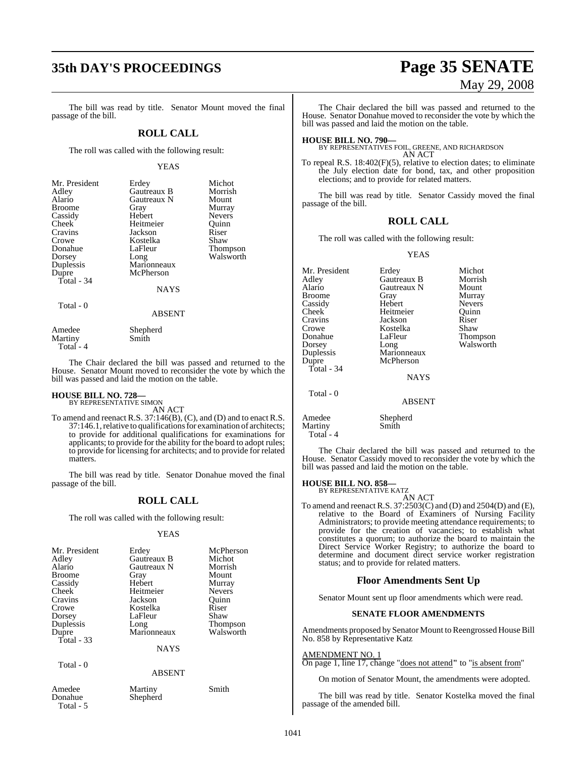The bill was read by title. Senator Mount moved the final passage of the bill.

## ROLL CALL

The roll was called with the following result:

YEAS

| | | |
|---|---|---|
| Mr. President | Erdey | Michot |
| Adley | Gautreaux B | Morrish |
| Alario | Gautreaux N | Mount |
| Broome | Gray | Murray |
| Cassidy | Hebert | Nevers |
| Cheek | Heitmeier | Quinn |
| Cravins | Jackson | Riser |
| Crowe | Kostelka | Shaw |
| Donahue | LaFleur | Thompson |
| Dorsey | Long | Walsworth |
| Duplessis | Marionneaux | |
| Dupre | McPherson | |
| Total - 34 | | |

NAYS

Total - 0

ABSENT

| | |
|---|---|
| Amedee | Shepherd |
| Martiny | Smith |
| Total - 4 | |

The Chair declared the bill was passed and returned to the House. Senator Mount moved to reconsider the vote by which the bill was passed and laid the motion on the table.

**HOUSE BILL NO. 728—**
BY REPRESENTATIVE SIMON
AN ACT

To amend and reenact R.S. 37:146(B), (C), and (D) and to enact R.S. 37:146.1, relative to qualifications for examination of architects; to provide for additional qualifications for examinations for applicants; to provide for the ability for the board to adopt rules; to provide for licensing for architects; and to provide for related matters.

The bill was read by title. Senator Donahue moved the final passage of the bill.

## ROLL CALL

The roll was called with the following result:

YEAS

| | | |
|---|---|---|
| Mr. President | Erdey | McPherson |
| Adley | Gautreaux B | Michot |
| Alario | Gautreaux N | Morrish |
| Broome | Gray | Mount |
| Cassidy | Hebert | Murray |
| Cheek | Heitmeier | Nevers |
| Cravins | Jackson | Quinn |
| Crowe | Kostelka | Riser |
| Dorsey | LaFleur | Shaw |
| Duplessis | Long | Thompson |
| Dupre | Marionneaux | Walsworth |
| Total - 33 | | |

NAYS

Total - 0

ABSENT

| | | |
|---|---|---|
| Amedee | Martiny | Smith |
| Donahue | Shepherd | |
| Total - 5 | | |

The Chair declared the bill was passed and returned to the House. Senator Donahue moved to reconsider the vote by which the bill was passed and laid the motion on the table.

**HOUSE BILL NO. 790—**
BY REPRESENTATIVES FOIL, GREENE, AND RICHARDSON
AN ACT

To repeal R.S. 18:402(F)(5), relative to election dates; to eliminate the July election date for bond, tax, and other proposition elections; and to provide for related matters.

The bill was read by title. Senator Cassidy moved the final passage of the bill.

## ROLL CALL

The roll was called with the following result:

YEAS

| | | |
|---|---|---|
| Mr. President | Erdey | Michot |
| Adley | Gautreaux B | Morrish |
| Alario | Gautreaux N | Mount |
| Broome | Gray | Murray |
| Cassidy | Hebert | Nevers |
| Cheek | Heitmeier | Quinn |
| Cravins | Jackson | Riser |
| Crowe | Kostelka | Shaw |
| Donahue | LaFleur | Thompson |
| Dorsey | Long | Walsworth |
| Duplessis | Marionneaux | |
| Dupre | McPherson | |
| Total - 34 | | |

NAYS

Total - 0

ABSENT

| | |
|---|---|
| Amedee | Shepherd |
| Martiny | Smith |
| Total - 4 | |

The Chair declared the bill was passed and returned to the House. Senator Cassidy moved to reconsider the vote by which the bill was passed and laid the motion on the table.

**HOUSE BILL NO. 858—**
BY REPRESENTATIVE KATZ
AN ACT

To amend and reenact R.S. 37:2503(C) and (D) and 2504(D) and (E), relative to the Board of Examiners of Nursing Facility Administrators; to provide meeting attendance requirements; to provide for the creation of vacancies; to establish what constitutes a quorum; to authorize the board to maintain the Direct Service Worker Registry; to authorize the board to determine and document direct service worker registration status; and to provide for related matters.

## Floor Amendments Sent Up

Senator Mount sent up floor amendments which were read.

### SENATE FLOOR AMENDMENTS

Amendments proposed by Senator Mount to Reengrossed House Bill No. 858 by Representative Katz

AMENDMENT NO. 1
On page 1, line 17, change "does not attend" to "is absent from"

On motion of Senator Mount, the amendments were adopted.

The bill was read by title. Senator Kostelka moved the final passage of the amended bill.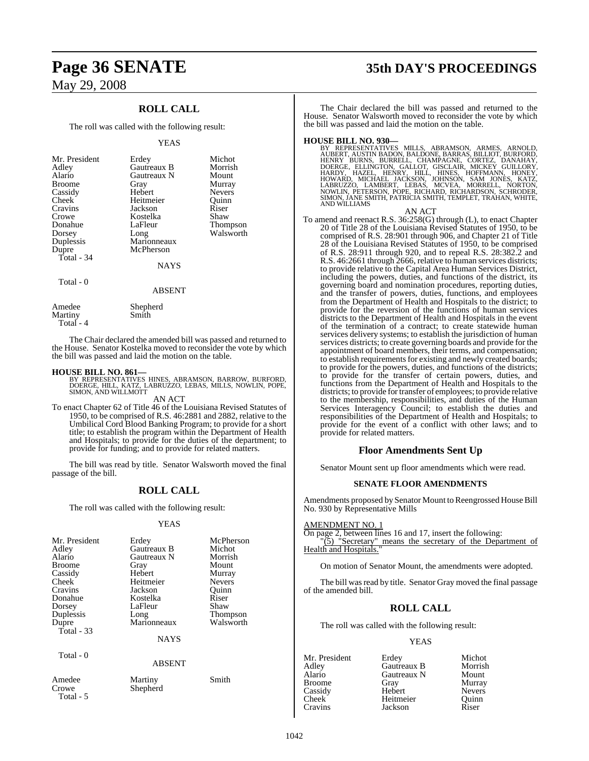## ROLL CALL

The roll was called with the following result:

YEAS

| | | |
|---|---|---|
| Mr. President | Erdey | Michot |
| Adley | Gautreaux B | Morrish |
| Alario | Gautreaux N | Mount |
| Broome | Gray | Murray |
| Cassidy | Hebert | Nevers |
| Cheek | Heitmeier | Quinn |
| Cravins | Jackson | Riser |
| Crowe | Kostelka | Shaw |
| Donahue | LaFleur | Thompson |
| Dorsey | Long | Walsworth |
| Duplessis | Marionneaux | |
| Dupre | McPherson | |
| Total - 34 | | |

NAYS

Total - 0

ABSENT

| | |
|---|---|
| Amedee | Shepherd |
| Martiny | Smith |
| Total - 4 | |

The Chair declared the amended bill was passed and returned to the House. Senator Kostelka moved to reconsider the vote by which the bill was passed and laid the motion on the table.

**HOUSE BILL NO. 861—**
BY REPRESENTATIVES HINES, ABRAMSON, BARROW, BURFORD, DOERGE, HILL, KATZ, LABRUZZO, LEBAS, MILLS, NOWLIN, POPE, SIMON, AND WILLMOTT

AN ACT

To enact Chapter 62 of Title 46 of the Louisiana Revised Statutes of 1950, to be comprised of R.S. 46:2881 and 2882, relative to the Umbilical Cord Blood Banking Program; to provide for a short title; to establish the program within the Department of Health and Hospitals; to provide for the duties of the department; to provide for funding; and to provide for related matters.

The bill was read by title. Senator Walsworth moved the final passage of the bill.

## ROLL CALL

The roll was called with the following result:

YEAS

| | | |
|---|---|---|
| Mr. President | Erdey | McPherson |
| Adley | Gautreaux B | Michot |
| Alario | Gautreaux N | Morrish |
| Broome | Gray | Mount |
| Cassidy | Hebert | Murray |
| Cheek | Heitmeier | Nevers |
| Cravins | Jackson | Quinn |
| Donahue | Kostelka | Riser |
| Dorsey | LaFleur | Shaw |
| Duplessis | Long | Thompson |
| Dupre | Marionneaux | Walsworth |
| Total - 33 | | |

NAYS

Total - 0

ABSENT

| | | |
|---|---|---|
| Amedee | Martiny | Smith |
| Crowe | Shepherd | |
| Total - 5 | | |

The Chair declared the bill was passed and returned to the House. Senator Walsworth moved to reconsider the vote by which the bill was passed and laid the motion on the table.

**HOUSE BILL NO. 930—**
BY REPRESENTATIVES MILLS, ABRAMSON, ARMES, ARNOLD, AUBERT, AUSTIN BADON, BALDONE, BARRAS, BILLIOT, BURFORD, HENRY BURNS, BURRELL, CHAMPAGNE, CORTEZ, DANAHAY, DOERGE, ELLINGTON, GALLOT, GISCLAIR, MICKEY GUILLORY, HARDY, HAZEL, HENRY, HILL, HINES, HOFFMANN, HONEY, HOWARD, MICHAEL JACKSON, JOHNSON, SAM JONES, KATZ, LABRUZZO, LAMBERT, LEBAS, MCVEA, MORRELL, NORTON, NOWLIN, PETERSON, POPE, RICHARD, RICHARDSON, SCHRODER, SIMON, JANE SMITH, PATRICIA SMITH, TEMPLET, TRAHAN, WHITE, AND WILLIAMS

AN ACT

To amend and reenact R.S. 36:258(G) through (L), to enact Chapter 20 of Title 28 of the Louisiana Revised Statutes of 1950, to be comprised of R.S. 28:901 through 906, and Chapter 21 of Title 28 of the Louisiana Revised Statutes of 1950, to be comprised of R.S. 28:911 through 920, and to repeal R.S. 28:382.2 and R.S. 46:2661 through 2666, relative to human services districts; to provide relative to the Capital Area Human Services District, including the powers, duties, and functions of the district, its governing board and nomination procedures, reporting duties, and the transfer of powers, duties, functions, and employees from the Department of Health and Hospitals to the district; to provide for the reversion of the functions of human services districts to the Department of Health and Hospitals in the event of the termination of a contract; to create statewide human services delivery systems; to establish the jurisdiction of human services districts; to create governing boards and provide for the appointment of board members, their terms, and compensation; to establish requirements for existing and newly created boards; to provide for the powers, duties, and functions of the districts; to provide for the transfer of certain powers, duties, and functions from the Department of Health and Hospitals to the districts; to provide for transfer of employees; to provide relative to the membership, responsibilities, and duties of the Human Services Interagency Council; to establish the duties and responsibilities of the Department of Health and Hospitals; to provide for the event of a conflict with other laws; and to provide for related matters.

## Floor Amendments Sent Up

Senator Mount sent up floor amendments which were read.

### SENATE FLOOR AMENDMENTS

Amendments proposed by Senator Mount to Reengrossed House Bill No. 930 by Representative Mills

AMENDMENT NO. 1

On page 2, between lines 16 and 17, insert the following:

"(5) "Secretary" means the secretary of the Department of Health and Hospitals."

On motion of Senator Mount, the amendments were adopted.

The bill was read by title. Senator Gray moved the final passage of the amended bill.

## ROLL CALL

The roll was called with the following result:

YEAS

| | | |
|---|---|---|
| Mr. President | Erdey | Michot |
| Adley | Gautreaux B | Morrish |
| Alario | Gautreaux N | Mount |
| Broome | Gray | Murray |
| Cassidy | Hebert | Nevers |
| Cheek | Heitmeier | Quinn |
| Cravins | Jackson | Riser |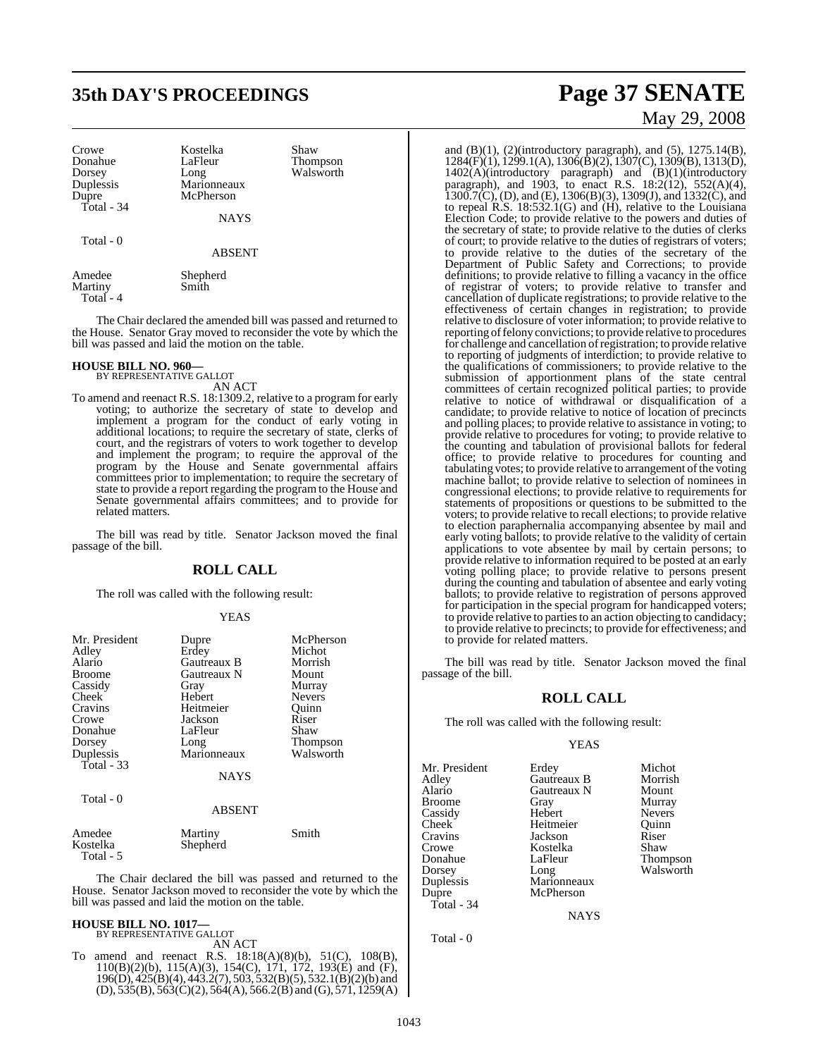| | | |
|---|---|---|
| Crowe | Kostelka | Shaw |
| Donahue | LaFleur | Thompson |
| Dorsey | Long | Walsworth |
| Duplessis | Marionneaux | |
| Dupre | McPherson | |
| Total - 34 | | |

NAYS

Total - 0

ABSENT

| | | |
|---|---|---|
| Amedee | Shepherd | |
| Martiny | Smith | |
| Total - 4 | | |

The Chair declared the amended bill was passed and returned to the House. Senator Gray moved to reconsider the vote by which the bill was passed and laid the motion on the table.

**HOUSE BILL NO. 960—**
BY REPRESENTATIVE GALLOT
AN ACT

To amend and reenact R.S. 18:1309.2, relative to a program for early voting; to authorize the secretary of state to develop and implement a program for the conduct of early voting in additional locations; to require the secretary of state, clerks of court, and the registrars of voters to work together to develop and implement the program; to require the approval of the program by the House and Senate governmental affairs committees prior to implementation; to require the secretary of state to provide a report regarding the program to the House and Senate governmental affairs committees; and to provide for related matters.

The bill was read by title. Senator Jackson moved the final passage of the bill.

## ROLL CALL

The roll was called with the following result:

YEAS

| | | |
|---|---|---|
| Mr. President | Dupre | McPherson |
| Adley | Erdey | Michot |
| Alario | Gautreaux B | Morrish |
| Broome | Gautreaux N | Mount |
| Cassidy | Gray | Murray |
| Cheek | Hebert | Nevers |
| Cravins | Heitmeier | Quinn |
| Crowe | Jackson | Riser |
| Donahue | LaFleur | Shaw |
| Dorsey | Long | Thompson |
| Duplessis | Marionneaux | Walsworth |
| Total - 33 | | |

NAYS

Total - 0

ABSENT

| | | |
|---|---|---|
| Amedee | Martiny | Smith |
| Kostelka | Shepherd | |
| Total - 5 | | |

The Chair declared the bill was passed and returned to the House. Senator Jackson moved to reconsider the vote by which the bill was passed and laid the motion on the table.

**HOUSE BILL NO. 1017—**
BY REPRESENTATIVE GALLOT
AN ACT

To amend and reenact R.S. 18:18(A)(8)(b), 51(C), 108(B), 110(B)(2)(b), 115(A)(3), 154(C), 171, 172, 193(E) and (F), 196(D), 425(B)(4), 443.2(7), 503, 532(B)(5), 532.1(B)(2)(b) and (D), 535(B), 563(C)(2), 564(A), 566.2(B) and (G), 571, 1259(A) and (B)(1), (2)(introductory paragraph), and (5), 1275.14(B), 1284(F)(1), 1299.1(A), 1306(B)(2), 1307(C), 1309(B), 1313(D), 1402(A)(introductory paragraph) and (B)(1)(introductory paragraph), and 1903, to enact R.S. 18:2(12), 552(A)(4), 1300.7(C), (D), and (E), 1306(B)(3), 1309(J), and 1332(C), and to repeal R.S. 18:532.1(G) and (H), relative to the Louisiana Election Code; to provide relative to the powers and duties of the secretary of state; to provide relative to the duties of clerks of court; to provide relative to the duties of registrars of voters; to provide relative to the duties of the secretary of the Department of Public Safety and Corrections; to provide definitions; to provide relative to filling a vacancy in the office of registrar of voters; to provide relative to transfer and cancellation of duplicate registrations; to provide relative to the effectiveness of certain changes in registration; to provide relative to disclosure of voter information; to provide relative to reporting of felony convictions; to provide relative to procedures for challenge and cancellation of registration; to provide relative to reporting of judgments of interdiction; to provide relative to the qualifications of commissioners; to provide relative to the submission of apportionment plans of the state central committees of certain recognized political parties; to provide relative to notice of withdrawal or disqualification of a candidate; to provide relative to notice of location of precincts and polling places; to provide relative to assistance in voting; to provide relative to procedures for voting; to provide relative to the counting and tabulation of provisional ballots for federal office; to provide relative to procedures for counting and tabulating votes; to provide relative to arrangement of the voting machine ballot; to provide relative to selection of nominees in congressional elections; to provide relative to requirements for statements of propositions or questions to be submitted to the voters; to provide relative to recall elections; to provide relative to election paraphernalia accompanying absentee by mail and early voting ballots; to provide relative to the validity of certain applications to vote absentee by mail by certain persons; to provide relative to information required to be posted at an early voting polling place; to provide relative to persons present during the counting and tabulation of absentee and early voting ballots; to provide relative to registration of persons approved for participation in the special program for handicapped voters; to provide relative to parties to an action objecting to candidacy; to provide relative to precincts; to provide for effectiveness; and to provide for related matters.

The bill was read by title. Senator Jackson moved the final passage of the bill.

## ROLL CALL

The roll was called with the following result:

YEAS

| | | |
|---|---|---|
| Mr. President | Erdey | Michot |
| Adley | Gautreaux B | Morrish |
| Alario | Gautreaux N | Mount |
| Broome | Gray | Murray |
| Cassidy | Hebert | Nevers |
| Cheek | Heitmeier | Quinn |
| Cravins | Jackson | Riser |
| Crowe | Kostelka | Shaw |
| Donahue | LaFleur | Thompson |
| Dorsey | Long | Walsworth |
| Duplessis | Marionneaux | |
| Dupre | McPherson | |
| Total - 34 | | |

NAYS

Total - 0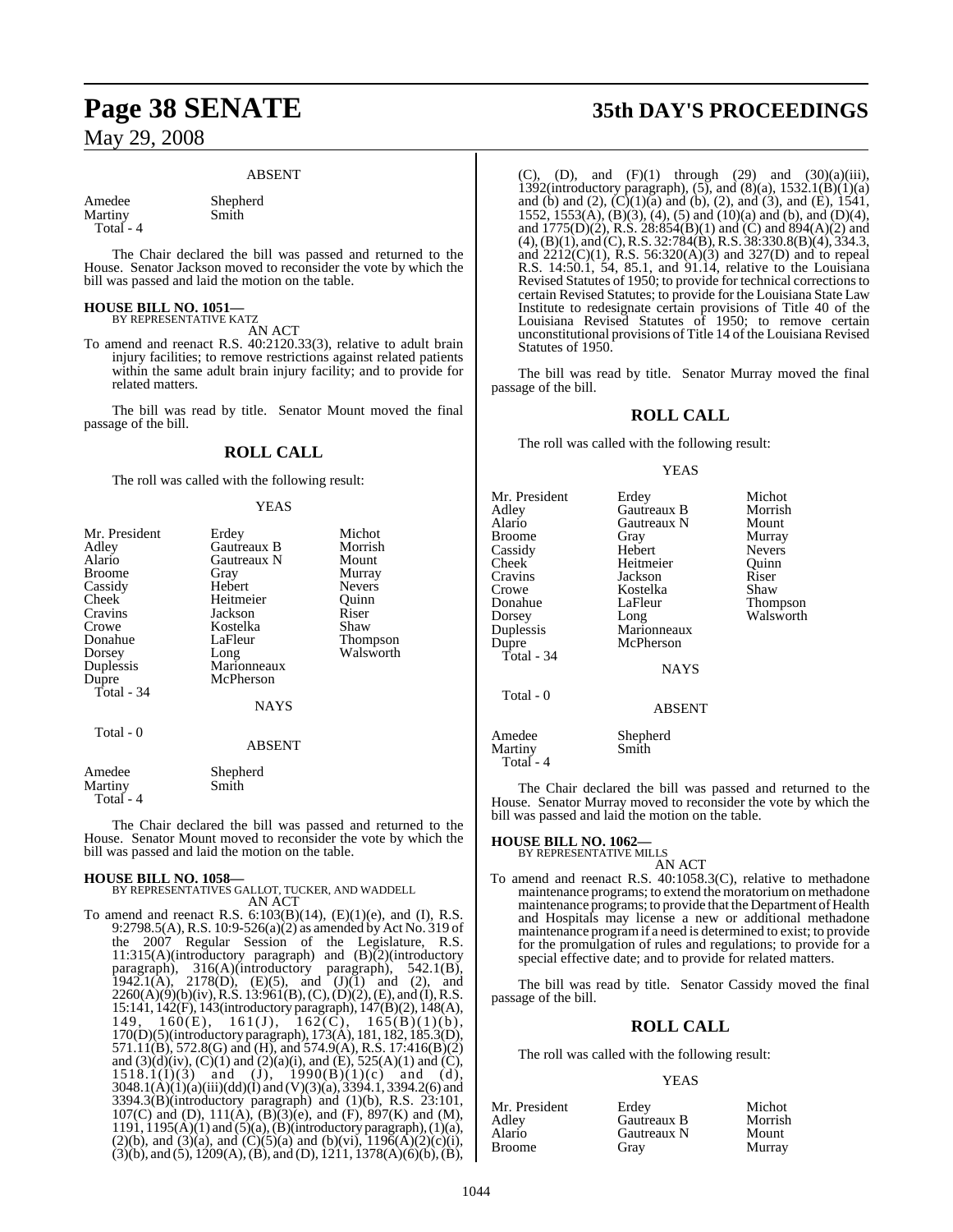## ABSENT

| | |
|---|---|
| Amedee | Shepherd |
| Martiny | Smith |
| Total - 4 | |

The Chair declared the bill was passed and returned to the House. Senator Jackson moved to reconsider the vote by which the bill was passed and laid the motion on the table.

**HOUSE BILL NO. 1051—**
BY REPRESENTATIVE KATZ
AN ACT

To amend and reenact R.S. 40:2120.33(3), relative to adult brain injury facilities; to remove restrictions against related patients within the same adult brain injury facility; and to provide for related matters.

The bill was read by title. Senator Mount moved the final passage of the bill.

## ROLL CALL

The roll was called with the following result:

### YEAS

| | | |
|---|---|---|
| Mr. President | Erdey | Michot |
| Adley | Gautreaux B | Morrish |
| Alario | Gautreaux N | Mount |
| Broome | Gray | Murray |
| Cassidy | Hebert | Nevers |
| Cheek | Heitmeier | Quinn |
| Cravins | Jackson | Riser |
| Crowe | Kostelka | Shaw |
| Donahue | LaFleur | Thompson |
| Dorsey | Long | Walsworth |
| Duplessis | Marionneaux | |
| Dupre | McPherson | |
| Total - 34 | | |

### NAYS

Total - 0

### ABSENT

| | |
|---|---|
| Amedee | Shepherd |
| Martiny | Smith |
| Total - 4 | |

The Chair declared the bill was passed and returned to the House. Senator Mount moved to reconsider the vote by which the bill was passed and laid the motion on the table.

**HOUSE BILL NO. 1058—**
BY REPRESENTATIVES GALLOT, TUCKER, AND WADDELL
AN ACT

To amend and reenact R.S. 6:103(B)(14), (E)(1)(e), and (I), R.S. 9:2798.5(A), R.S. 10:9-526(a)(2) as amended by Act No. 319 of the 2007 Regular Session of the Legislature, R.S. 11:315(A)(introductory paragraph) and (B)(2)(introductory paragraph), 316(A)(introductory paragraph), 542.1(B), 1942.1(A), 2178(D), (E)(5), and (J)(1) and (2), and 2260(A)(9)(b)(iv), R.S. 13:961(B), (C), (D)(2), (E), and (I), R.S. 15:141, 142(F), 143(introductory paragraph), 147(B)(2), 148(A), 149, 160(E), 161(J), 162(C), 165(B)(1)(b), 170(D)(5)(introductory paragraph), 173(A), 181, 182, 185.3(D), 571.11(B), 572.8(G) and (H), and 574.9(A), R.S. 17:416(B)(2) and (3)(d)(iv), (C)(1) and (2)(a)(i), and (E), 525(A)(1) and (C), 1518.1(I)(3) and (J), 1990(B)(1)(c) and (d), 3048.1(A)(1)(a)(iii)(dd)(I) and (V)(3)(a), 3394.1, 3394.2(6) and 3394.3(B)(introductory paragraph) and (1)(b), R.S. 23:101, 107(C) and (D), 111(A), (B)(3)(e), and (F), 897(K) and (M), 1191, 1195(A)(1) and (5)(a), (B)(introductory paragraph), (1)(a), (2)(b), and (3)(a), and (C)(5)(a) and (b)(vi), 1196(A)(2)(c)(i), (3)(b), and (5), 1209(A), (B), and (D), 1211, 1378(A)(6)(b), (B), (C), (D), and (F)(1) through (29) and (30)(a)(iii), 1392(introductory paragraph), (5), and (8)(a), 1532.1(B)(1)(a) and (b) and (2), (C)(1)(a) and (b), (2), and (3), and (E), 1541, 1552, 1553(A), (B)(3), (4), (5) and (10)(a) and (b), and (D)(4), and 1775(D)(2), R.S. 28:854(B)(1) and (C) and 894(A)(2) and (4), (B)(1), and (C), R.S. 32:784(B), R.S. 38:330.8(B)(4), 334.3, and 2212(C)(1), R.S. 56:320(A)(3) and 327(D) and to repeal R.S. 14:50.1, 54, 85.1, and 91.14, relative to the Louisiana Revised Statutes of 1950; to provide for technical corrections to certain Revised Statutes; to provide for the Louisiana State Law Institute to redesignate certain provisions of Title 40 of the Louisiana Revised Statutes of 1950; to remove certain unconstitutional provisions of Title 14 of the Louisiana Revised Statutes of 1950.

The bill was read by title. Senator Murray moved the final passage of the bill.

## ROLL CALL

The roll was called with the following result:

### YEAS

| | | |
|---|---|---|
| Mr. President | Erdey | Michot |
| Adley | Gautreaux B | Morrish |
| Alario | Gautreaux N | Mount |
| Broome | Gray | Murray |
| Cassidy | Hebert | Nevers |
| Cheek | Heitmeier | Quinn |
| Cravins | Jackson | Riser |
| Crowe | Kostelka | Shaw |
| Donahue | LaFleur | Thompson |
| Dorsey | Long | Walsworth |
| Duplessis | Marionneaux | |
| Dupre | McPherson | |
| Total - 34 | | |

### NAYS

Total - 0

### ABSENT

| | |
|---|---|
| Amedee | Shepherd |
| Martiny | Smith |
| Total - 4 | |

The Chair declared the bill was passed and returned to the House. Senator Murray moved to reconsider the vote by which the bill was passed and laid the motion on the table.

**HOUSE BILL NO. 1062—**
BY REPRESENTATIVE MILLS
AN ACT

To amend and reenact R.S. 40:1058.3(C), relative to methadone maintenance programs; to extend the moratorium on methadone maintenance programs; to provide that the Department of Health and Hospitals may license a new or additional methadone maintenance program if a need is determined to exist; to provide for the promulgation of rules and regulations; to provide for a special effective date; and to provide for related matters.

The bill was read by title. Senator Cassidy moved the final passage of the bill.

## ROLL CALL

The roll was called with the following result:

### YEAS

| | | |
|---|---|---|
| Mr. President | Erdey | Michot |
| Adley | Gautreaux B | Morrish |
| Alario | Gautreaux N | Mount |
| Broome | Gray | Murray |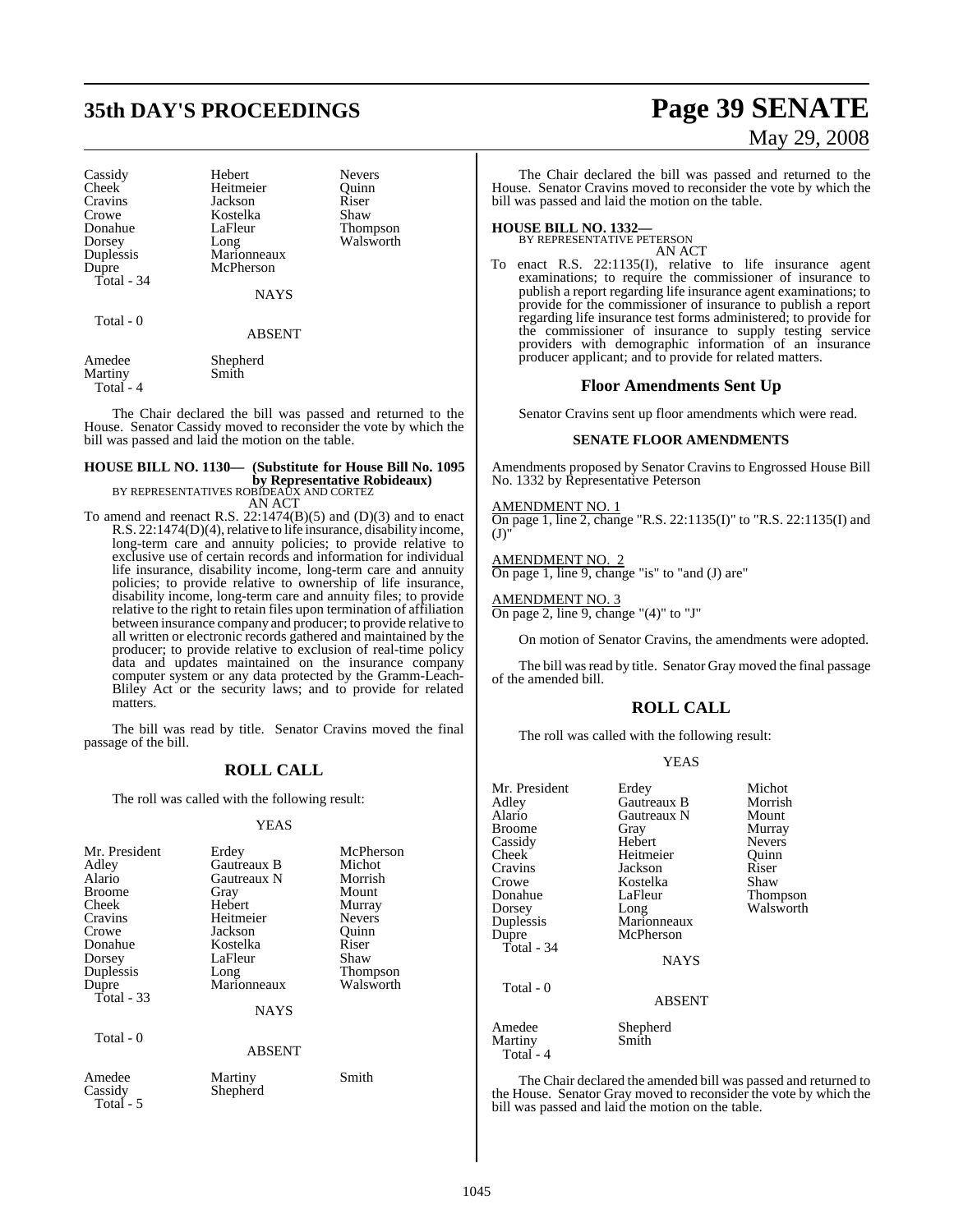| | | |
|---|---|---|
| Cassidy | Hebert | Nevers |
| Cheek | Heitmeier | Quinn |
| Cravins | Jackson | Riser |
| Crowe | Kostelka | Shaw |
| Donahue | LaFleur | Thompson |
| Dorsey | Long | Walsworth |
| Duplessis | Marionneaux | |
| Dupre | McPherson | |
| Total - 34 | | |

NAYS

Total - 0

ABSENT

| | |
|---|---|
| Amedee | Shepherd |
| Martiny | Smith |
| Total - 4 | |

The Chair declared the bill was passed and returned to the House. Senator Cassidy moved to reconsider the vote by which the bill was passed and laid the motion on the table.

**HOUSE BILL NO. 1130— (Substitute for House Bill No. 1095 by Representative Robideaux)**
BY REPRESENTATIVES ROBIDEAUX AND CORTEZ
AN ACT

To amend and reenact R.S. 22:1474(B)(5) and (D)(3) and to enact R.S. 22:1474(D)(4), relative to life insurance, disability income, long-term care and annuity policies; to provide relative to exclusive use of certain records and information for individual life insurance, disability income, long-term care and annuity policies; to provide relative to ownership of life insurance, disability income, long-term care and annuity files; to provide relative to the right to retain files upon termination of affiliation between insurance company and producer; to provide relative to all written or electronic records gathered and maintained by the producer; to provide relative to exclusion of real-time policy data and updates maintained on the insurance company computer system or any data protected by the Gramm-Leach-Bliley Act or the security laws; and to provide for related matters.

The bill was read by title. Senator Cravins moved the final passage of the bill.

## ROLL CALL

The roll was called with the following result:

YEAS

| | | |
|---|---|---|
| Mr. President | Erdey | McPherson |
| Adley | Gautreaux B | Michot |
| Alario | Gautreaux N | Morrish |
| Broome | Gray | Mount |
| Cheek | Hebert | Murray |
| Cravins | Heitmeier | Nevers |
| Crowe | Jackson | Quinn |
| Donahue | Kostelka | Riser |
| Dorsey | LaFleur | Shaw |
| Duplessis | Long | Thompson |
| Dupre | Marionneaux | Walsworth |
| Total - 33 | | |

NAYS

Total - 0

ABSENT

| | | |
|---|---|---|
| Amedee | Martiny | Smith |
| Cassidy | Shepherd | |
| Total - 5 | | |

The Chair declared the bill was passed and returned to the House. Senator Cravins moved to reconsider the vote by which the bill was passed and laid the motion on the table.

**HOUSE BILL NO. 1332—**
BY REPRESENTATIVE PETERSON
AN ACT

To enact R.S. 22:1135(I), relative to life insurance agent examinations; to require the commissioner of insurance to publish a report regarding life insurance agent examinations; to provide for the commissioner of insurance to publish a report regarding life insurance test forms administered; to provide for the commissioner of insurance to supply testing service providers with demographic information of an insurance producer applicant; and to provide for related matters.

### Floor Amendments Sent Up

Senator Cravins sent up floor amendments which were read.

#### SENATE FLOOR AMENDMENTS

Amendments proposed by Senator Cravins to Engrossed House Bill No. 1332 by Representative Peterson

AMENDMENT NO. 1
On page 1, line 2, change "R.S. 22:1135(I)" to "R.S. 22:1135(I) and (J)"

AMENDMENT NO. 2
On page 1, line 9, change "is" to "and (J) are"

AMENDMENT NO. 3
On page 2, line 9, change "(4)" to "J"

On motion of Senator Cravins, the amendments were adopted.

The bill was read by title. Senator Gray moved the final passage of the amended bill.

## ROLL CALL

The roll was called with the following result:

YEAS

| | | |
|---|---|---|
| Mr. President | Erdey | Michot |
| Adley | Gautreaux B | Morrish |
| Alario | Gautreaux N | Mount |
| Broome | Gray | Murray |
| Cassidy | Hebert | Nevers |
| Cheek | Heitmeier | Quinn |
| Cravins | Jackson | Riser |
| Crowe | Kostelka | Shaw |
| Donahue | LaFleur | Thompson |
| Dorsey | Long | Walsworth |
| Duplessis | Marionneaux | |
| Dupre | McPherson | |
| Total - 34 | | |

NAYS

Total - 0

ABSENT

| | |
|---|---|
| Amedee | Shepherd |
| Martiny | Smith |
| Total - 4 | |

The Chair declared the amended bill was passed and returned to the House. Senator Gray moved to reconsider the vote by which the bill was passed and laid the motion on the table.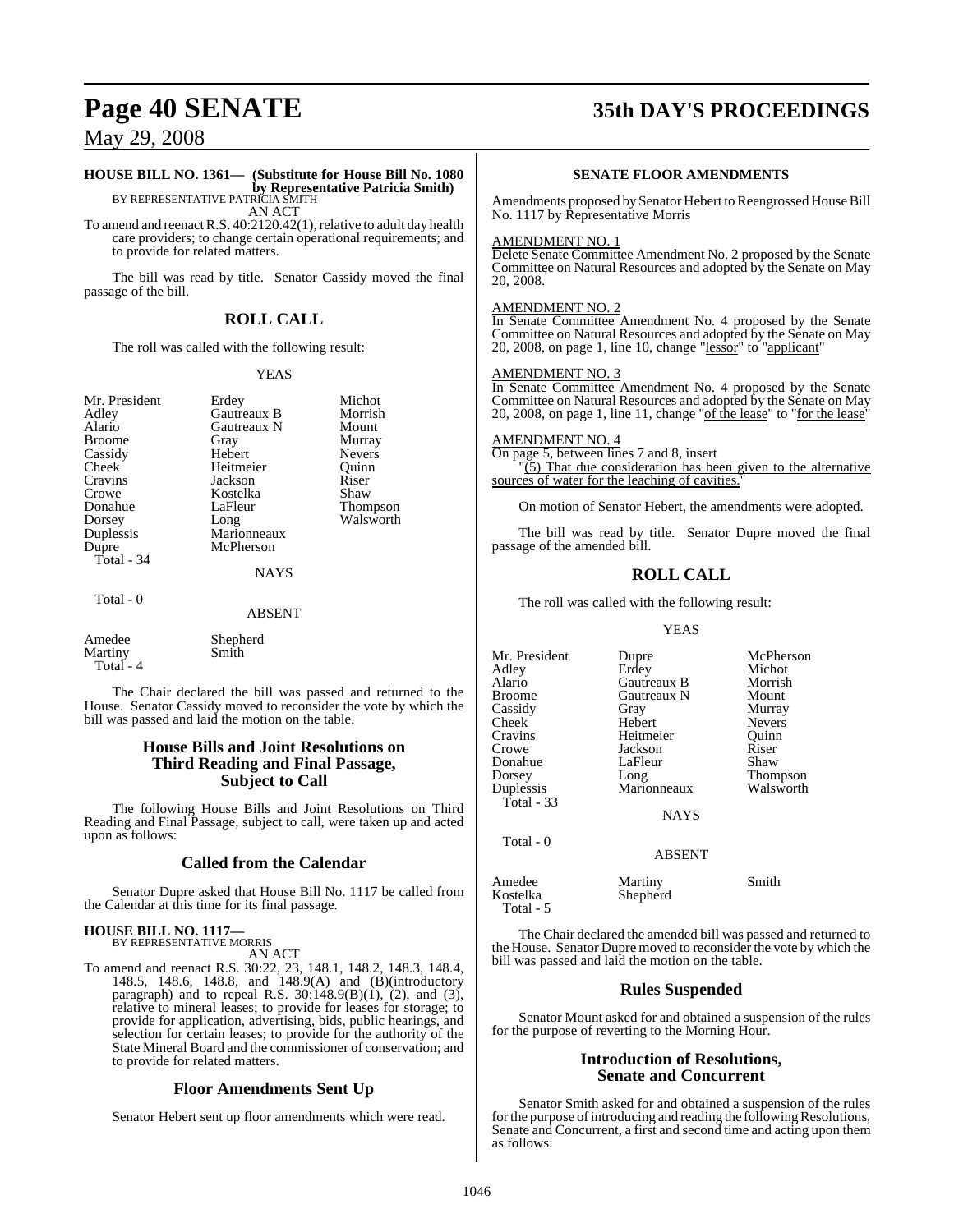**HOUSE BILL NO. 1361— (Substitute for House Bill No. 1080 by Representative Patricia Smith)**
BY REPRESENTATIVE PATRICIA SMITH
AN ACT

To amend and reenact R.S. 40:2120.42(1), relative to adult day health care providers; to change certain operational requirements; and to provide for related matters.

The bill was read by title. Senator Cassidy moved the final passage of the bill.

## ROLL CALL

The roll was called with the following result:

YEAS

| | | |
|---|---|---|
| Mr. President | Erdey | Michot |
| Adley | Gautreaux B | Morrish |
| Alario | Gautreaux N | Mount |
| Broome | Gray | Murray |
| Cassidy | Hebert | Nevers |
| Cheek | Heitmeier | Quinn |
| Cravins | Jackson | Riser |
| Crowe | Kostelka | Shaw |
| Donahue | LaFleur | Thompson |
| Dorsey | Long | Walsworth |
| Duplessis | Marionneaux | |
| Dupre | McPherson | |

Total - 34

NAYS

Total - 0

ABSENT

| | |
|---|---|
| Amedee | Shepherd |
| Martiny | Smith |

Total - 4

The Chair declared the bill was passed and returned to the House. Senator Cassidy moved to reconsider the vote by which the bill was passed and laid the motion on the table.

## House Bills and Joint Resolutions on Third Reading and Final Passage, Subject to Call

The following House Bills and Joint Resolutions on Third Reading and Final Passage, subject to call, were taken up and acted upon as follows:

## Called from the Calendar

Senator Dupre asked that House Bill No. 1117 be called from the Calendar at this time for its final passage.

**HOUSE BILL NO. 1117—**
BY REPRESENTATIVE MORRIS
AN ACT

To amend and reenact R.S. 30:22, 23, 148.1, 148.2, 148.3, 148.4, 148.5, 148.6, 148.8, and 148.9(A) and (B)(introductory paragraph) and to repeal R.S. 30:148.9(B)(1), (2), and (3), relative to mineral leases; to provide for leases for storage; to provide for application, advertising, bids, public hearings, and selection for certain leases; to provide for the authority of the State Mineral Board and the commissioner of conservation; and to provide for related matters.

## Floor Amendments Sent Up

Senator Hebert sent up floor amendments which were read.

### SENATE FLOOR AMENDMENTS

Amendments proposed by Senator Hebert to Reengrossed House Bill No. 1117 by Representative Morris

AMENDMENT NO. 1

Delete Senate Committee Amendment No. 2 proposed by the Senate Committee on Natural Resources and adopted by the Senate on May 20, 2008.

AMENDMENT NO. 2

In Senate Committee Amendment No. 4 proposed by the Senate Committee on Natural Resources and adopted by the Senate on May 20, 2008, on page 1, line 10, change "lessor" to "applicant"

AMENDMENT NO. 3

In Senate Committee Amendment No. 4 proposed by the Senate Committee on Natural Resources and adopted by the Senate on May 20, 2008, on page 1, line 11, change "of the lease" to "for the lease"

AMENDMENT NO. 4

On page 5, between lines 7 and 8, insert

"(5) That due consideration has been given to the alternative sources of water for the leaching of cavities."

On motion of Senator Hebert, the amendments were adopted.

The bill was read by title. Senator Dupre moved the final passage of the amended bill.

## ROLL CALL

The roll was called with the following result:

YEAS

| | | |
|---|---|---|
| Mr. President | Dupre | McPherson |
| Adley | Erdey | Michot |
| Alario | Gautreaux B | Morrish |
| Broome | Gautreaux N | Mount |
| Cassidy | Gray | Murray |
| Cheek | Hebert | Nevers |
| Cravins | Heitmeier | Quinn |
| Crowe | Jackson | Riser |
| Donahue | LaFleur | Shaw |
| Dorsey | Long | Thompson |
| Duplessis | Marionneaux | Walsworth |

Total - 33

NAYS

Total - 0

ABSENT

| | | |
|---|---|---|
| Amedee | Martiny | Smith |
| Kostelka | Shepherd | |

Total - 5

The Chair declared the amended bill was passed and returned to the House. Senator Dupre moved to reconsider the vote by which the bill was passed and laid the motion on the table.

## Rules Suspended

Senator Mount asked for and obtained a suspension of the rules for the purpose of reverting to the Morning Hour.

## Introduction of Resolutions, Senate and Concurrent

Senator Smith asked for and obtained a suspension of the rules for the purpose of introducing and reading the following Resolutions, Senate and Concurrent, a first and second time and acting upon them as follows: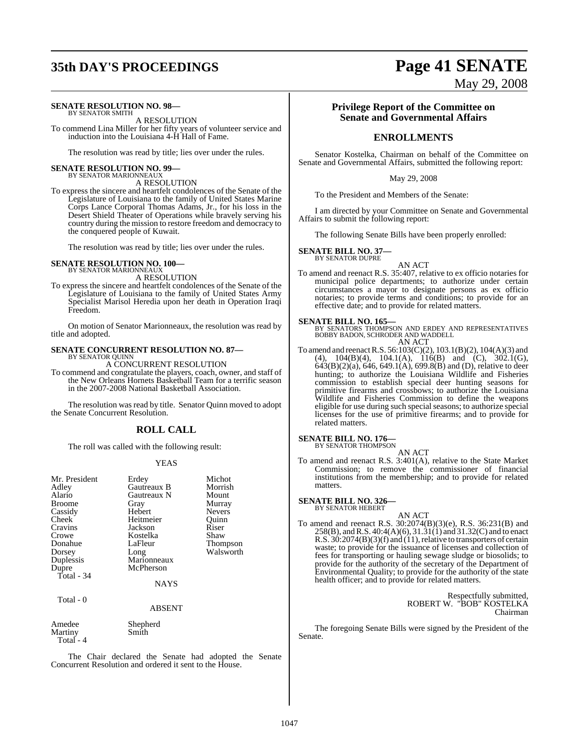**SENATE RESOLUTION NO. 98—**
BY SENATOR SMITH

A RESOLUTION

To commend Lina Miller for her fifty years of volunteer service and induction into the Louisiana 4-H Hall of Fame.

The resolution was read by title; lies over under the rules.

**SENATE RESOLUTION NO. 99—**
BY SENATOR MARIONNEAUX

A RESOLUTION

To express the sincere and heartfelt condolences of the Senate of the Legislature of Louisiana to the family of United States Marine Corps Lance Corporal Thomas Adams, Jr., for his loss in the Desert Shield Theater of Operations while bravely serving his country during the mission to restore freedom and democracy to the conquered people of Kuwait.

The resolution was read by title; lies over under the rules.

**SENATE RESOLUTION NO. 100—**
BY SENATOR MARIONNEAUX

A RESOLUTION

To express the sincere and heartfelt condolences of the Senate of the Legislature of Louisiana to the family of United States Army Specialist Marisol Heredia upon her death in Operation Iraqi Freedom.

On motion of Senator Marionneaux, the resolution was read by title and adopted.

**SENATE CONCURRENT RESOLUTION NO. 87—**
BY SENATOR QUINN

A CONCURRENT RESOLUTION

To commend and congratulate the players, coach, owner, and staff of the New Orleans Hornets Basketball Team for a terrific season in the 2007-2008 National Basketball Association.

The resolution was read by title. Senator Quinn moved to adopt the Senate Concurrent Resolution.

## ROLL CALL

The roll was called with the following result:

YEAS

| | | |
|---|---|---|
| Mr. President | Erdey | Michot |
| Adley | Gautreaux B | Morrish |
| Alario | Gautreaux N | Mount |
| Broome | Gray | Murray |
| Cassidy | Hebert | Nevers |
| Cheek | Heitmeier | Quinn |
| Cravins | Jackson | Riser |
| Crowe | Kostelka | Shaw |
| Donahue | LaFleur | Thompson |
| Dorsey | Long | Walsworth |
| Duplessis | Marionneaux | |
| Dupre | McPherson | |
| Total - 34 | | |

NAYS

Total - 0

ABSENT

| | |
|---|---|
| Amedee | Shepherd |
| Martiny | Smith |
| Total - 4 | |

The Chair declared the Senate had adopted the Senate Concurrent Resolution and ordered it sent to the House.

## Privilege Report of the Committee on Senate and Governmental Affairs

## ENROLLMENTS

Senator Kostelka, Chairman on behalf of the Committee on Senate and Governmental Affairs, submitted the following report:

May 29, 2008

To the President and Members of the Senate:

I am directed by your Committee on Senate and Governmental Affairs to submit the following report:

The following Senate Bills have been properly enrolled:

**SENATE BILL NO. 37—**
BY SENATOR DUPRE

AN ACT

To amend and reenact R.S. 35:407, relative to ex officio notaries for municipal police departments; to authorize under certain circumstances a mayor to designate persons as ex officio notaries; to provide terms and conditions; to provide for an effective date; and to provide for related matters.

**SENATE BILL NO. 165—**
BY SENATORS THOMPSON AND ERDEY AND REPRESENTATIVES BOBBY BADON, SCHRODER AND WADDELL

AN ACT

To amend and reenact R.S. 56:103(C)(2), 103.1(B)(2), 104(A)(3) and (4), 104(B)(4), 104.1(A), 116(B) and (C), 302.1(G), 643(B)(2)(a), 646, 649.1(A), 699.8(B) and (D), relative to deer hunting; to authorize the Louisiana Wildlife and Fisheries commission to establish special deer hunting seasons for primitive firearms and crossbows; to authorize the Louisiana Wildlife and Fisheries Commission to define the weapons eligible for use during such special seasons; to authorize special licenses for the use of primitive firearms; and to provide for related matters.

**SENATE BILL NO. 176—**
BY SENATOR THOMPSON

AN ACT

To amend and reenact R.S. 3:401(A), relative to the State Market Commission; to remove the commissioner of financial institutions from the membership; and to provide for related matters.

**SENATE BILL NO. 326—**
BY SENATOR HEBERT

AN ACT

To amend and reenact R.S. 30:2074(B)(3)(e), R.S. 36:231(B) and 258(B), and R.S. 40:4(A)(6), 31.31(1) and 31.32(C) and to enact R.S. 30:2074(B)(3)(f) and (11), relative to transporters of certain waste; to provide for the issuance of licenses and collection of fees for transporting or hauling sewage sludge or biosolids; to provide for the authority of the secretary of the Department of Environmental Quality; to provide for the authority of the state health officer; and to provide for related matters.

Respectfully submitted,
ROBERT W. "BOB" KOSTELKA
Chairman

The foregoing Senate Bills were signed by the President of the Senate.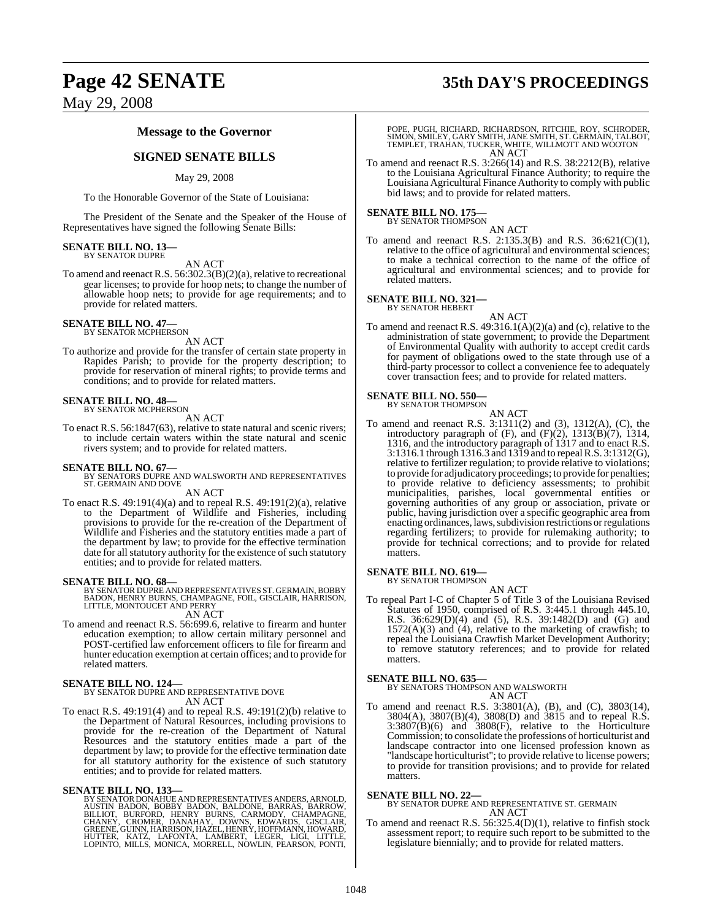## Message to the Governor

## SIGNED SENATE BILLS

May 29, 2008

To the Honorable Governor of the State of Louisiana:

The President of the Senate and the Speaker of the House of Representatives have signed the following Senate Bills:

**SENATE BILL NO. 13—**
BY SENATOR DUPRE

AN ACT

To amend and reenact R.S. 56:302.3(B)(2)(a), relative to recreational gear licenses; to provide for hoop nets; to change the number of allowable hoop nets; to provide for age requirements; and to provide for related matters.

**SENATE BILL NO. 47—**
BY SENATOR MCPHERSON

AN ACT

To authorize and provide for the transfer of certain state property in Rapides Parish; to provide for the property description; to provide for reservation of mineral rights; to provide terms and conditions; and to provide for related matters.

**SENATE BILL NO. 48—**
BY SENATOR MCPHERSON

AN ACT

To enact R.S. 56:1847(63), relative to state natural and scenic rivers; to include certain waters within the state natural and scenic rivers system; and to provide for related matters.

**SENATE BILL NO. 67—**
BY SENATORS DUPRE AND WALSWORTH AND REPRESENTATIVES ST. GERMAIN AND DOVE

AN ACT

To enact R.S. 49:191(4)(a) and to repeal R.S. 49:191(2)(a), relative to the Department of Wildlife and Fisheries, including provisions to provide for the re-creation of the Department of Wildlife and Fisheries and the statutory entities made a part of the department by law; to provide for the effective termination date for all statutory authority for the existence of such statutory entities; and to provide for related matters.

**SENATE BILL NO. 68—**
BY SENATOR DUPRE AND REPRESENTATIVES ST. GERMAIN, BOBBY BADON, HENRY BURNS, CHAMPAGNE, FOIL, GISCLAIR, HARRISON, LITTLE, MONTOUCET AND PERRY

AN ACT

To amend and reenact R.S. 56:699.6, relative to firearm and hunter education exemption; to allow certain military personnel and POST-certified law enforcement officers to file for firearm and hunter education exemption at certain offices; and to provide for related matters.

**SENATE BILL NO. 124—**
BY SENATOR DUPRE AND REPRESENTATIVE DOVE

AN ACT

To enact R.S. 49:191(4) and to repeal R.S. 49:191(2)(b) relative to the Department of Natural Resources, including provisions to provide for the re-creation of the Department of Natural Resources and the statutory entities made a part of the department by law; to provide for the effective termination date for all statutory authority for the existence of such statutory entities; and to provide for related matters.

**SENATE BILL NO. 133—**
BY SENATOR DONAHUE AND REPRESENTATIVES ANDERS, ARNOLD, AUSTIN BADON, BOBBY BADON, BALDONE, BARRAS, BARROW, BILLIOT, BURFORD, HENRY BURNS, CARMODY, CHAMPAGNE, CHANEY, CROMER, DANAHAY, DOWNS, EDWARDS, GISCLAIR, GREENE, GUINN, HARRISON, HAZEL, HENRY, HOFFMANN, HOWARD, HUTTER, KATZ, LAFONTA, LAMBERT, LEGER, LIGI, LITTLE, LOPINTO, MILLS, MONICA, MORRELL, NOWLIN, PEARSON, PONTI, POPE, PUGH, RICHARD, RICHARDSON, RITCHIE, ROY, SCHRODER, SIMON, SMILEY, GARY SMITH, JANE SMITH, ST. GERMAIN, TALBOT, TEMPLET, TRAHAN, TUCKER, WHITE, WILLMOTT AND WOOTON

AN ACT

To amend and reenact R.S. 3:266(14) and R.S. 38:2212(B), relative to the Louisiana Agricultural Finance Authority; to require the Louisiana Agricultural Finance Authority to comply with public bid laws; and to provide for related matters.

**SENATE BILL NO. 175—**
BY SENATOR THOMPSON

AN ACT

To amend and reenact R.S. 2:135.3(B) and R.S. 36:621(C)(1), relative to the office of agricultural and environmental sciences; to make a technical correction to the name of the office of agricultural and environmental sciences; and to provide for related matters.

**SENATE BILL NO. 321—**
BY SENATOR HEBERT

AN ACT

To amend and reenact R.S. 49:316.1(A)(2)(a) and (c), relative to the administration of state government; to provide the Department of Environmental Quality with authority to accept credit cards for payment of obligations owed to the state through use of a third-party processor to collect a convenience fee to adequately cover transaction fees; and to provide for related matters.

**SENATE BILL NO. 550—**
BY SENATOR THOMPSON

AN ACT

To amend and reenact R.S. 3:1311(2) and (3), 1312(A), (C), the introductory paragraph of (F), and (F)(2), 1313(B)(7), 1314, 1316, and the introductory paragraph of 1317 and to enact R.S. 3:1316.1 through 1316.3 and 1319 and to repeal R.S. 3:1312(G), relative to fertilizer regulation; to provide relative to violations; to provide for adjudicatory proceedings; to provide for penalties; to provide relative to deficiency assessments; to prohibit municipalities, parishes, local governmental entities or governing authorities of any group or association, private or public, having jurisdiction over a specific geographic area from enacting ordinances, laws, subdivision restrictions or regulations regarding fertilizers; to provide for rulemaking authority; to provide for technical corrections; and to provide for related matters.

**SENATE BILL NO. 619—**
BY SENATOR THOMPSON

AN ACT

To repeal Part I-C of Chapter 5 of Title 3 of the Louisiana Revised Statutes of 1950, comprised of R.S. 3:445.1 through 445.10, R.S. 36:629(D)(4) and (5), R.S. 39:1482(D) and (G) and 1572(A)(3) and (4), relative to the marketing of crawfish; to repeal the Louisiana Crawfish Market Development Authority; to remove statutory references; and to provide for related matters.

**SENATE BILL NO. 635—**
BY SENATORS THOMPSON AND WALSWORTH

AN ACT

To amend and reenact R.S. 3:3801(A), (B), and (C), 3803(14), 3804(A), 3807(B)(4), 3808(D) and 3815 and to repeal R.S. 3:3807(B)(6) and 3808(F), relative to the Horticulture Commission; to consolidate the professions of horticulturist and landscape contractor into one licensed profession known as "landscape horticulturist"; to provide relative to license powers; to provide for transition provisions; and to provide for related matters.

**SENATE BILL NO. 22—**
BY SENATOR DUPRE AND REPRESENTATIVE ST. GERMAIN

AN ACT

To amend and reenact R.S. 56:325.4(D)(1), relative to finfish stock assessment report; to require such report to be submitted to the legislature biennially; and to provide for related matters.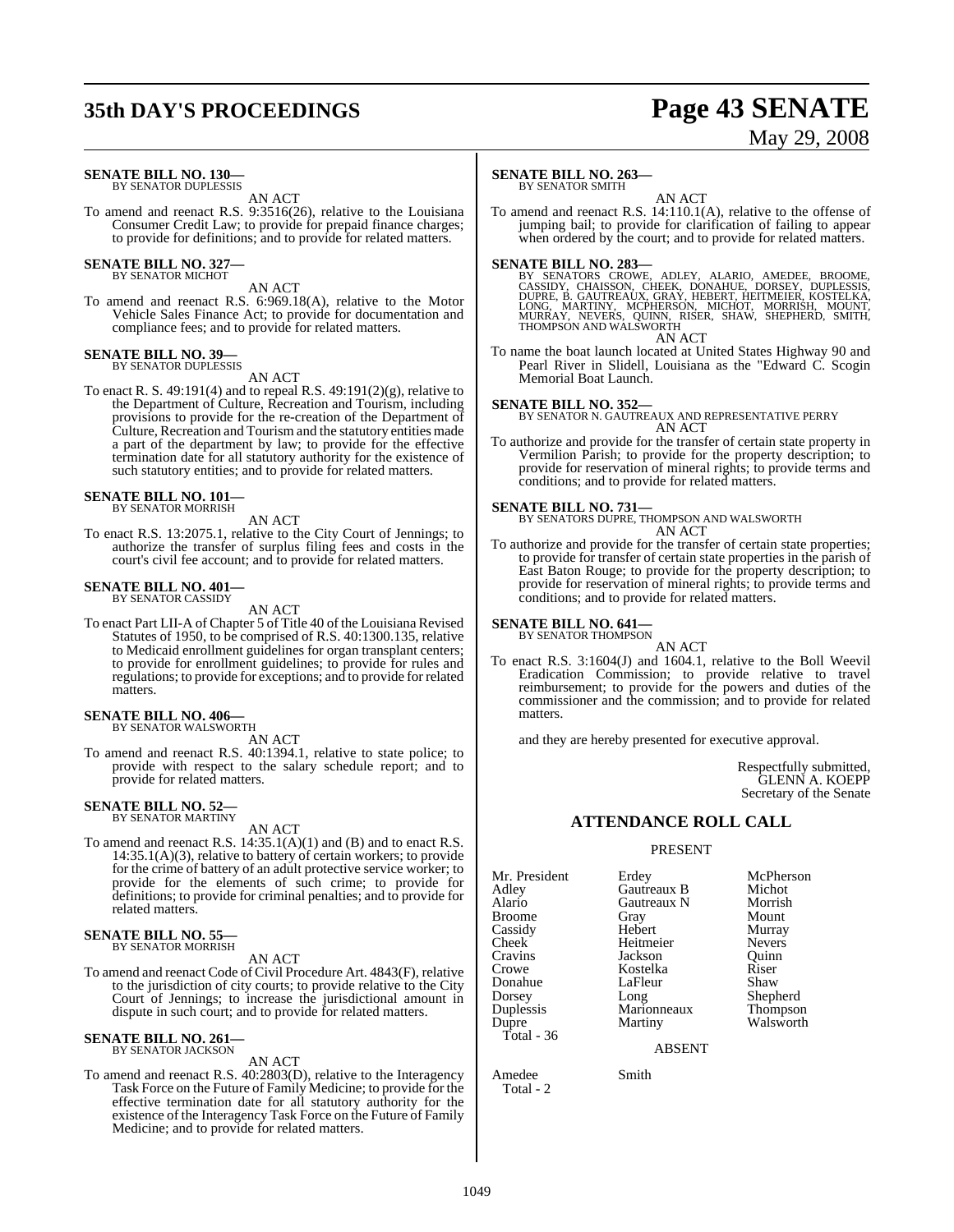**SENATE BILL NO. 130—**
BY SENATOR DUPLESSIS

AN ACT

To amend and reenact R.S. 9:3516(26), relative to the Louisiana Consumer Credit Law; to provide for prepaid finance charges; to provide for definitions; and to provide for related matters.

**SENATE BILL NO. 327—**
BY SENATOR MICHOT

AN ACT

To amend and reenact R.S. 6:969.18(A), relative to the Motor Vehicle Sales Finance Act; to provide for documentation and compliance fees; and to provide for related matters.

**SENATE BILL NO. 39—**
BY SENATOR DUPLESSIS

AN ACT

To enact R. S. 49:191(4) and to repeal R.S. 49:191(2)(g), relative to the Department of Culture, Recreation and Tourism, including provisions to provide for the re-creation of the Department of Culture, Recreation and Tourism and the statutory entities made a part of the department by law; to provide for the effective termination date for all statutory authority for the existence of such statutory entities; and to provide for related matters.

**SENATE BILL NO. 101—**
BY SENATOR MORRISH

AN ACT

To enact R.S. 13:2075.1, relative to the City Court of Jennings; to authorize the transfer of surplus filing fees and costs in the court's civil fee account; and to provide for related matters.

**SENATE BILL NO. 401—**
BY SENATOR CASSIDY

AN ACT

To enact Part LII-A of Chapter 5 of Title 40 of the Louisiana Revised Statutes of 1950, to be comprised of R.S. 40:1300.135, relative to Medicaid enrollment guidelines for organ transplant centers; to provide for enrollment guidelines; to provide for rules and regulations; to provide for exceptions; and to provide for related matters.

**SENATE BILL NO. 406—**
BY SENATOR WALSWORTH

AN ACT

To amend and reenact R.S. 40:1394.1, relative to state police; to provide with respect to the salary schedule report; and to provide for related matters.

**SENATE BILL NO. 52—**
BY SENATOR MARTINY

AN ACT

To amend and reenact R.S. 14:35.1(A)(1) and (B) and to enact R.S. 14:35.1(A)(3), relative to battery of certain workers; to provide for the crime of battery of an adult protective service worker; to provide for the elements of such crime; to provide for definitions; to provide for criminal penalties; and to provide for related matters.

**SENATE BILL NO. 55—**
BY SENATOR MORRISH

AN ACT

To amend and reenact Code of Civil Procedure Art. 4843(F), relative to the jurisdiction of city courts; to provide relative to the City Court of Jennings; to increase the jurisdictional amount in dispute in such court; and to provide for related matters.

**SENATE BILL NO. 261—**
BY SENATOR JACKSON

AN ACT

To amend and reenact R.S. 40:2803(D), relative to the Interagency Task Force on the Future of Family Medicine; to provide for the effective termination date for all statutory authority for the existence of the Interagency Task Force on the Future of Family Medicine; and to provide for related matters.

**SENATE BILL NO. 263—**
BY SENATOR SMITH

AN ACT

To amend and reenact R.S. 14:110.1(A), relative to the offense of jumping bail; to provide for clarification of failing to appear when ordered by the court; and to provide for related matters.

**SENATE BILL NO. 283—**
BY SENATORS CROWE, ADLEY, ALARIO, AMEDEE, BROOME, CASSIDY, CHAISSON, CHEEK, DONAHUE, DORSEY, DUPLESSIS, DUPRE, B. GAUTREAUX, GRAY, HEBERT, HEITMEIER, KOSTELKA, LONG, MARTINY, MCPHERSON, MICHOT, MORRISH, MOUNT, MURRAY, NEVERS, QUINN, RISER, SHAW, SHEPHERD, SMITH, THOMPSON AND WALSWORTH

AN ACT

To name the boat launch located at United States Highway 90 and Pearl River in Slidell, Louisiana as the "Edward C. Scogin Memorial Boat Launch.

**SENATE BILL NO. 352—**
BY SENATOR N. GAUTREAUX AND REPRESENTATIVE PERRY

AN ACT

To authorize and provide for the transfer of certain state property in Vermilion Parish; to provide for the property description; to provide for reservation of mineral rights; to provide terms and conditions; and to provide for related matters.

**SENATE BILL NO. 731—**
BY SENATORS DUPRE, THOMPSON AND WALSWORTH

AN ACT

To authorize and provide for the transfer of certain state properties; to provide for transfer of certain state properties in the parish of East Baton Rouge; to provide for the property description; to provide for reservation of mineral rights; to provide terms and conditions; and to provide for related matters.

**SENATE BILL NO. 641—**
BY SENATOR THOMPSON

AN ACT

To enact R.S. 3:1604(J) and 1604.1, relative to the Boll Weevil Eradication Commission; to provide relative to travel reimbursement; to provide for the powers and duties of the commissioner and the commission; and to provide for related matters.

and they are hereby presented for executive approval.

Respectfully submitted,
GLENN A. KOEPP
Secretary of the Senate

## ATTENDANCE ROLL CALL

PRESENT

| | | |
|---|---|---|
| Mr. President | Erdey | McPherson |
| Adley | Gautreaux B | Michot |
| Alario | Gautreaux N | Morrish |
| Broome | Gray | Mount |
| Cassidy | Hebert | Murray |
| Cheek | Heitmeier | Nevers |
| Cravins | Jackson | Quinn |
| Crowe | Kostelka | Riser |
| Donahue | LaFleur | Shaw |
| Dorsey | Long | Shepherd |
| Duplessis | Marionneaux | Thompson |
| Dupre | Martiny | Walsworth |

Total - 36

ABSENT

| | |
|---|---|
| Amedee | Smith |

Total - 2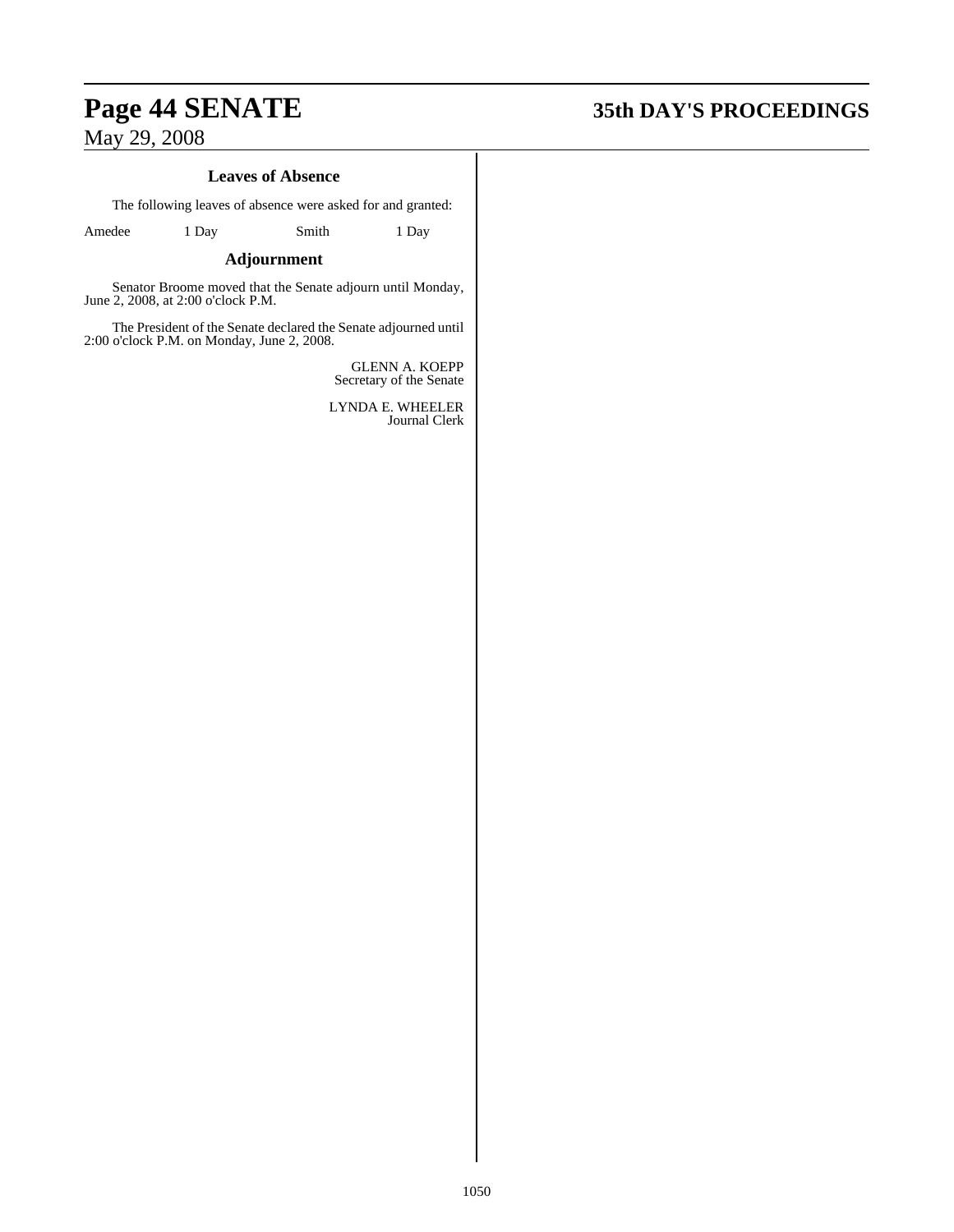### Leaves of Absence

The following leaves of absence were asked for and granted:

| | | | |
|---|---|---|---|
| Amedee | 1 Day | Smith | 1 Day |

### Adjournment

Senator Broome moved that the Senate adjourn until Monday, June 2, 2008, at 2:00 o'clock P.M.

The President of the Senate declared the Senate adjourned until 2:00 o'clock P.M. on Monday, June 2, 2008.

GLENN A. KOEPP
Secretary of the Senate

LYNDA E. WHEELER
Journal Clerk